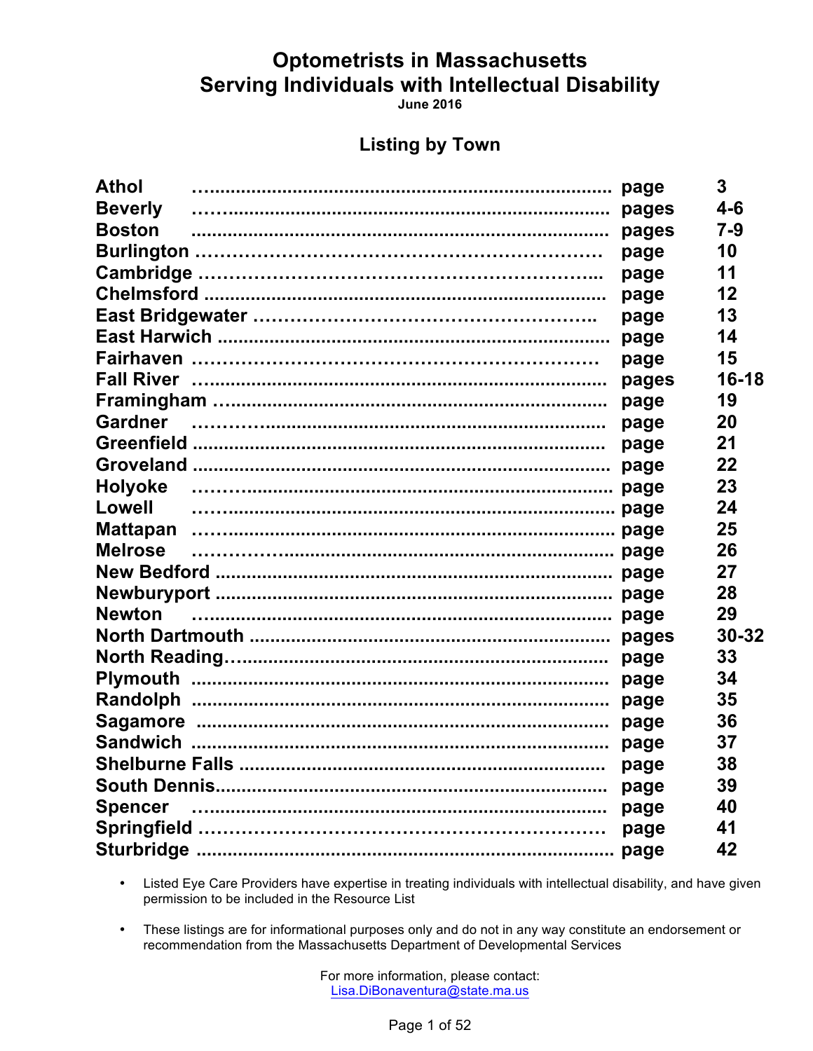# Optometrists in Massachusetts Serving Individuals with Intellectual Disability

June 2016

## Listing by Town

| Town | | |
|---|---|---|
| **Athol** | page | 3 |
| **Beverly** | pages | 4-6 |
| **Boston** | pages | 7-9 |
| **Burlington** | page | 10 |
| **Cambridge** | page | 11 |
| **Chelmsford** | page | 12 |
| **East Bridgewater** | page | 13 |
| **East Harwich** | page | 14 |
| **Fairhaven** | page | 15 |
| **Fall River** | pages | 16-18 |
| **Framingham** | page | 19 |
| **Gardner** | page | 20 |
| **Greenfield** | page | 21 |
| **Groveland** | page | 22 |
| **Holyoke** | page | 23 |
| **Lowell** | page | 24 |
| **Mattapan** | page | 25 |
| **Melrose** | page | 26 |
| **New Bedford** | page | 27 |
| **Newburyport** | page | 28 |
| **Newton** | page | 29 |
| **North Dartmouth** | pages | 30-32 |
| **North Reading** | page | 33 |
| **Plymouth** | page | 34 |
| **Randolph** | page | 35 |
| **Sagamore** | page | 36 |
| **Sandwich** | page | 37 |
| **Shelburne Falls** | page | 38 |
| **South Dennis** | page | 39 |
| **Spencer** | page | 40 |
| **Springfield** | page | 41 |
| **Sturbridge** | page | 42 |

- Listed Eye Care Providers have expertise in treating individuals with intellectual disability, and have given permission to be included in the Resource List
- These listings are for informational purposes only and do not in any way constitute an endorsement or recommendation from the Massachusetts Department of Developmental Services

For more information, please contact:
Lisa.DiBonaventura@state.ma.us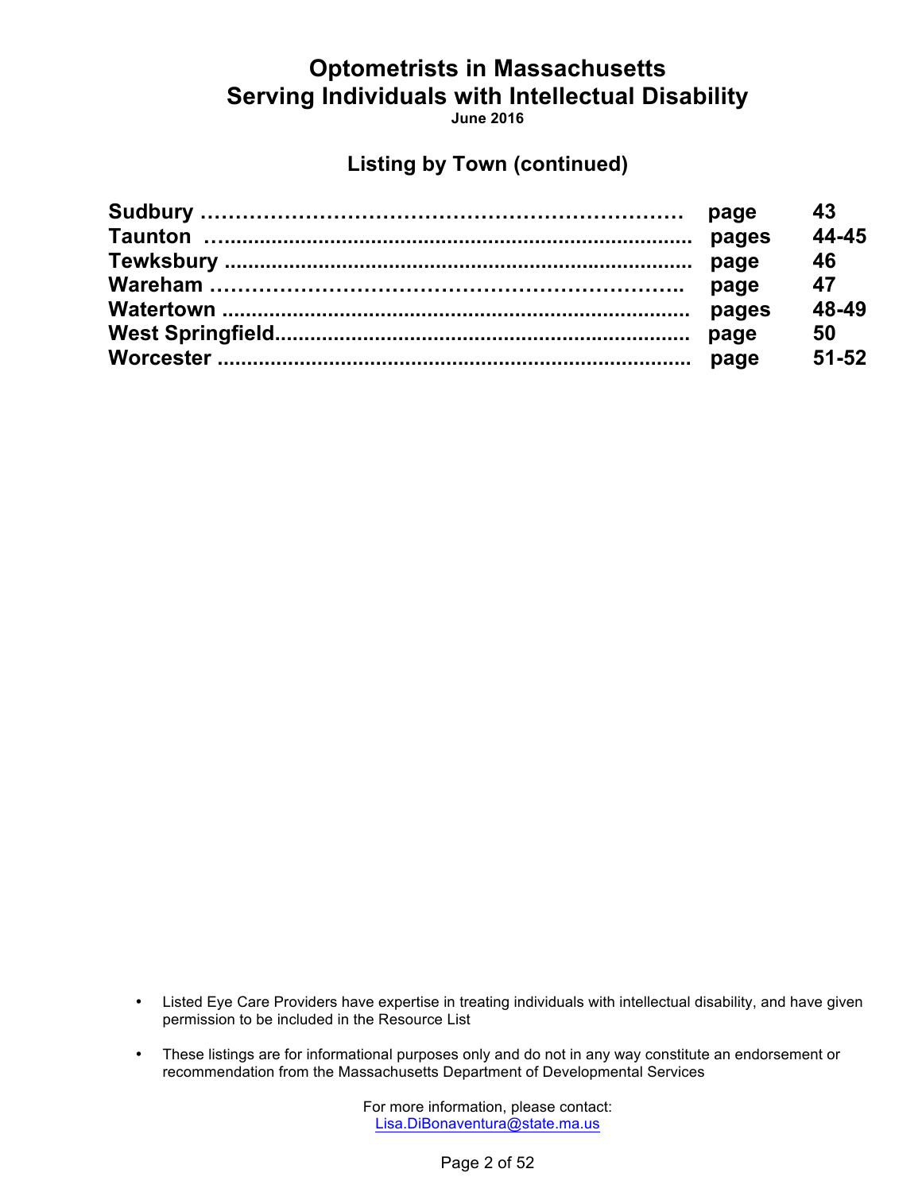# Optometrists in Massachusetts
# Serving Individuals with Intellectual Disability

**June 2016**

## Listing by Town (continued)

| | | |
|---|---|---|
| **Sudbury** | **page** | **43** |
| **Taunton** | **pages** | **44-45** |
| **Tewksbury** | **page** | **46** |
| **Wareham** | **page** | **47** |
| **Watertown** | **pages** | **48-49** |
| **West Springfield** | **page** | **50** |
| **Worcester** | **page** | **51-52** |

- Listed Eye Care Providers have expertise in treating individuals with intellectual disability, and have given permission to be included in the Resource List

- These listings are for informational purposes only and do not in any way constitute an endorsement or recommendation from the Massachusetts Department of Developmental Services

For more information, please contact:
Lisa.DiBonaventura@state.ma.us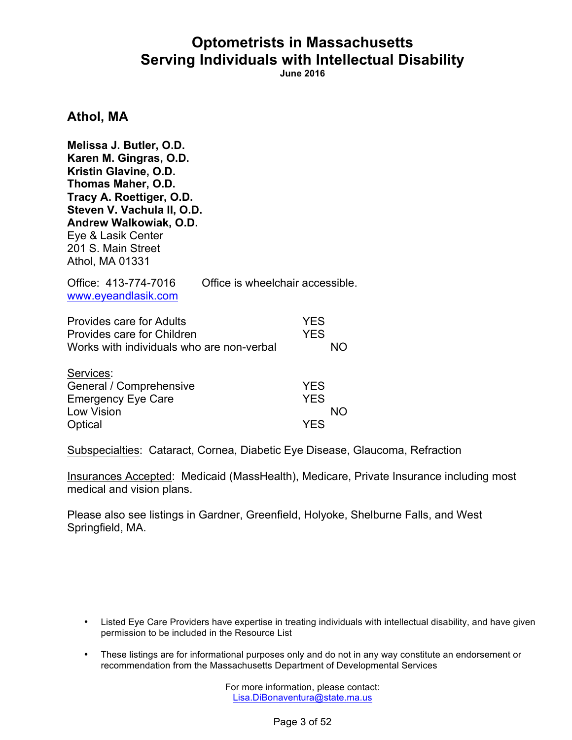# Optometrists in Massachusetts
# Serving Individuals with Intellectual Disability

**June 2016**

## Athol, MA

**Melissa J. Butler, O.D.**
**Karen M. Gingras, O.D.**
**Kristin Glavine, O.D.**
**Thomas Maher, O.D.**
**Tracy A. Roettiger, O.D.**
**Steven V. Vachula II, O.D.**
**Andrew Walkowiak, O.D.**
Eye & Lasik Center
201 S. Main Street
Athol, MA 01331

Office: 413-774-7016 Office is wheelchair accessible.
www.eyeandlasik.com

| | | |
|---|---|---|
| Provides care for Adults | YES | |
| Provides care for Children | YES | |
| Works with individuals who are non-verbal | | NO |

Services:

| | | |
|---|---|---|
| General / Comprehensive | YES | |
| Emergency Eye Care | YES | |
| Low Vision | | NO |
| Optical | YES | |

Subspecialties: Cataract, Cornea, Diabetic Eye Disease, Glaucoma, Refraction

Insurances Accepted: Medicaid (MassHealth), Medicare, Private Insurance including most medical and vision plans.

Please also see listings in Gardner, Greenfield, Holyoke, Shelburne Falls, and West Springfield, MA.

- Listed Eye Care Providers have expertise in treating individuals with intellectual disability, and have given permission to be included in the Resource List
- These listings are for informational purposes only and do not in any way constitute an endorsement or recommendation from the Massachusetts Department of Developmental Services

For more information, please contact:
Lisa.DiBonaventura@state.ma.us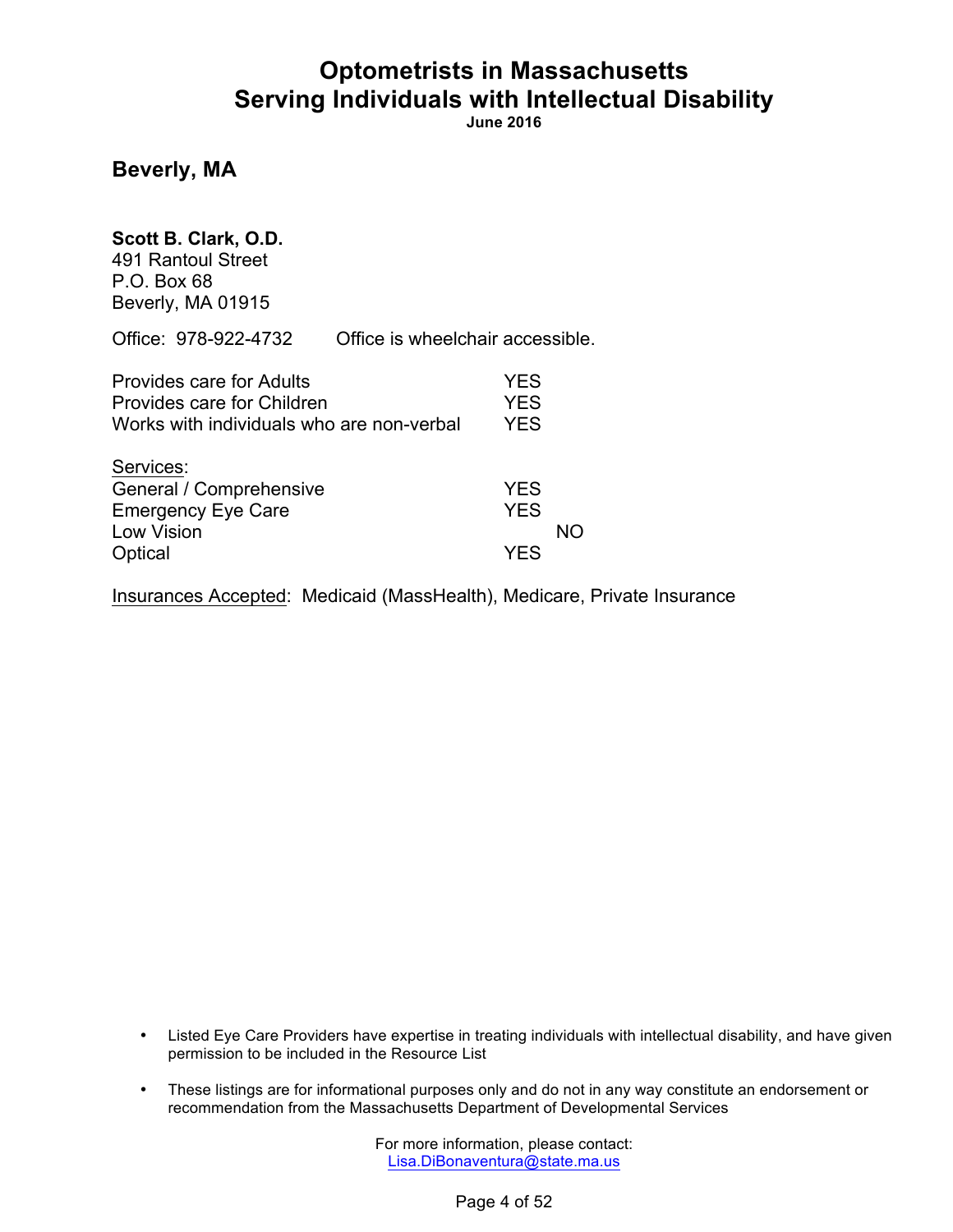# Optometrists in Massachusetts
# Serving Individuals with Intellectual Disability

**June 2016**

## Beverly, MA

**Scott B. Clark, O.D.**
491 Rantoul Street
P.O. Box 68
Beverly, MA 01915

Office: 978-922-4732    Office is wheelchair accessible.

| | YES | NO |
|---|---|---|
| Provides care for Adults | YES | |
| Provides care for Children | YES | |
| Works with individuals who are non-verbal | YES | |

Services:

| | YES | NO |
|---|---|---|
| General / Comprehensive | YES | |
| Emergency Eye Care | YES | |
| Low Vision | | NO |
| Optical | YES | |

Insurances Accepted: Medicaid (MassHealth), Medicare, Private Insurance

- Listed Eye Care Providers have expertise in treating individuals with intellectual disability, and have given permission to be included in the Resource List
- These listings are for informational purposes only and do not in any way constitute an endorsement or recommendation from the Massachusetts Department of Developmental Services

For more information, please contact:
Lisa.DiBonaventura@state.ma.us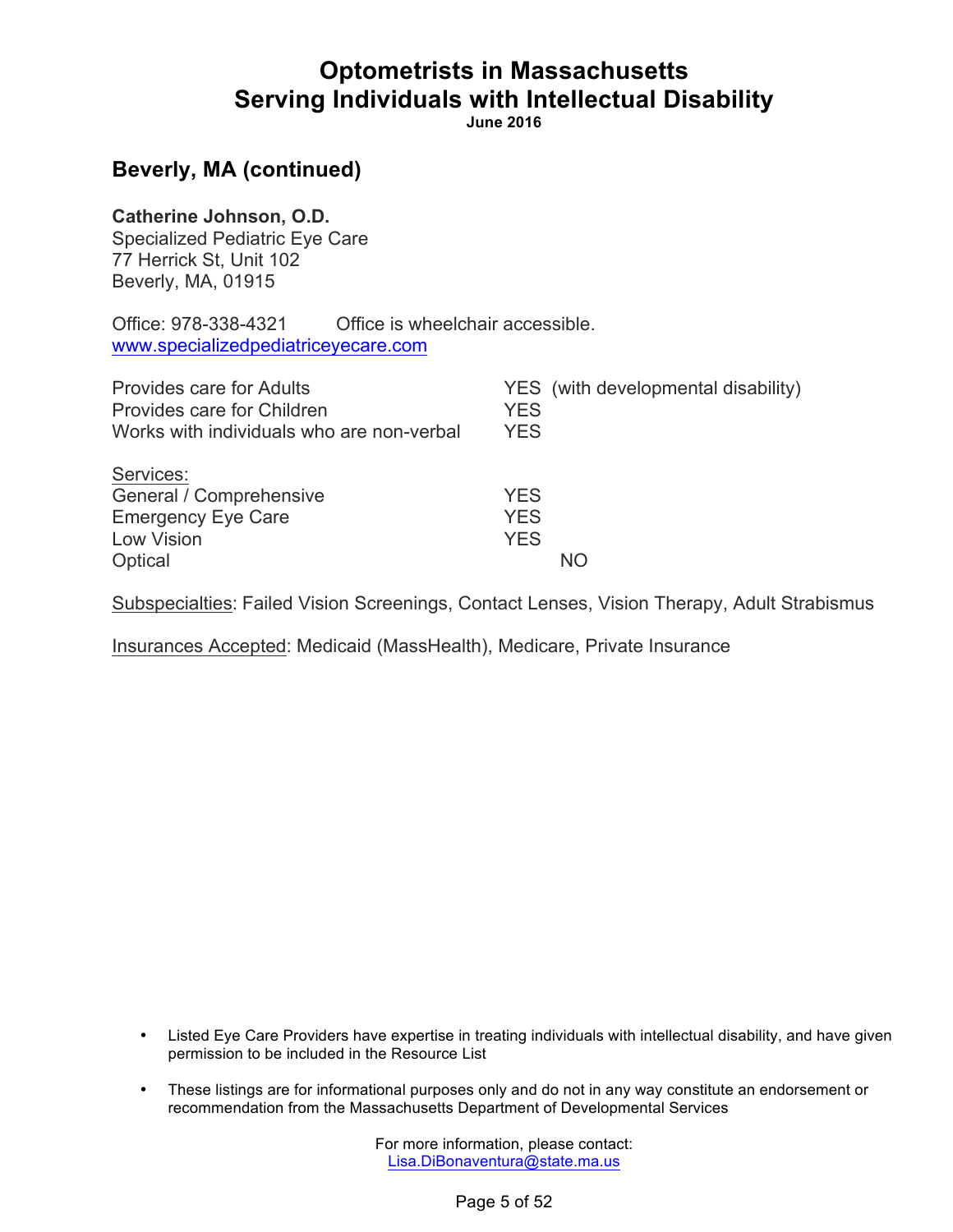# Optometrists in Massachusetts Serving Individuals with Intellectual Disability

**June 2016**

## Beverly, MA (continued)

**Catherine Johnson, O.D.**
Specialized Pediatric Eye Care
77 Herrick St, Unit 102
Beverly, MA, 01915

Office: 978-338-4321 Office is wheelchair accessible.
www.specializedpediatriceyecare.com

| | |
|---|---|
| Provides care for Adults | YES (with developmental disability) |
| Provides care for Children | YES |
| Works with individuals who are non-verbal | YES |

Services:

| | | |
|---|---|---|
| General / Comprehensive | YES | |
| Emergency Eye Care | YES | |
| Low Vision | YES | |
| Optical | | NO |

Subspecialties: Failed Vision Screenings, Contact Lenses, Vision Therapy, Adult Strabismus

Insurances Accepted: Medicaid (MassHealth), Medicare, Private Insurance

- Listed Eye Care Providers have expertise in treating individuals with intellectual disability, and have given permission to be included in the Resource List
- These listings are for informational purposes only and do not in any way constitute an endorsement or recommendation from the Massachusetts Department of Developmental Services

For more information, please contact:
Lisa.DiBonaventura@state.ma.us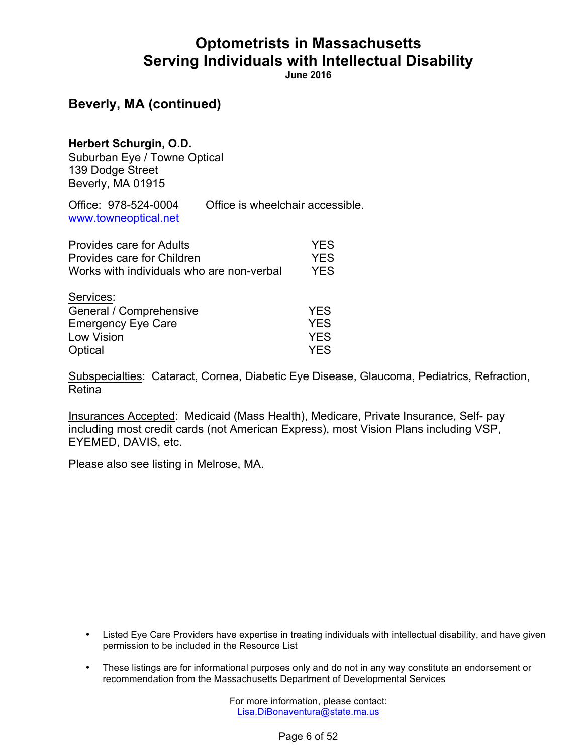# Optometrists in Massachusetts Serving Individuals with Intellectual Disability

**June 2016**

## Beverly, MA (continued)

**Herbert Schurgin, O.D.**
Suburban Eye / Towne Optical
139 Dodge Street
Beverly, MA 01915

Office: 978-524-0004 Office is wheelchair accessible.
www.towneoptical.net

| | |
|---|---|
| Provides care for Adults | YES |
| Provides care for Children | YES |
| Works with individuals who are non-verbal | YES |

Services:

| | |
|---|---|
| General / Comprehensive | YES |
| Emergency Eye Care | YES |
| Low Vision | YES |
| Optical | YES |

Subspecialties: Cataract, Cornea, Diabetic Eye Disease, Glaucoma, Pediatrics, Refraction, Retina

Insurances Accepted: Medicaid (Mass Health), Medicare, Private Insurance, Self- pay including most credit cards (not American Express), most Vision Plans including VSP, EYEMED, DAVIS, etc.

Please also see listing in Melrose, MA.

- Listed Eye Care Providers have expertise in treating individuals with intellectual disability, and have given permission to be included in the Resource List
- These listings are for informational purposes only and do not in any way constitute an endorsement or recommendation from the Massachusetts Department of Developmental Services

For more information, please contact:
Lisa.DiBonaventura@state.ma.us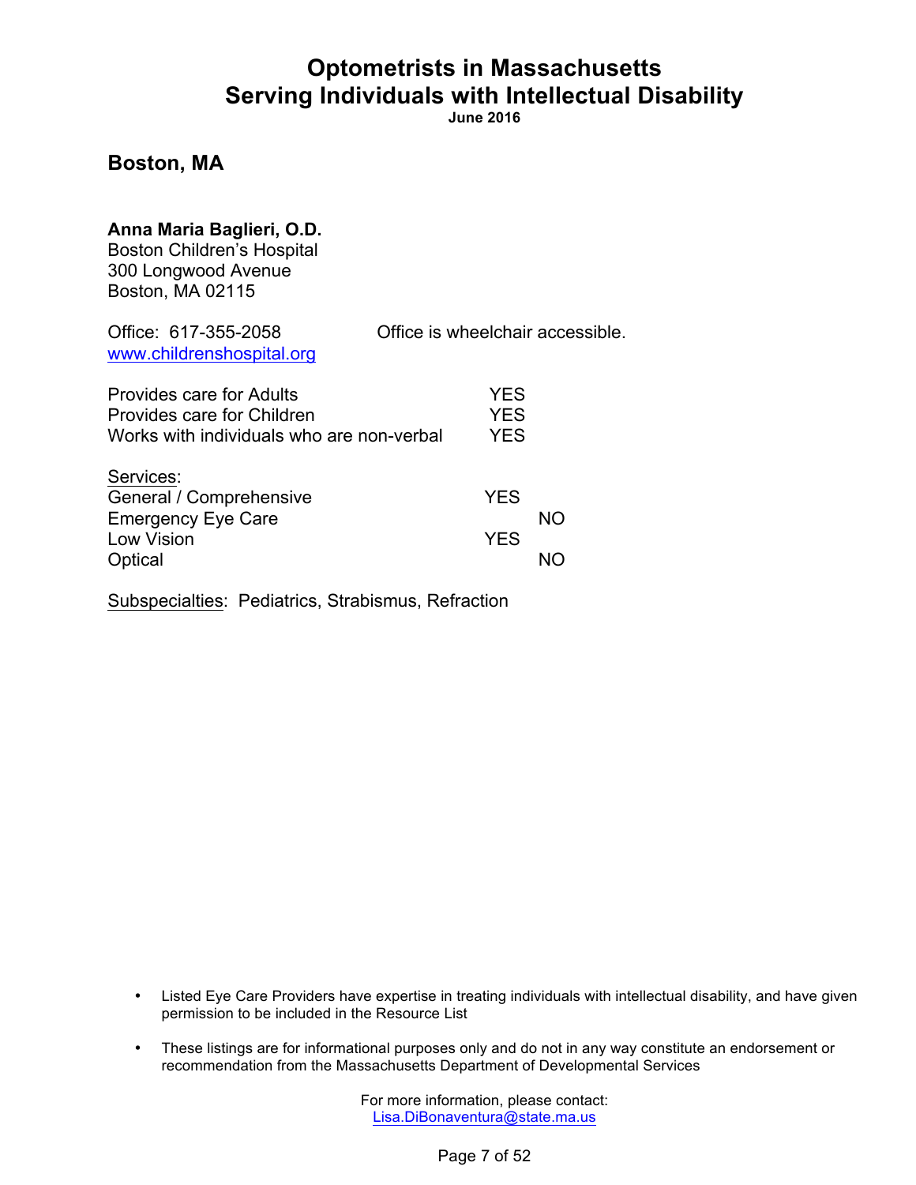# Optometrists in Massachusetts
# Serving Individuals with Intellectual Disability

**June 2016**

## Boston, MA

**Anna Maria Baglieri, O.D.**
Boston Children's Hospital
300 Longwood Avenue
Boston, MA 02115

Office: 617-355-2058 Office is wheelchair accessible.
www.childrenshospital.org

| | |
|---|---|
| Provides care for Adults | YES |
| Provides care for Children | YES |
| Works with individuals who are non-verbal | YES |

Services:

| | YES | NO |
|---|---|---|
| General / Comprehensive | YES | |
| Emergency Eye Care | | NO |
| Low Vision | YES | |
| Optical | | NO |

Subspecialties: Pediatrics, Strabismus, Refraction

- Listed Eye Care Providers have expertise in treating individuals with intellectual disability, and have given permission to be included in the Resource List
- These listings are for informational purposes only and do not in any way constitute an endorsement or recommendation from the Massachusetts Department of Developmental Services

For more information, please contact:
Lisa.DiBonaventura@state.ma.us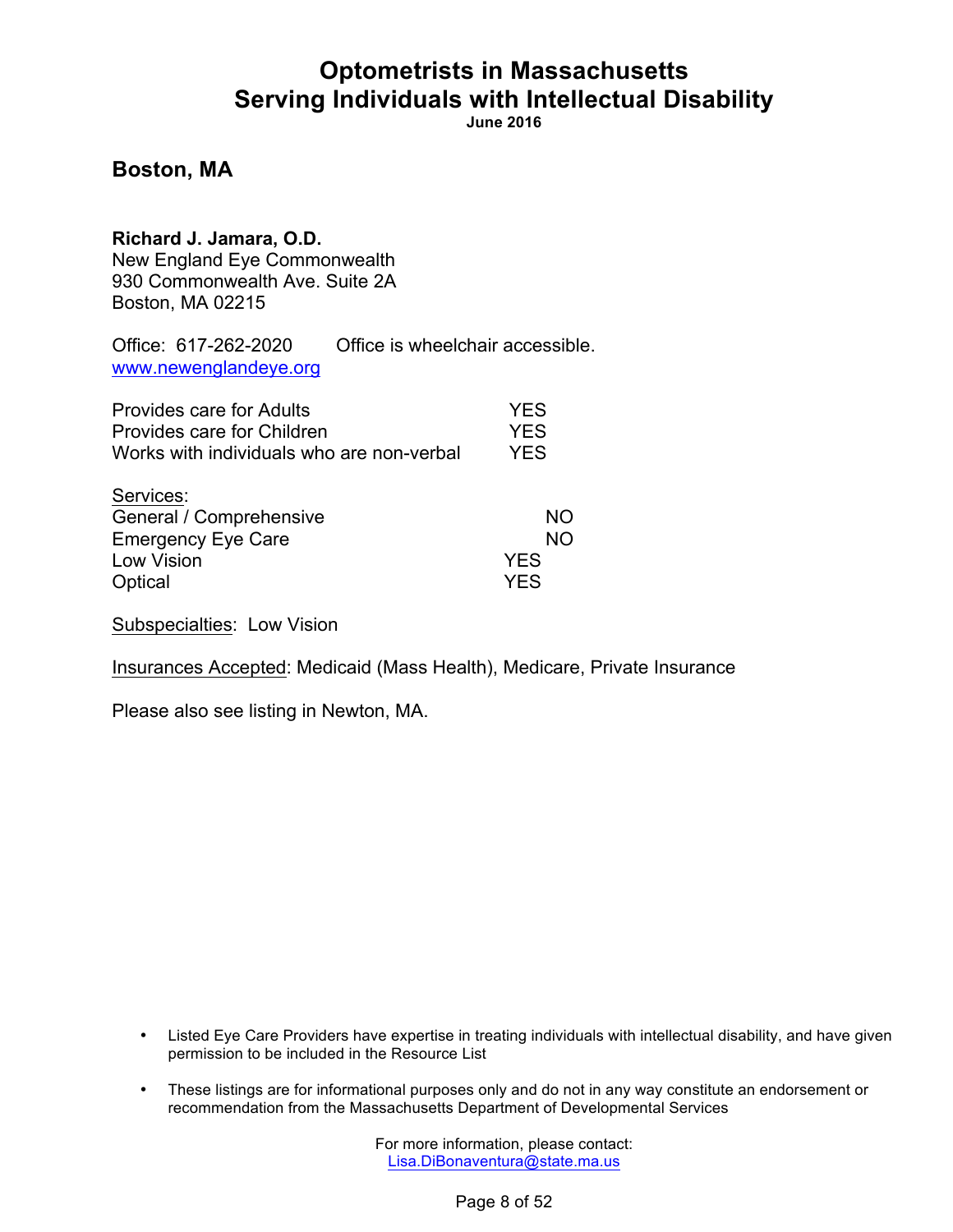# Optometrists in Massachusetts Serving Individuals with Intellectual Disability

**June 2016**

## Boston, MA

**Richard J. Jamara, O.D.**
New England Eye Commonwealth
930 Commonwealth Ave. Suite 2A
Boston, MA 02215

Office: 617-262-2020 Office is wheelchair accessible.
www.newenglandeye.org

| | |
|---|---|
| Provides care for Adults | YES |
| Provides care for Children | YES |
| Works with individuals who are non-verbal | YES |

Services:

| | |
|---|---|
| General / Comprehensive | NO |
| Emergency Eye Care | NO |
| Low Vision | YES |
| Optical | YES |

Subspecialties: Low Vision

Insurances Accepted: Medicaid (Mass Health), Medicare, Private Insurance

Please also see listing in Newton, MA.

- Listed Eye Care Providers have expertise in treating individuals with intellectual disability, and have given permission to be included in the Resource List
- These listings are for informational purposes only and do not in any way constitute an endorsement or recommendation from the Massachusetts Department of Developmental Services

For more information, please contact:
Lisa.DiBonaventura@state.ma.us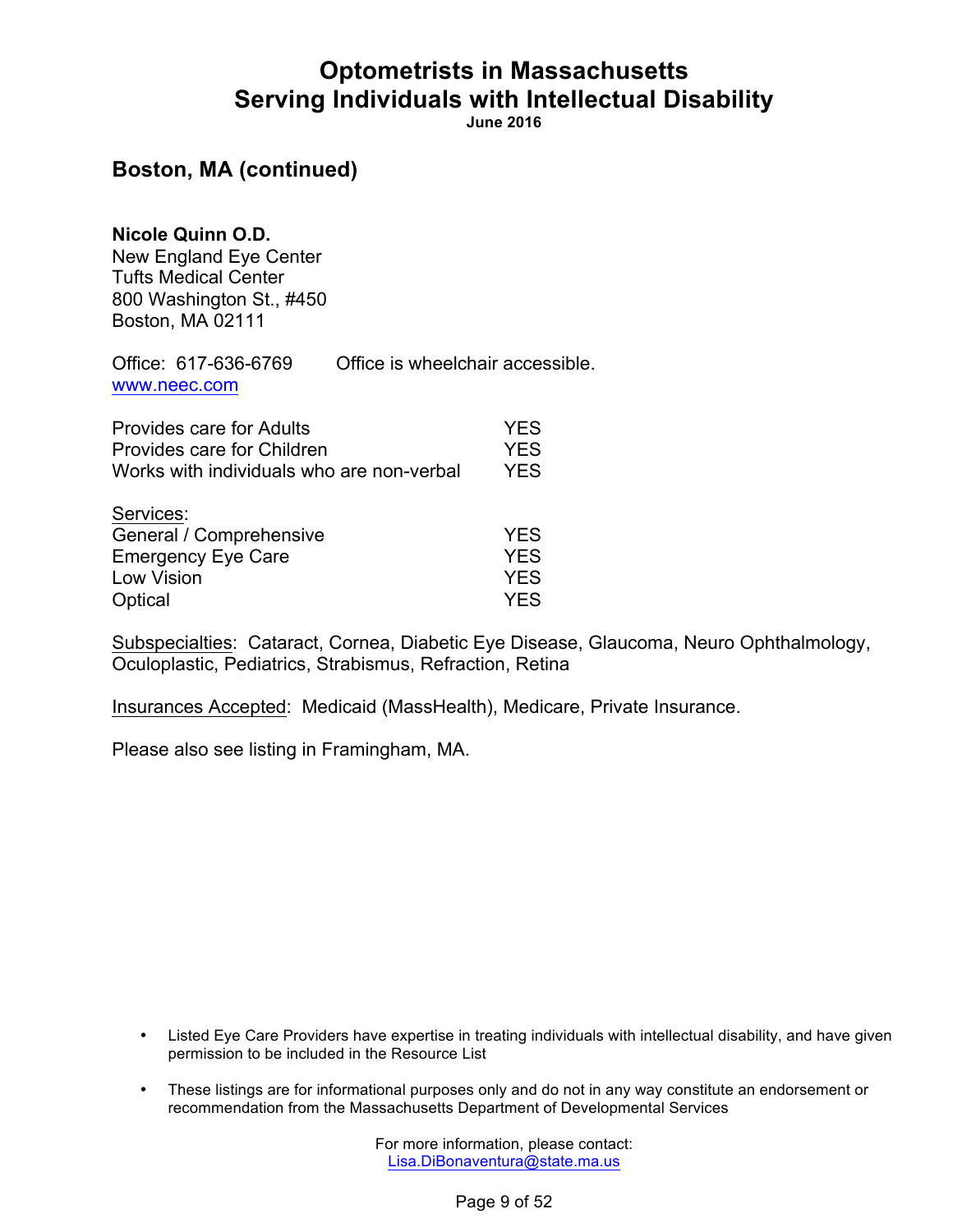# Optometrists in Massachusetts Serving Individuals with Intellectual Disability

**June 2016**

## Boston, MA (continued)

**Nicole Quinn O.D.**
New England Eye Center
Tufts Medical Center
800 Washington St., #450
Boston, MA 02111

Office: 617-636-6769    Office is wheelchair accessible.
www.neec.com

| | |
|---|---|
| Provides care for Adults | YES |
| Provides care for Children | YES |
| Works with individuals who are non-verbal | YES |

Services:

| | |
|---|---|
| General / Comprehensive | YES |
| Emergency Eye Care | YES |
| Low Vision | YES |
| Optical | YES |

Subspecialties: Cataract, Cornea, Diabetic Eye Disease, Glaucoma, Neuro Ophthalmology, Oculoplastic, Pediatrics, Strabismus, Refraction, Retina

Insurances Accepted: Medicaid (MassHealth), Medicare, Private Insurance.

Please also see listing in Framingham, MA.

- Listed Eye Care Providers have expertise in treating individuals with intellectual disability, and have given permission to be included in the Resource List
- These listings are for informational purposes only and do not in any way constitute an endorsement or recommendation from the Massachusetts Department of Developmental Services

For more information, please contact:
Lisa.DiBonaventura@state.ma.us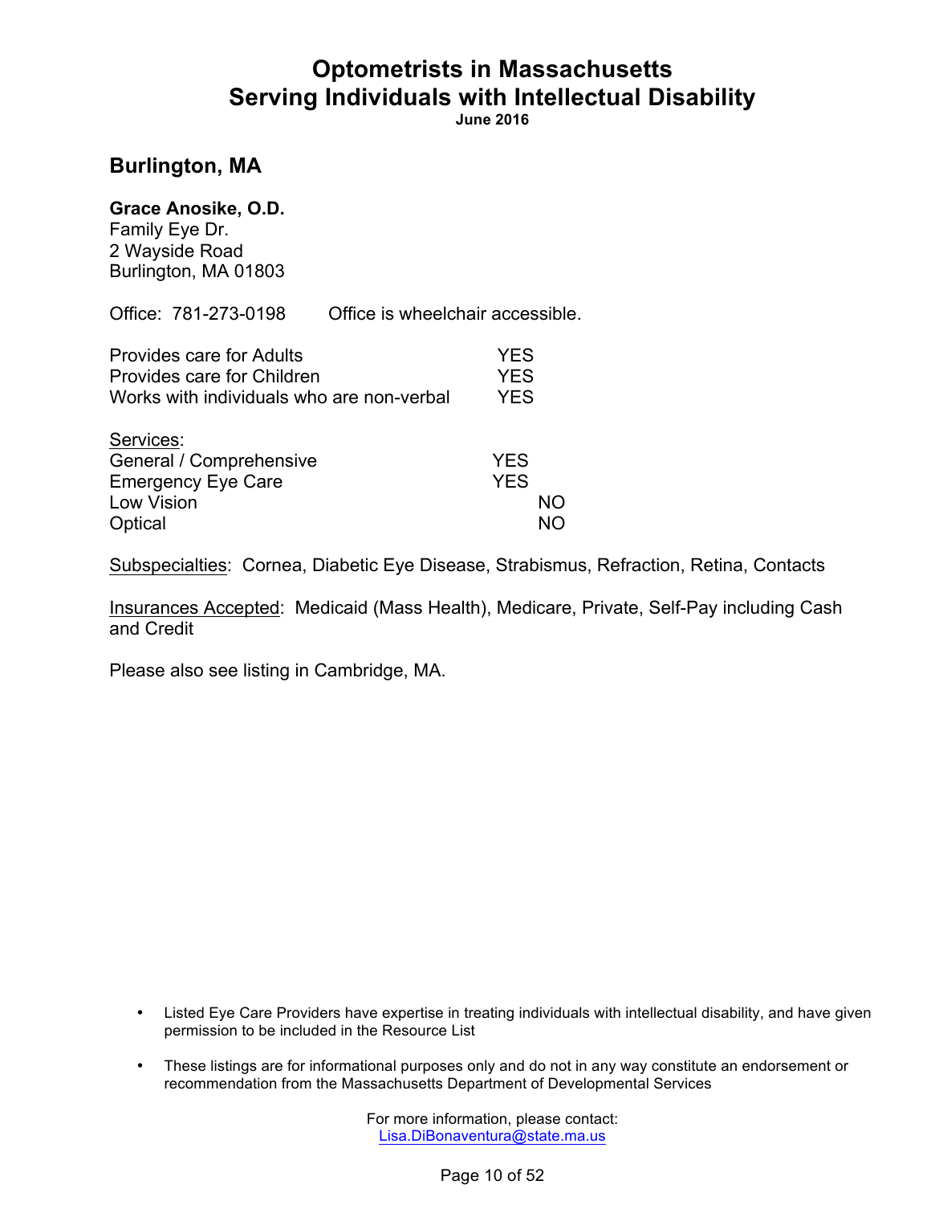# Optometrists in Massachusetts Serving Individuals with Intellectual Disability

**June 2016**

## Burlington, MA

**Grace Anosike, O.D.**
Family Eye Dr.
2 Wayside Road
Burlington, MA 01803

Office: 781-273-0198 Office is wheelchair accessible.

| | |
|---|---|
| Provides care for Adults | YES |
| Provides care for Children | YES |
| Works with individuals who are non-verbal | YES |

<u>Services</u>:

| | |
|---|---|
| General / Comprehensive | YES |
| Emergency Eye Care | YES |
| Low Vision | NO |
| Optical | NO |

<u>Subspecialties</u>: Cornea, Diabetic Eye Disease, Strabismus, Refraction, Retina, Contacts

<u>Insurances Accepted</u>: Medicaid (Mass Health), Medicare, Private, Self-Pay including Cash and Credit

Please also see listing in Cambridge, MA.

- Listed Eye Care Providers have expertise in treating individuals with intellectual disability, and have given permission to be included in the Resource List
- These listings are for informational purposes only and do not in any way constitute an endorsement or recommendation from the Massachusetts Department of Developmental Services

For more information, please contact:
Lisa.DiBonaventura@state.ma.us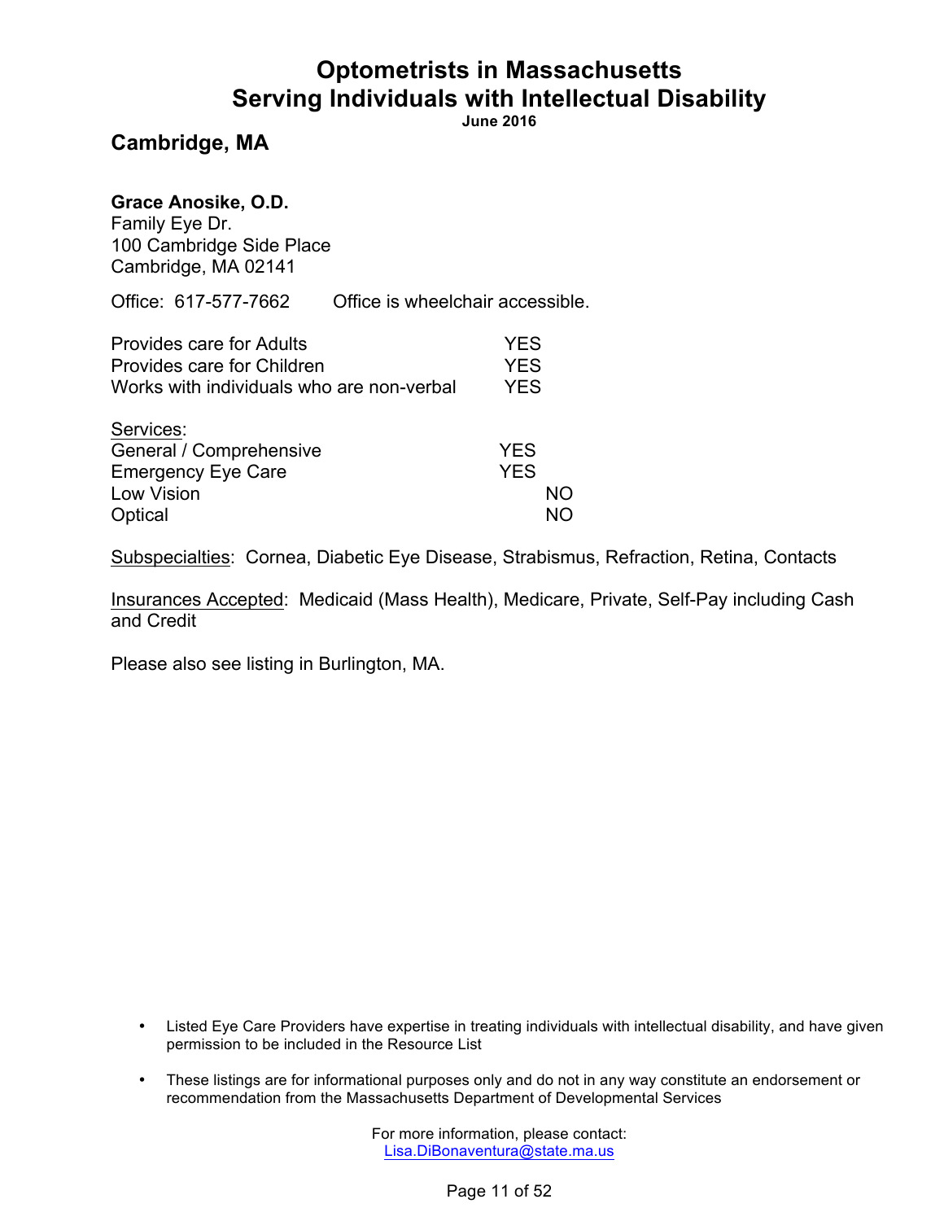# Optometrists in Massachusetts Serving Individuals with Intellectual Disability

**June 2016**

## Cambridge, MA

**Grace Anosike, O.D.**
Family Eye Dr.
100 Cambridge Side Place
Cambridge, MA 02141

Office: 617-577-7662 Office is wheelchair accessible.

| | |
|---|---|
| Provides care for Adults | YES |
| Provides care for Children | YES |
| Works with individuals who are non-verbal | YES |

Services:

| | |
|---|---|
| General / Comprehensive | YES |
| Emergency Eye Care | YES |
| Low Vision | NO |
| Optical | NO |

Subspecialties: Cornea, Diabetic Eye Disease, Strabismus, Refraction, Retina, Contacts

Insurances Accepted: Medicaid (Mass Health), Medicare, Private, Self-Pay including Cash and Credit

Please also see listing in Burlington, MA.

- Listed Eye Care Providers have expertise in treating individuals with intellectual disability, and have given permission to be included in the Resource List
- These listings are for informational purposes only and do not in any way constitute an endorsement or recommendation from the Massachusetts Department of Developmental Services

For more information, please contact:
Lisa.DiBonaventura@state.ma.us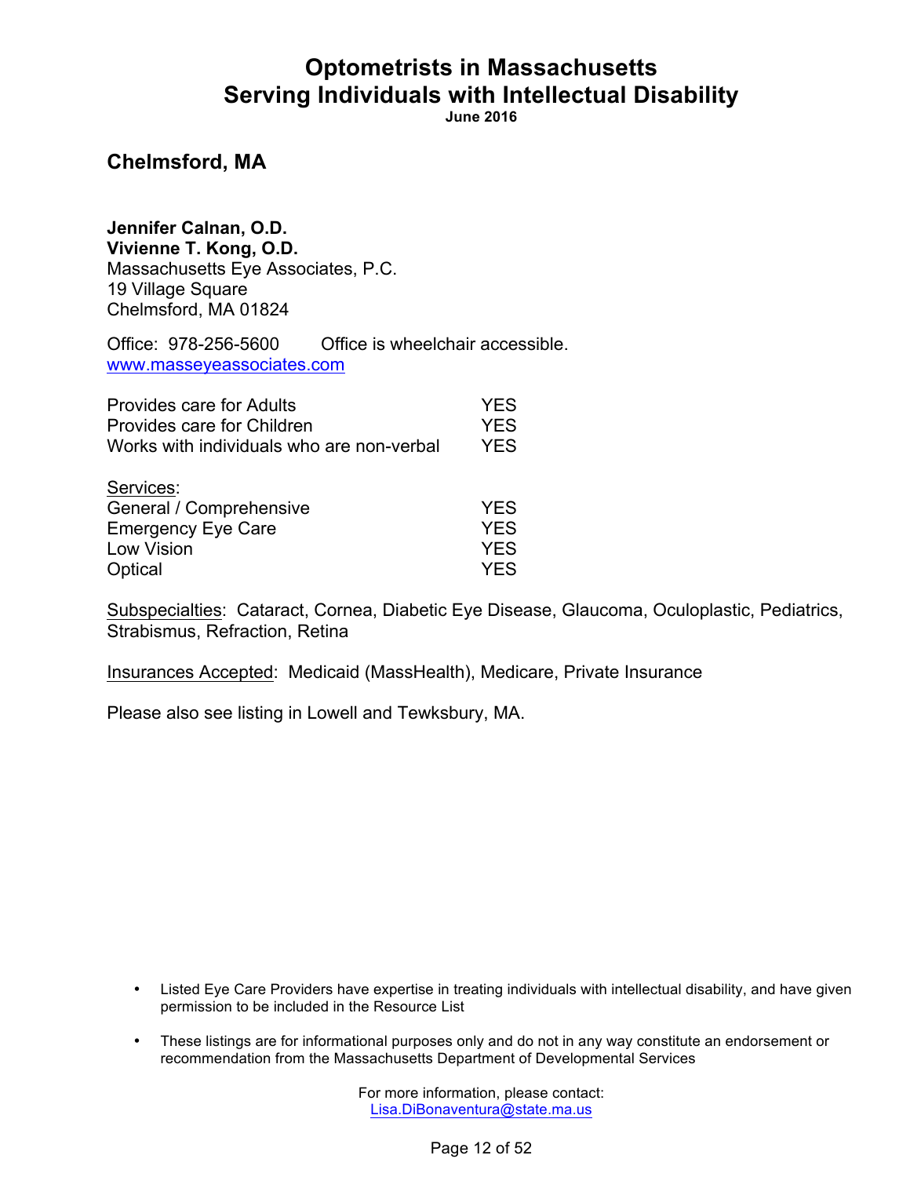# Optometrists in Massachusetts Serving Individuals with Intellectual Disability

**June 2016**

## Chelmsford, MA

**Jennifer Calnan, O.D.**
**Vivienne T. Kong, O.D.**
Massachusetts Eye Associates, P.C.
19 Village Square
Chelmsford, MA 01824

Office: 978-256-5600 Office is wheelchair accessible.
www.masseyeassociates.com

| | |
|---|---|
| Provides care for Adults | YES |
| Provides care for Children | YES |
| Works with individuals who are non-verbal | YES |

Services:

| | |
|---|---|
| General / Comprehensive | YES |
| Emergency Eye Care | YES |
| Low Vision | YES |
| Optical | YES |

Subspecialties: Cataract, Cornea, Diabetic Eye Disease, Glaucoma, Oculoplastic, Pediatrics, Strabismus, Refraction, Retina

Insurances Accepted: Medicaid (MassHealth), Medicare, Private Insurance

Please also see listing in Lowell and Tewksbury, MA.

- Listed Eye Care Providers have expertise in treating individuals with intellectual disability, and have given permission to be included in the Resource List
- These listings are for informational purposes only and do not in any way constitute an endorsement or recommendation from the Massachusetts Department of Developmental Services

For more information, please contact:
Lisa.DiBonaventura@state.ma.us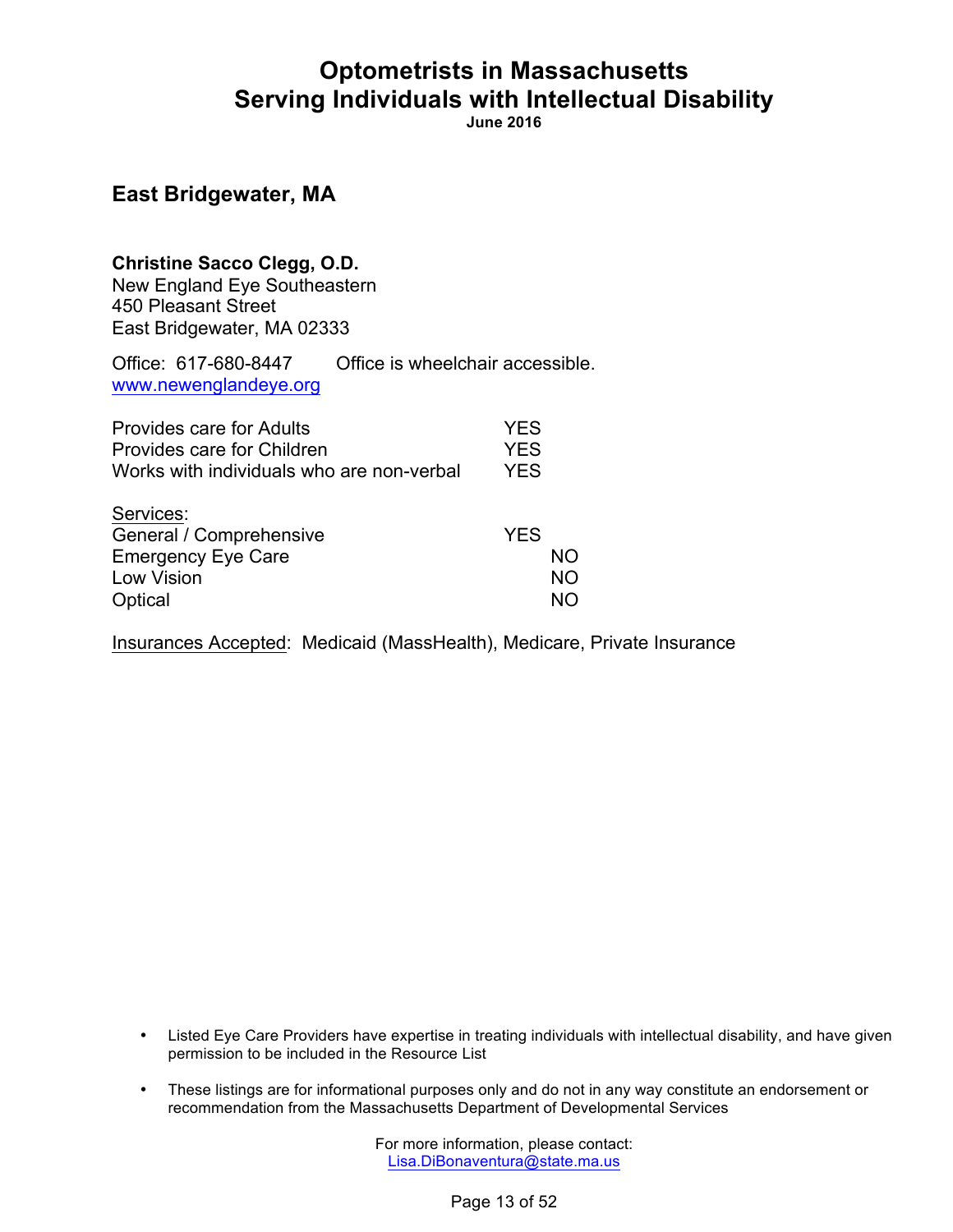# Optometrists in Massachusetts
# Serving Individuals with Intellectual Disability

**June 2016**

## East Bridgewater, MA

**Christine Sacco Clegg, O.D.**
New England Eye Southeastern
450 Pleasant Street
East Bridgewater, MA 02333

Office: 617-680-8447 Office is wheelchair accessible.
[www.newenglandeye.org](http://www.newenglandeye.org)

| | |
|---|---|
| Provides care for Adults | YES |
| Provides care for Children | YES |
| Works with individuals who are non-verbal | YES |

Services:

| | | |
|---|---|---|
| General / Comprehensive | YES | |
| Emergency Eye Care | | NO |
| Low Vision | | NO |
| Optical | | NO |

Insurances Accepted: Medicaid (MassHealth), Medicare, Private Insurance

- Listed Eye Care Providers have expertise in treating individuals with intellectual disability, and have given permission to be included in the Resource List
- These listings are for informational purposes only and do not in any way constitute an endorsement or recommendation from the Massachusetts Department of Developmental Services

For more information, please contact:
Lisa.DiBonaventura@state.ma.us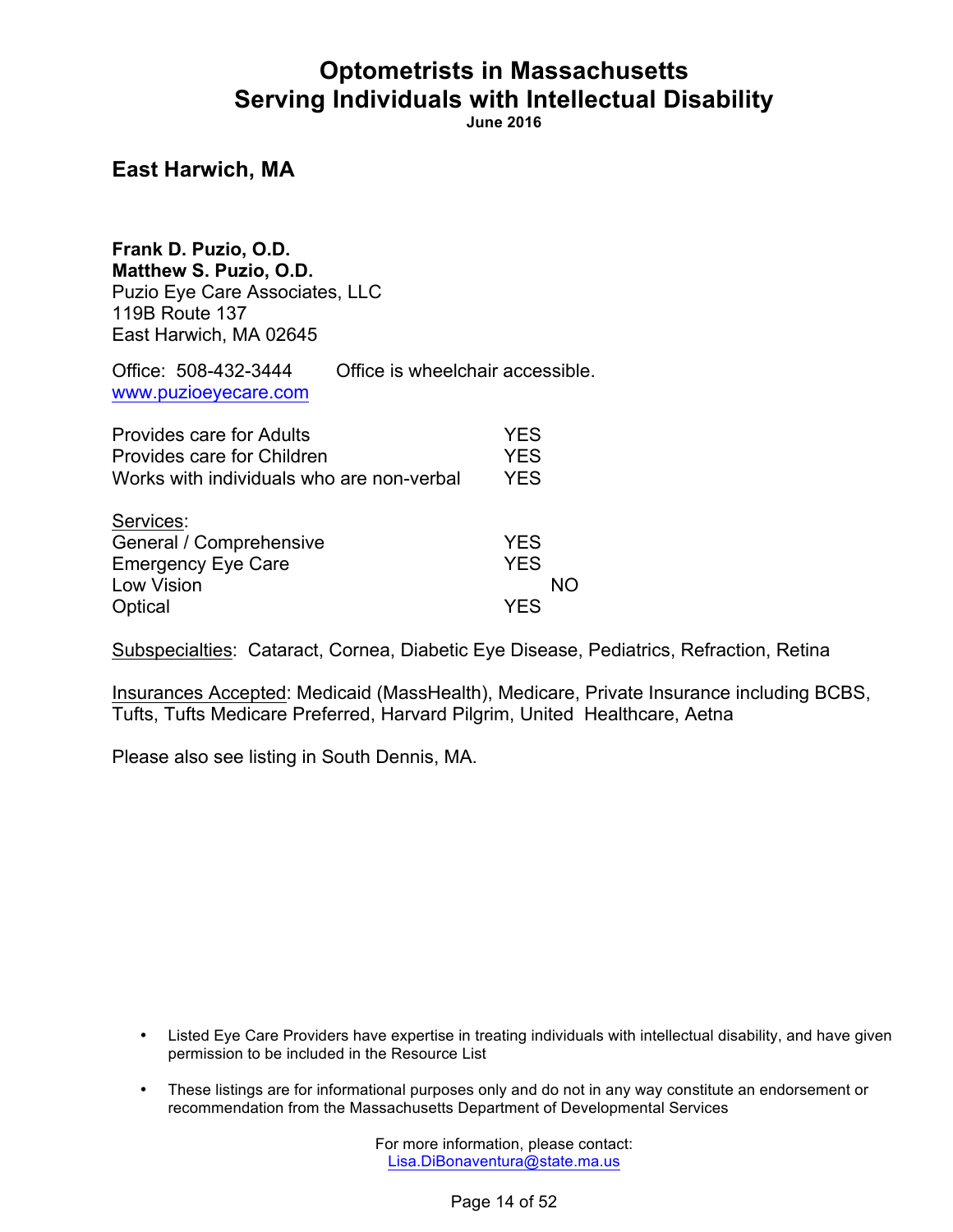# Optometrists in Massachusetts
# Serving Individuals with Intellectual Disability

**June 2016**

## East Harwich, MA

**Frank D. Puzio, O.D.**
**Matthew S. Puzio, O.D.**
Puzio Eye Care Associates, LLC
119B Route 137
East Harwich, MA 02645

Office: 508-432-3444 Office is wheelchair accessible.
www.puzioeyecare.com

| | |
|---|---|
| Provides care for Adults | YES |
| Provides care for Children | YES |
| Works with individuals who are non-verbal | YES |

Services:

| | | |
|---|---|---|
| General / Comprehensive | YES | |
| Emergency Eye Care | YES | |
| Low Vision | | NO |
| Optical | YES | |

Subspecialties: Cataract, Cornea, Diabetic Eye Disease, Pediatrics, Refraction, Retina

Insurances Accepted: Medicaid (MassHealth), Medicare, Private Insurance including BCBS, Tufts, Tufts Medicare Preferred, Harvard Pilgrim, United Healthcare, Aetna

Please also see listing in South Dennis, MA.

- Listed Eye Care Providers have expertise in treating individuals with intellectual disability, and have given permission to be included in the Resource List
- These listings are for informational purposes only and do not in any way constitute an endorsement or recommendation from the Massachusetts Department of Developmental Services

For more information, please contact:
Lisa.DiBonaventura@state.ma.us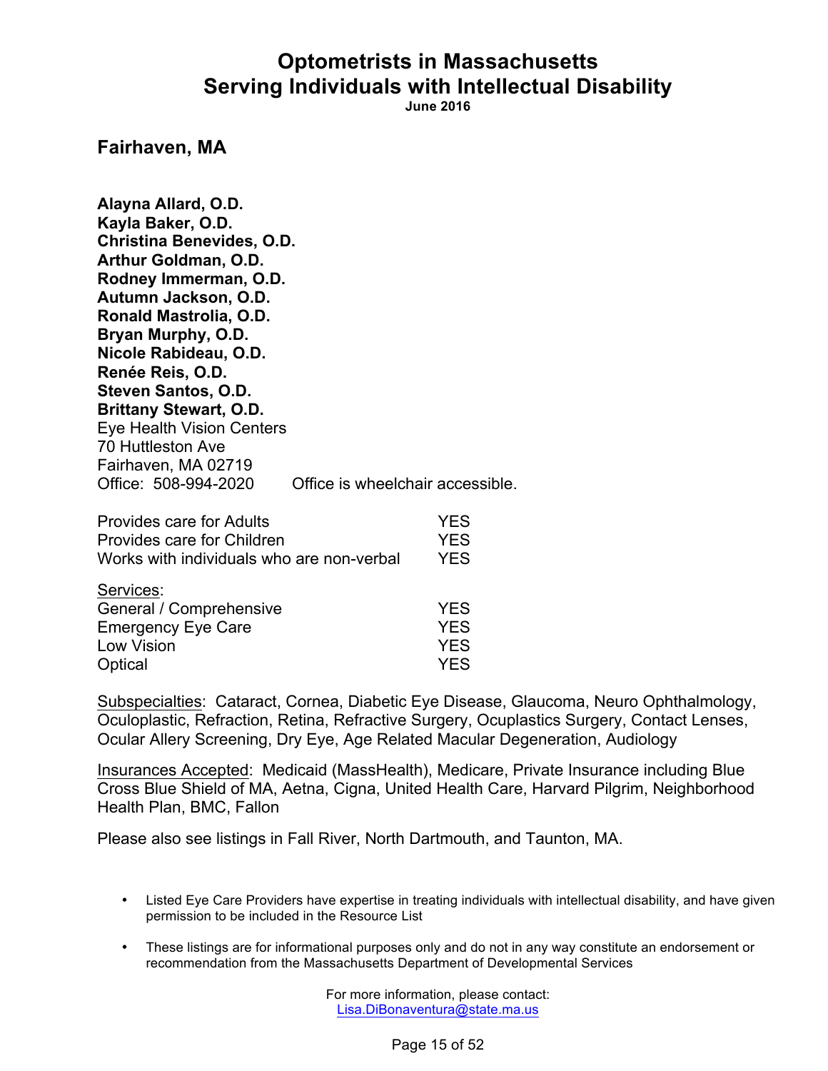# Optometrists in Massachusetts Serving Individuals with Intellectual Disability

**June 2016**

## Fairhaven, MA

**Alayna Allard, O.D.**
**Kayla Baker, O.D.**
**Christina Benevides, O.D.**
**Arthur Goldman, O.D.**
**Rodney Immerman, O.D.**
**Autumn Jackson, O.D.**
**Ronald Mastrolia, O.D.**
**Bryan Murphy, O.D.**
**Nicole Rabideau, O.D.**
**Renée Reis, O.D.**
**Steven Santos, O.D.**
**Brittany Stewart, O.D.**
Eye Health Vision Centers
70 Huttleston Ave
Fairhaven, MA 02719
Office: 508-994-2020 Office is wheelchair accessible.

| | |
|---|---|
| Provides care for Adults | YES |
| Provides care for Children | YES |
| Works with individuals who are non-verbal | YES |

| Services: | |
|---|---|
| General / Comprehensive | YES |
| Emergency Eye Care | YES |
| Low Vision | YES |
| Optical | YES |

Subspecialties: Cataract, Cornea, Diabetic Eye Disease, Glaucoma, Neuro Ophthalmology, Oculoplastic, Refraction, Retina, Refractive Surgery, Ocuplastics Surgery, Contact Lenses, Ocular Allery Screening, Dry Eye, Age Related Macular Degeneration, Audiology

Insurances Accepted: Medicaid (MassHealth), Medicare, Private Insurance including Blue Cross Blue Shield of MA, Aetna, Cigna, United Health Care, Harvard Pilgrim, Neighborhood Health Plan, BMC, Fallon

Please also see listings in Fall River, North Dartmouth, and Taunton, MA.

- Listed Eye Care Providers have expertise in treating individuals with intellectual disability, and have given permission to be included in the Resource List
- These listings are for informational purposes only and do not in any way constitute an endorsement or recommendation from the Massachusetts Department of Developmental Services

For more information, please contact:
Lisa.DiBonaventura@state.ma.us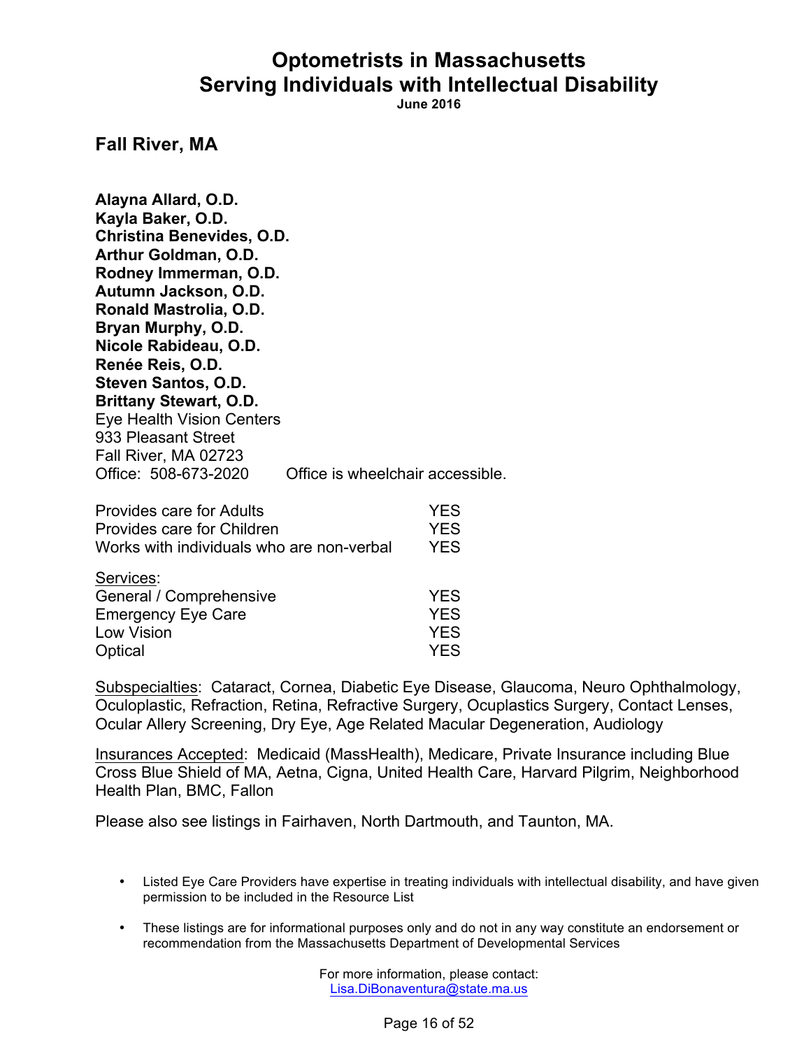# Optometrists in Massachusetts Serving Individuals with Intellectual Disability

**June 2016**

## Fall River, MA

**Alayna Allard, O.D.**
**Kayla Baker, O.D.**
**Christina Benevides, O.D.**
**Arthur Goldman, O.D.**
**Rodney Immerman, O.D.**
**Autumn Jackson, O.D.**
**Ronald Mastrolia, O.D.**
**Bryan Murphy, O.D.**
**Nicole Rabideau, O.D.**
**Renée Reis, O.D.**
**Steven Santos, O.D.**
**Brittany Stewart, O.D.**
Eye Health Vision Centers
933 Pleasant Street
Fall River, MA 02723
Office: 508-673-2020 Office is wheelchair accessible.

| | |
|---|---|
| Provides care for Adults | YES |
| Provides care for Children | YES |
| Works with individuals who are non-verbal | YES |

<u>Services</u>:

| | |
|---|---|
| General / Comprehensive | YES |
| Emergency Eye Care | YES |
| Low Vision | YES |
| Optical | YES |

<u>Subspecialties</u>: Cataract, Cornea, Diabetic Eye Disease, Glaucoma, Neuro Ophthalmology, Oculoplastic, Refraction, Retina, Refractive Surgery, Ocuplastics Surgery, Contact Lenses, Ocular Allery Screening, Dry Eye, Age Related Macular Degeneration, Audiology

<u>Insurances Accepted</u>: Medicaid (MassHealth), Medicare, Private Insurance including Blue Cross Blue Shield of MA, Aetna, Cigna, United Health Care, Harvard Pilgrim, Neighborhood Health Plan, BMC, Fallon

Please also see listings in Fairhaven, North Dartmouth, and Taunton, MA.

- Listed Eye Care Providers have expertise in treating individuals with intellectual disability, and have given permission to be included in the Resource List
- These listings are for informational purposes only and do not in any way constitute an endorsement or recommendation from the Massachusetts Department of Developmental Services

For more information, please contact:
Lisa.DiBonaventura@state.ma.us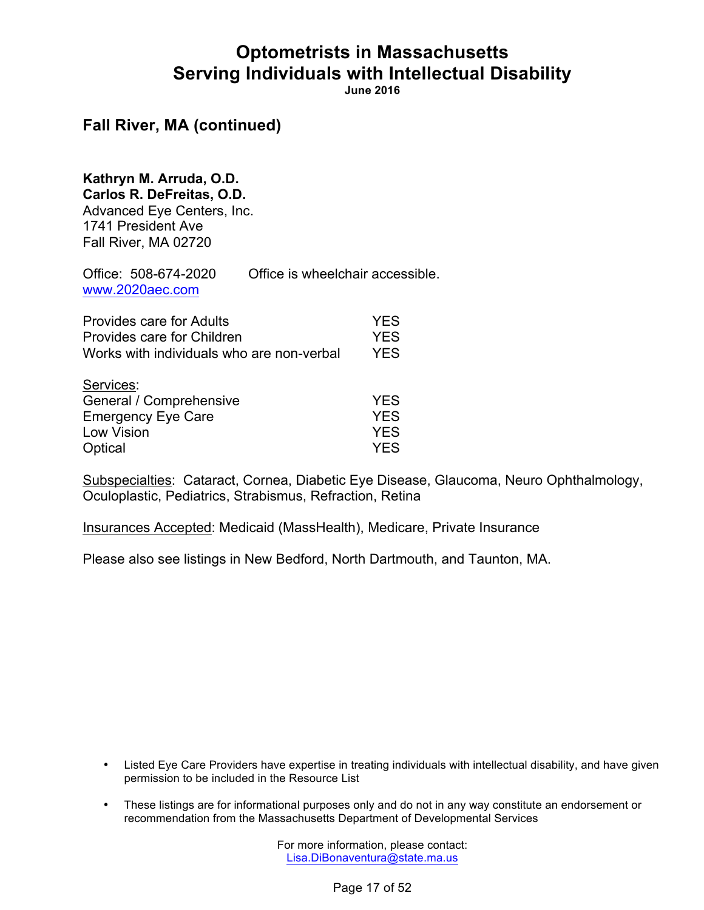# Optometrists in Massachusetts Serving Individuals with Intellectual Disability

**June 2016**

## Fall River, MA (continued)

**Kathryn M. Arruda, O.D.**
**Carlos R. DeFreitas, O.D.**
Advanced Eye Centers, Inc.
1741 President Ave
Fall River, MA 02720

Office: 508-674-2020 Office is wheelchair accessible.
www.2020aec.com

| | |
|---|---|
| Provides care for Adults | YES |
| Provides care for Children | YES |
| Works with individuals who are non-verbal | YES |

Services:

| | |
|---|---|
| General / Comprehensive | YES |
| Emergency Eye Care | YES |
| Low Vision | YES |
| Optical | YES |

Subspecialties: Cataract, Cornea, Diabetic Eye Disease, Glaucoma, Neuro Ophthalmology, Oculoplastic, Pediatrics, Strabismus, Refraction, Retina

Insurances Accepted: Medicaid (MassHealth), Medicare, Private Insurance

Please also see listings in New Bedford, North Dartmouth, and Taunton, MA.

- Listed Eye Care Providers have expertise in treating individuals with intellectual disability, and have given permission to be included in the Resource List
- These listings are for informational purposes only and do not in any way constitute an endorsement or recommendation from the Massachusetts Department of Developmental Services

For more information, please contact:
Lisa.DiBonaventura@state.ma.us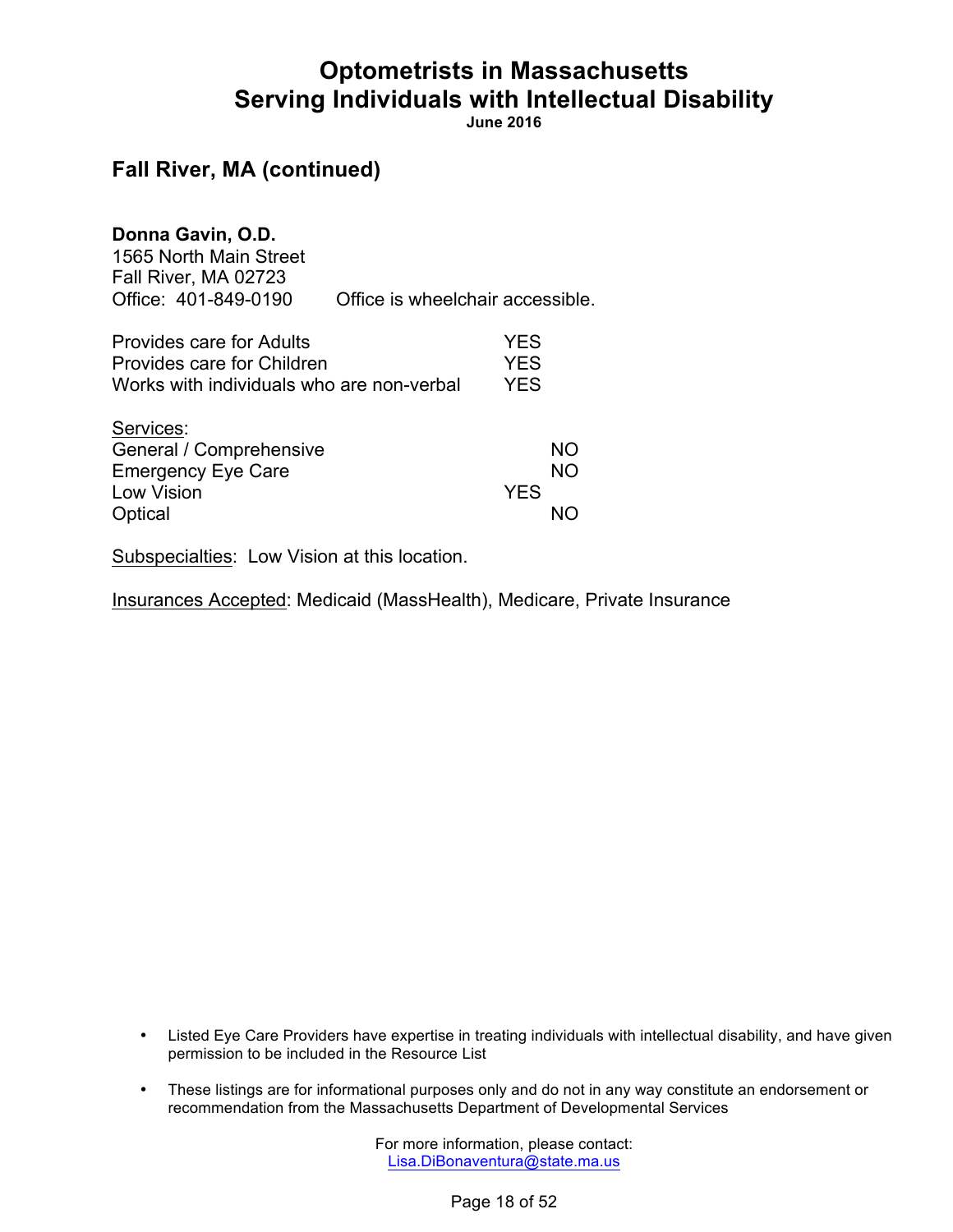# Optometrists in Massachusetts
# Serving Individuals with Intellectual Disability

**June 2016**

## Fall River, MA (continued)

**Donna Gavin, O.D.**
1565 North Main Street
Fall River, MA 02723
Office: 401-849-0190    Office is wheelchair accessible.

| | |
|---|---|
| Provides care for Adults | YES |
| Provides care for Children | YES |
| Works with individuals who are non-verbal | YES |

Services:

| | | |
|---|---|---|
| General / Comprehensive | | NO |
| Emergency Eye Care | | NO |
| Low Vision | YES | |
| Optical | | NO |

Subspecialties: Low Vision at this location.

Insurances Accepted: Medicaid (MassHealth), Medicare, Private Insurance

- Listed Eye Care Providers have expertise in treating individuals with intellectual disability, and have given permission to be included in the Resource List
- These listings are for informational purposes only and do not in any way constitute an endorsement or recommendation from the Massachusetts Department of Developmental Services

For more information, please contact:
Lisa.DiBonaventura@state.ma.us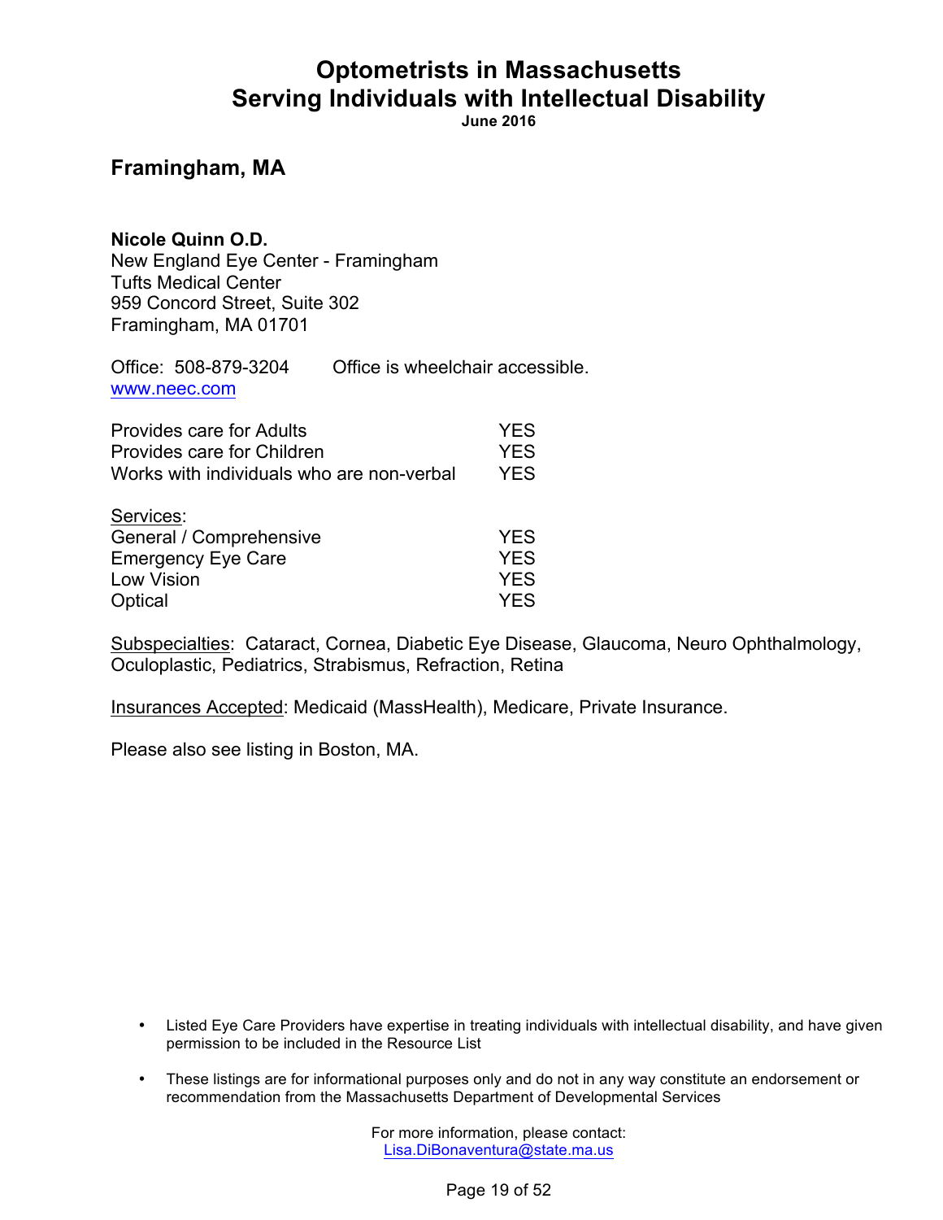# Optometrists in Massachusetts Serving Individuals with Intellectual Disability

**June 2016**

## Framingham, MA

**Nicole Quinn O.D.**
New England Eye Center - Framingham
Tufts Medical Center
959 Concord Street, Suite 302
Framingham, MA 01701

Office: 508-879-3204 Office is wheelchair accessible.
www.neec.com

| | |
|---|---|
| Provides care for Adults | YES |
| Provides care for Children | YES |
| Works with individuals who are non-verbal | YES |

Services:

| | |
|---|---|
| General / Comprehensive | YES |
| Emergency Eye Care | YES |
| Low Vision | YES |
| Optical | YES |

Subspecialties: Cataract, Cornea, Diabetic Eye Disease, Glaucoma, Neuro Ophthalmology, Oculoplastic, Pediatrics, Strabismus, Refraction, Retina

Insurances Accepted: Medicaid (MassHealth), Medicare, Private Insurance.

Please also see listing in Boston, MA.

- Listed Eye Care Providers have expertise in treating individuals with intellectual disability, and have given permission to be included in the Resource List
- These listings are for informational purposes only and do not in any way constitute an endorsement or recommendation from the Massachusetts Department of Developmental Services

For more information, please contact:
Lisa.DiBonaventura@state.ma.us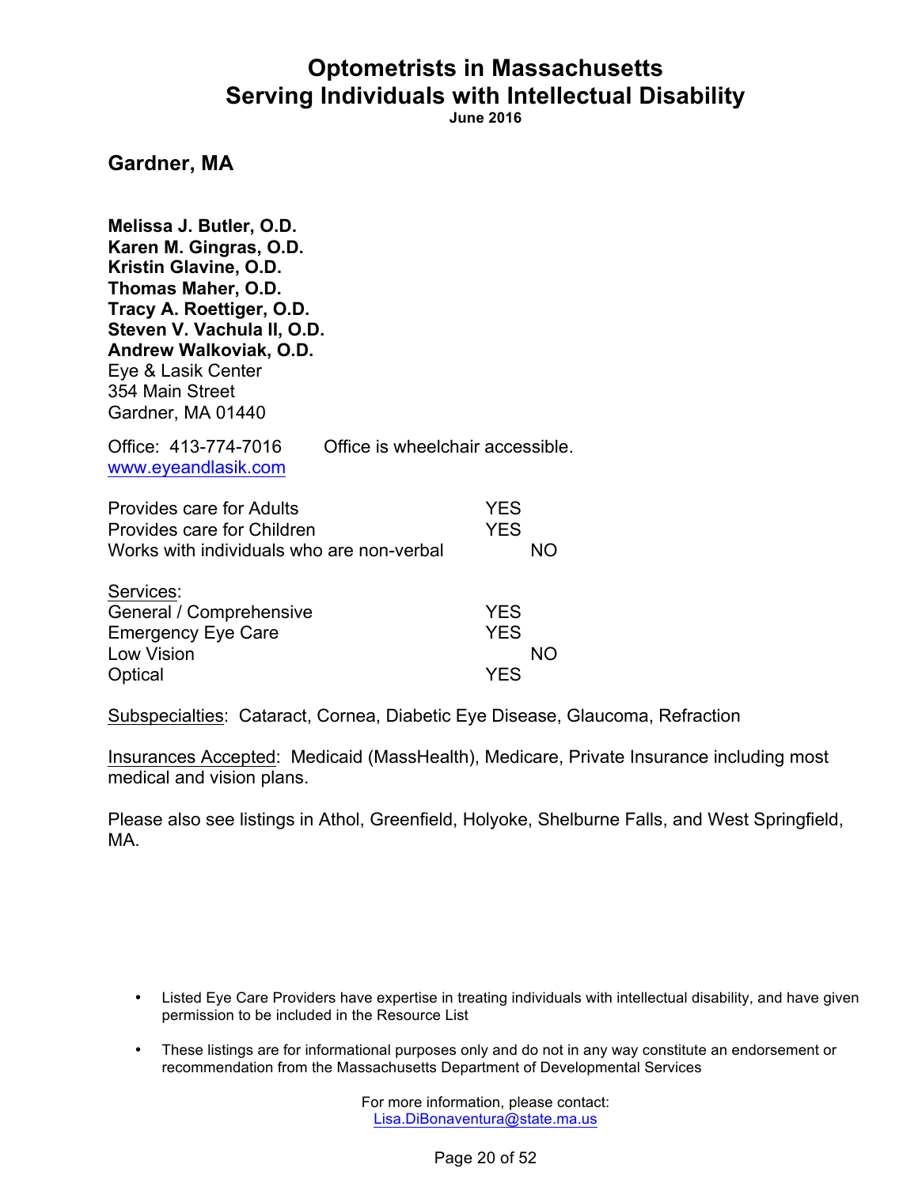# Optometrists in Massachusetts Serving Individuals with Intellectual Disability

**June 2016**

## Gardner, MA

**Melissa J. Butler, O.D.**
**Karen M. Gingras, O.D.**
**Kristin Glavine, O.D.**
**Thomas Maher, O.D.**
**Tracy A. Roettiger, O.D.**
**Steven V. Vachula II, O.D.**
**Andrew Walkoviak, O.D.**
Eye & Lasik Center
354 Main Street
Gardner, MA 01440

Office: 413-774-7016 Office is wheelchair accessible.
www.eyeandlasik.com

| | YES | NO |
|---|---|---|
| Provides care for Adults | YES | |
| Provides care for Children | YES | |
| Works with individuals who are non-verbal | | NO |

<u>Services</u>:

| | YES | NO |
|---|---|---|
| General / Comprehensive | YES | |
| Emergency Eye Care | YES | |
| Low Vision | | NO |
| Optical | YES | |

<u>Subspecialties</u>: Cataract, Cornea, Diabetic Eye Disease, Glaucoma, Refraction

<u>Insurances Accepted</u>: Medicaid (MassHealth), Medicare, Private Insurance including most medical and vision plans.

Please also see listings in Athol, Greenfield, Holyoke, Shelburne Falls, and West Springfield, MA.

- Listed Eye Care Providers have expertise in treating individuals with intellectual disability, and have given permission to be included in the Resource List
- These listings are for informational purposes only and do not in any way constitute an endorsement or recommendation from the Massachusetts Department of Developmental Services

For more information, please contact:
Lisa.DiBonaventura@state.ma.us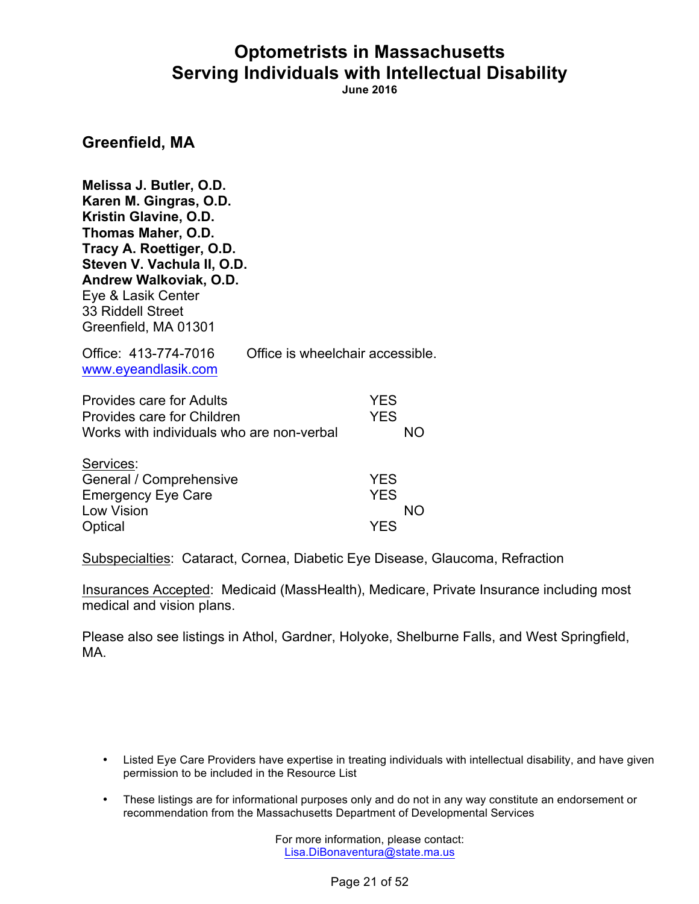# Optometrists in Massachusetts
# Serving Individuals with Intellectual Disability

**June 2016**

## Greenfield, MA

**Melissa J. Butler, O.D.**
**Karen M. Gingras, O.D.**
**Kristin Glavine, O.D.**
**Thomas Maher, O.D.**
**Tracy A. Roettiger, O.D.**
**Steven V. Vachula II, O.D.**
**Andrew Walkoviak, O.D.**
Eye & Lasik Center
33 Riddell Street
Greenfield, MA 01301

Office: 413-774-7016 Office is wheelchair accessible.
www.eyeandlasik.com

| | | |
|---|---|---|
| Provides care for Adults | YES | |
| Provides care for Children | YES | |
| Works with individuals who are non-verbal | | NO |

Services:

| | | |
|---|---|---|
| General / Comprehensive | YES | |
| Emergency Eye Care | YES | |
| Low Vision | | NO |
| Optical | YES | |

Subspecialties: Cataract, Cornea, Diabetic Eye Disease, Glaucoma, Refraction

Insurances Accepted: Medicaid (MassHealth), Medicare, Private Insurance including most medical and vision plans.

Please also see listings in Athol, Gardner, Holyoke, Shelburne Falls, and West Springfield, MA.

- Listed Eye Care Providers have expertise in treating individuals with intellectual disability, and have given permission to be included in the Resource List
- These listings are for informational purposes only and do not in any way constitute an endorsement or recommendation from the Massachusetts Department of Developmental Services

For more information, please contact:
Lisa.DiBonaventura@state.ma.us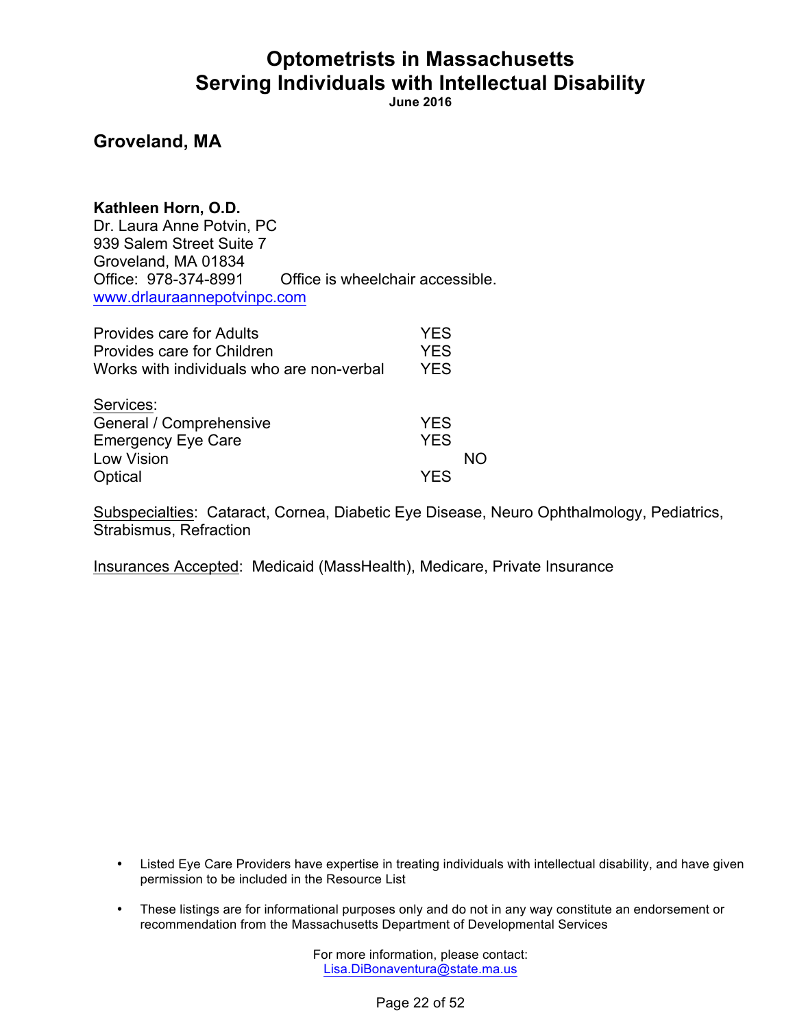# Optometrists in Massachusetts Serving Individuals with Intellectual Disability

**June 2016**

## Groveland, MA

**Kathleen Horn, O.D.**
Dr. Laura Anne Potvin, PC
939 Salem Street Suite 7
Groveland, MA 01834
Office: 978-374-8991 Office is wheelchair accessible.
www.drlauraannepotvinpc.com

| | |
|---|---|
| Provides care for Adults | YES |
| Provides care for Children | YES |
| Works with individuals who are non-verbal | YES |

Services:

| | | |
|---|---|---|
| General / Comprehensive | YES | |
| Emergency Eye Care | YES | |
| Low Vision | | NO |
| Optical | YES | |

Subspecialties: Cataract, Cornea, Diabetic Eye Disease, Neuro Ophthalmology, Pediatrics, Strabismus, Refraction

Insurances Accepted: Medicaid (MassHealth), Medicare, Private Insurance

- Listed Eye Care Providers have expertise in treating individuals with intellectual disability, and have given permission to be included in the Resource List
- These listings are for informational purposes only and do not in any way constitute an endorsement or recommendation from the Massachusetts Department of Developmental Services

For more information, please contact:
Lisa.DiBonaventura@state.ma.us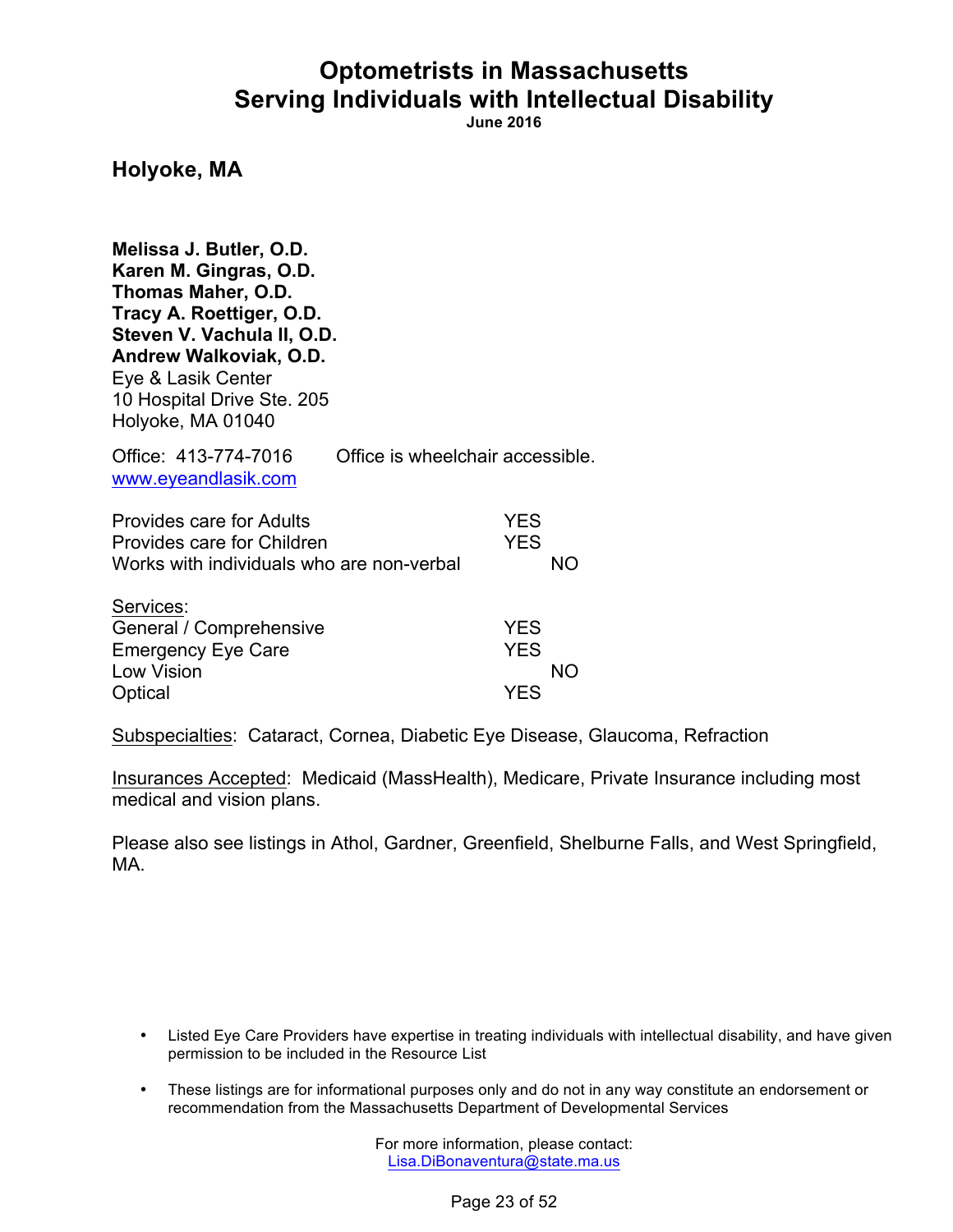# Optometrists in Massachusetts Serving Individuals with Intellectual Disability

**June 2016**

## Holyoke, MA

**Melissa J. Butler, O.D.**
**Karen M. Gingras, O.D.**
**Thomas Maher, O.D.**
**Tracy A. Roettiger, O.D.**
**Steven V. Vachula II, O.D.**
**Andrew Walkoviak, O.D.**
Eye & Lasik Center
10 Hospital Drive Ste. 205
Holyoke, MA 01040

Office: 413-774-7016 Office is wheelchair accessible.
www.eyeandlasik.com

| | YES | NO |
|---|---|---|
| Provides care for Adults | YES | |
| Provides care for Children | YES | |
| Works with individuals who are non-verbal | | NO |

Services:

| | YES | NO |
|---|---|---|
| General / Comprehensive | YES | |
| Emergency Eye Care | YES | |
| Low Vision | | NO |
| Optical | YES | |

Subspecialties: Cataract, Cornea, Diabetic Eye Disease, Glaucoma, Refraction

Insurances Accepted: Medicaid (MassHealth), Medicare, Private Insurance including most medical and vision plans.

Please also see listings in Athol, Gardner, Greenfield, Shelburne Falls, and West Springfield, MA.

- Listed Eye Care Providers have expertise in treating individuals with intellectual disability, and have given permission to be included in the Resource List
- These listings are for informational purposes only and do not in any way constitute an endorsement or recommendation from the Massachusetts Department of Developmental Services

For more information, please contact:
Lisa.DiBonaventura@state.ma.us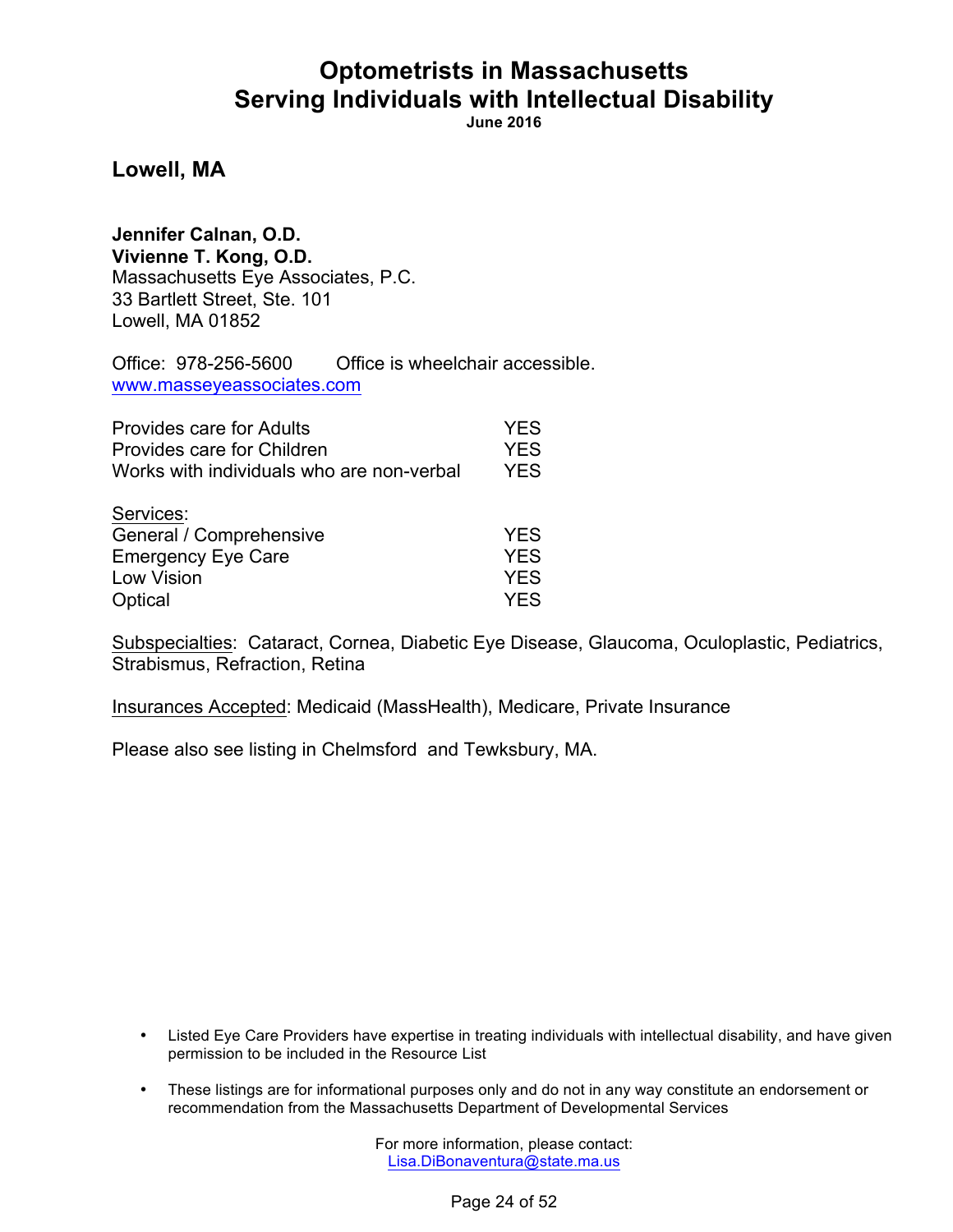# Optometrists in Massachusetts
# Serving Individuals with Intellectual Disability

**June 2016**

## Lowell, MA

**Jennifer Calnan, O.D.**
**Vivienne T. Kong, O.D.**
Massachusetts Eye Associates, P.C.
33 Bartlett Street, Ste. 101
Lowell, MA 01852

Office: 978-256-5600 Office is wheelchair accessible.
www.masseyeassociates.com

| | |
|---|---|
| Provides care for Adults | YES |
| Provides care for Children | YES |
| Works with individuals who are non-verbal | YES |

Services:

| | |
|---|---|
| General / Comprehensive | YES |
| Emergency Eye Care | YES |
| Low Vision | YES |
| Optical | YES |

Subspecialties: Cataract, Cornea, Diabetic Eye Disease, Glaucoma, Oculoplastic, Pediatrics, Strabismus, Refraction, Retina

Insurances Accepted: Medicaid (MassHealth), Medicare, Private Insurance

Please also see listing in Chelmsford and Tewksbury, MA.

- Listed Eye Care Providers have expertise in treating individuals with intellectual disability, and have given permission to be included in the Resource List
- These listings are for informational purposes only and do not in any way constitute an endorsement or recommendation from the Massachusetts Department of Developmental Services

For more information, please contact:
Lisa.DiBonaventura@state.ma.us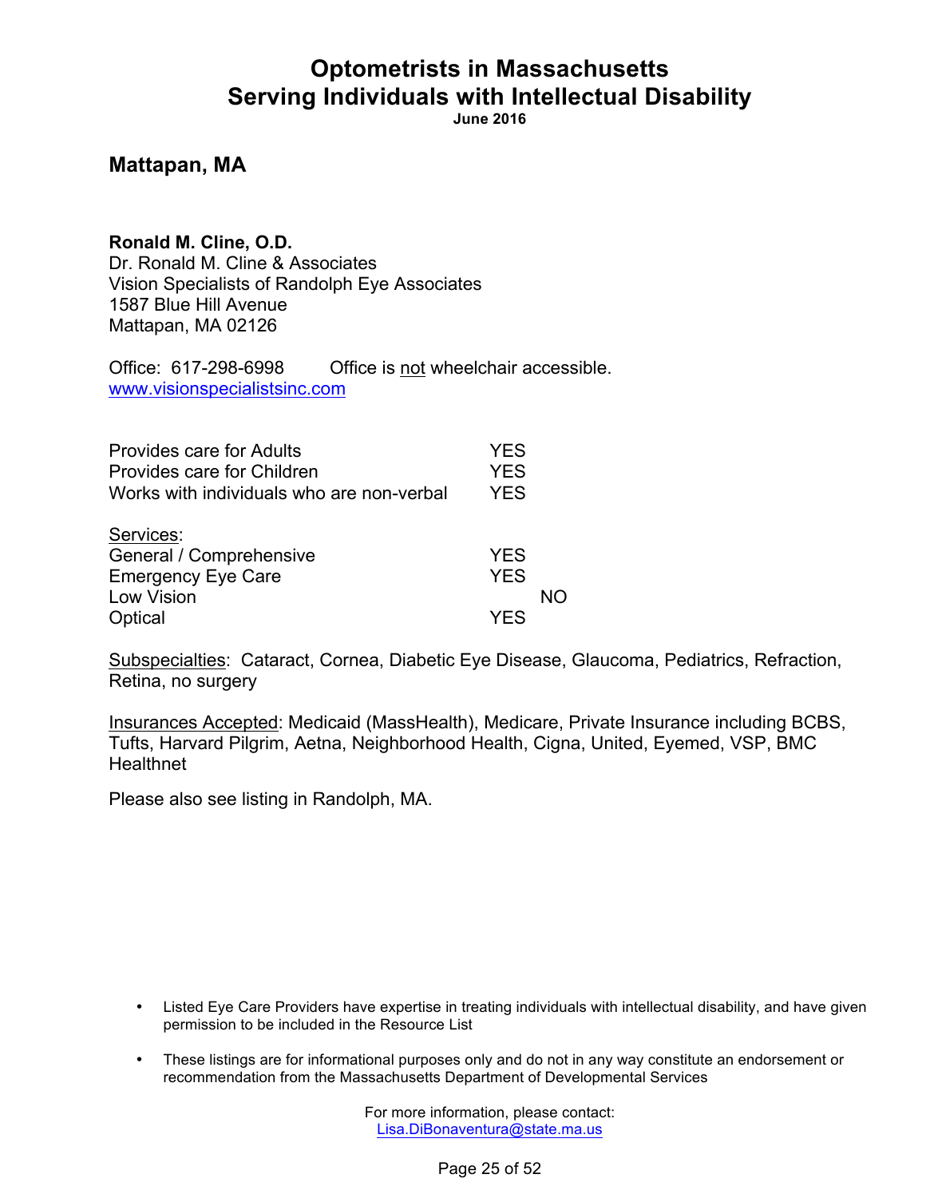# Optometrists in Massachusetts
# Serving Individuals with Intellectual Disability

**June 2016**

## Mattapan, MA

**Ronald M. Cline, O.D.**
Dr. Ronald M. Cline & Associates
Vision Specialists of Randolph Eye Associates
1587 Blue Hill Avenue
Mattapan, MA 02126

Office: 617-298-6998 Office is not wheelchair accessible.
www.visionspecialistsinc.com

| | YES | NO |
|---|---|---|
| Provides care for Adults | YES | |
| Provides care for Children | YES | |
| Works with individuals who are non-verbal | YES | |

Services:

| | YES | NO |
|---|---|---|
| General / Comprehensive | YES | |
| Emergency Eye Care | YES | |
| Low Vision | | NO |
| Optical | YES | |

Subspecialties: Cataract, Cornea, Diabetic Eye Disease, Glaucoma, Pediatrics, Refraction, Retina, no surgery

Insurances Accepted: Medicaid (MassHealth), Medicare, Private Insurance including BCBS, Tufts, Harvard Pilgrim, Aetna, Neighborhood Health, Cigna, United, Eyemed, VSP, BMC Healthnet

Please also see listing in Randolph, MA.

- Listed Eye Care Providers have expertise in treating individuals with intellectual disability, and have given permission to be included in the Resource List
- These listings are for informational purposes only and do not in any way constitute an endorsement or recommendation from the Massachusetts Department of Developmental Services

For more information, please contact:
Lisa.DiBonaventura@state.ma.us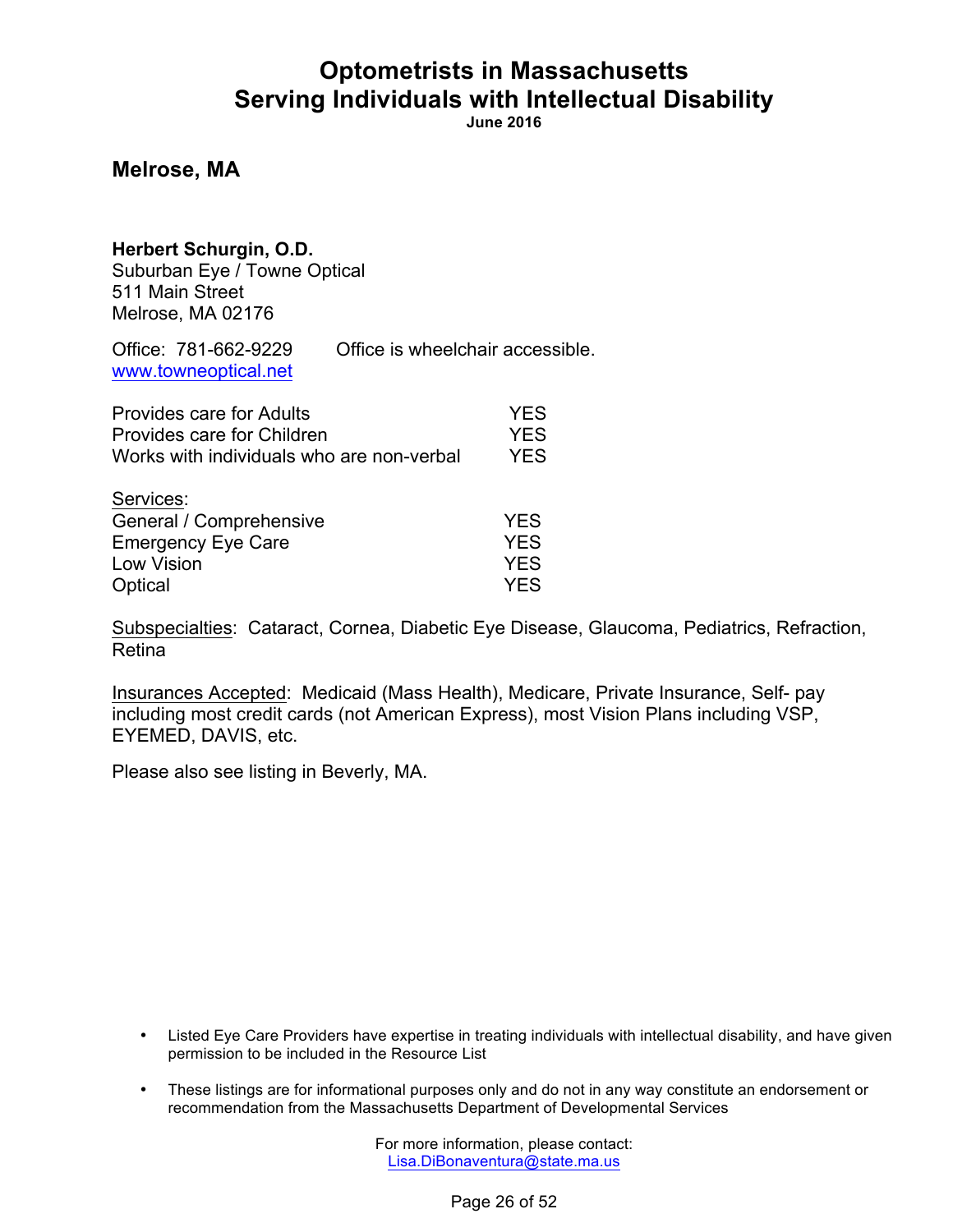# Optometrists in Massachusetts
# Serving Individuals with Intellectual Disability

**June 2016**

## Melrose, MA

**Herbert Schurgin, O.D.**
Suburban Eye / Towne Optical
511 Main Street
Melrose, MA 02176

Office: 781-662-9229 Office is wheelchair accessible.
www.towneoptical.net

| | |
|---|---|
| Provides care for Adults | YES |
| Provides care for Children | YES |
| Works with individuals who are non-verbal | YES |

Services:

| | |
|---|---|
| General / Comprehensive | YES |
| Emergency Eye Care | YES |
| Low Vision | YES |
| Optical | YES |

Subspecialties: Cataract, Cornea, Diabetic Eye Disease, Glaucoma, Pediatrics, Refraction, Retina

Insurances Accepted: Medicaid (Mass Health), Medicare, Private Insurance, Self- pay including most credit cards (not American Express), most Vision Plans including VSP, EYEMED, DAVIS, etc.

Please also see listing in Beverly, MA.

- Listed Eye Care Providers have expertise in treating individuals with intellectual disability, and have given permission to be included in the Resource List
- These listings are for informational purposes only and do not in any way constitute an endorsement or recommendation from the Massachusetts Department of Developmental Services

For more information, please contact:
Lisa.DiBonaventura@state.ma.us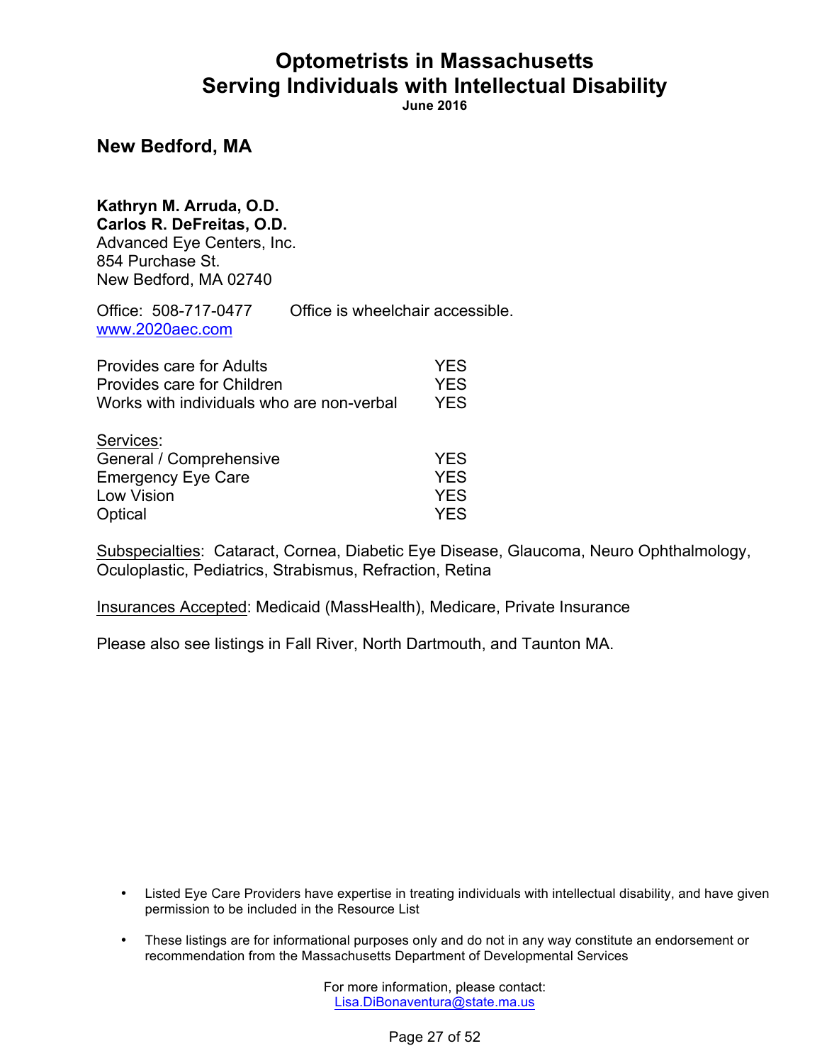# Optometrists in Massachusetts
# Serving Individuals with Intellectual Disability

**June 2016**

## New Bedford, MA

**Kathryn M. Arruda, O.D.**
**Carlos R. DeFreitas, O.D.**
Advanced Eye Centers, Inc.
854 Purchase St.
New Bedford, MA 02740

Office: 508-717-0477 Office is wheelchair accessible.
www.2020aec.com

| | |
|---|---|
| Provides care for Adults | YES |
| Provides care for Children | YES |
| Works with individuals who are non-verbal | YES |

Services:

| | |
|---|---|
| General / Comprehensive | YES |
| Emergency Eye Care | YES |
| Low Vision | YES |
| Optical | YES |

Subspecialties: Cataract, Cornea, Diabetic Eye Disease, Glaucoma, Neuro Ophthalmology, Oculoplastic, Pediatrics, Strabismus, Refraction, Retina

Insurances Accepted: Medicaid (MassHealth), Medicare, Private Insurance

Please also see listings in Fall River, North Dartmouth, and Taunton MA.

- Listed Eye Care Providers have expertise in treating individuals with intellectual disability, and have given permission to be included in the Resource List
- These listings are for informational purposes only and do not in any way constitute an endorsement or recommendation from the Massachusetts Department of Developmental Services

For more information, please contact:
Lisa.DiBonaventura@state.ma.us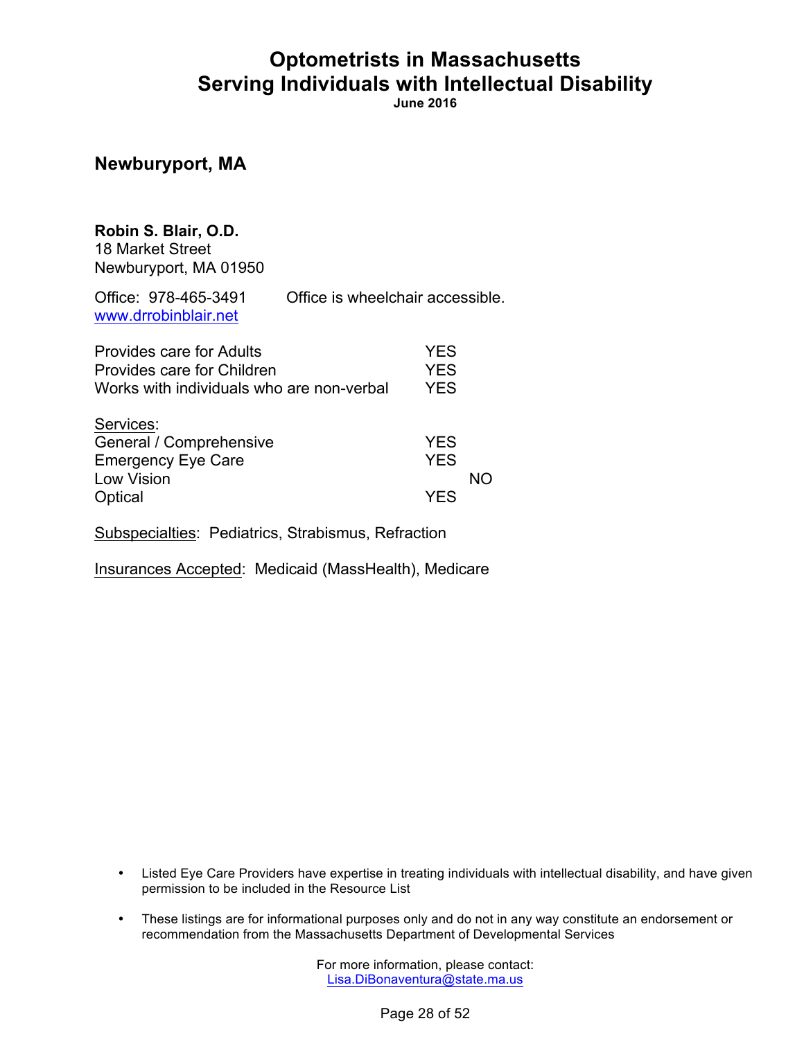# Optometrists in Massachusetts
# Serving Individuals with Intellectual Disability

**June 2016**

## Newburyport, MA

**Robin S. Blair, O.D.**
18 Market Street
Newburyport, MA 01950

Office: 978-465-3491 &nbsp;&nbsp;&nbsp;&nbsp; Office is wheelchair accessible.
www.drrobinblair.net

| | | |
|---|---|---|
| Provides care for Adults | YES | |
| Provides care for Children | YES | |
| Works with individuals who are non-verbal | YES | |

Services:

| | | |
|---|---|---|
| General / Comprehensive | YES | |
| Emergency Eye Care | YES | |
| Low Vision | | NO |
| Optical | YES | |

Subspecialties: Pediatrics, Strabismus, Refraction

Insurances Accepted: Medicaid (MassHealth), Medicare

- Listed Eye Care Providers have expertise in treating individuals with intellectual disability, and have given permission to be included in the Resource List
- These listings are for informational purposes only and do not in any way constitute an endorsement or recommendation from the Massachusetts Department of Developmental Services

For more information, please contact:
Lisa.DiBonaventura@state.ma.us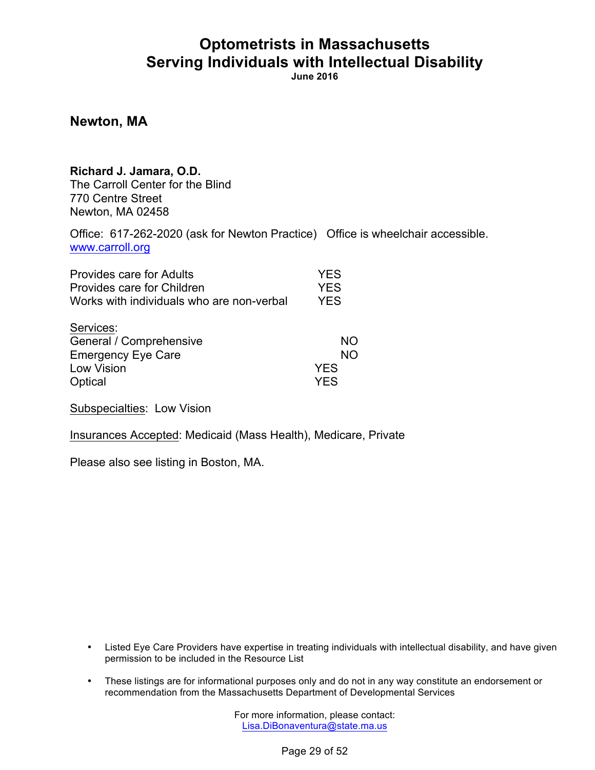# Optometrists in Massachusetts Serving Individuals with Intellectual Disability

**June 2016**

## Newton, MA

**Richard J. Jamara, O.D.**
The Carroll Center for the Blind
770 Centre Street
Newton, MA 02458

Office: 617-262-2020 (ask for Newton Practice) Office is wheelchair accessible.
www.carroll.org

| | |
|---|---|
| Provides care for Adults | YES |
| Provides care for Children | YES |
| Works with individuals who are non-verbal | YES |

Services:

| | |
|---|---|
| General / Comprehensive | NO |
| Emergency Eye Care | NO |
| Low Vision | YES |
| Optical | YES |

Subspecialties: Low Vision

Insurances Accepted: Medicaid (Mass Health), Medicare, Private

Please also see listing in Boston, MA.

- Listed Eye Care Providers have expertise in treating individuals with intellectual disability, and have given permission to be included in the Resource List
- These listings are for informational purposes only and do not in any way constitute an endorsement or recommendation from the Massachusetts Department of Developmental Services

For more information, please contact:
Lisa.DiBonaventura@state.ma.us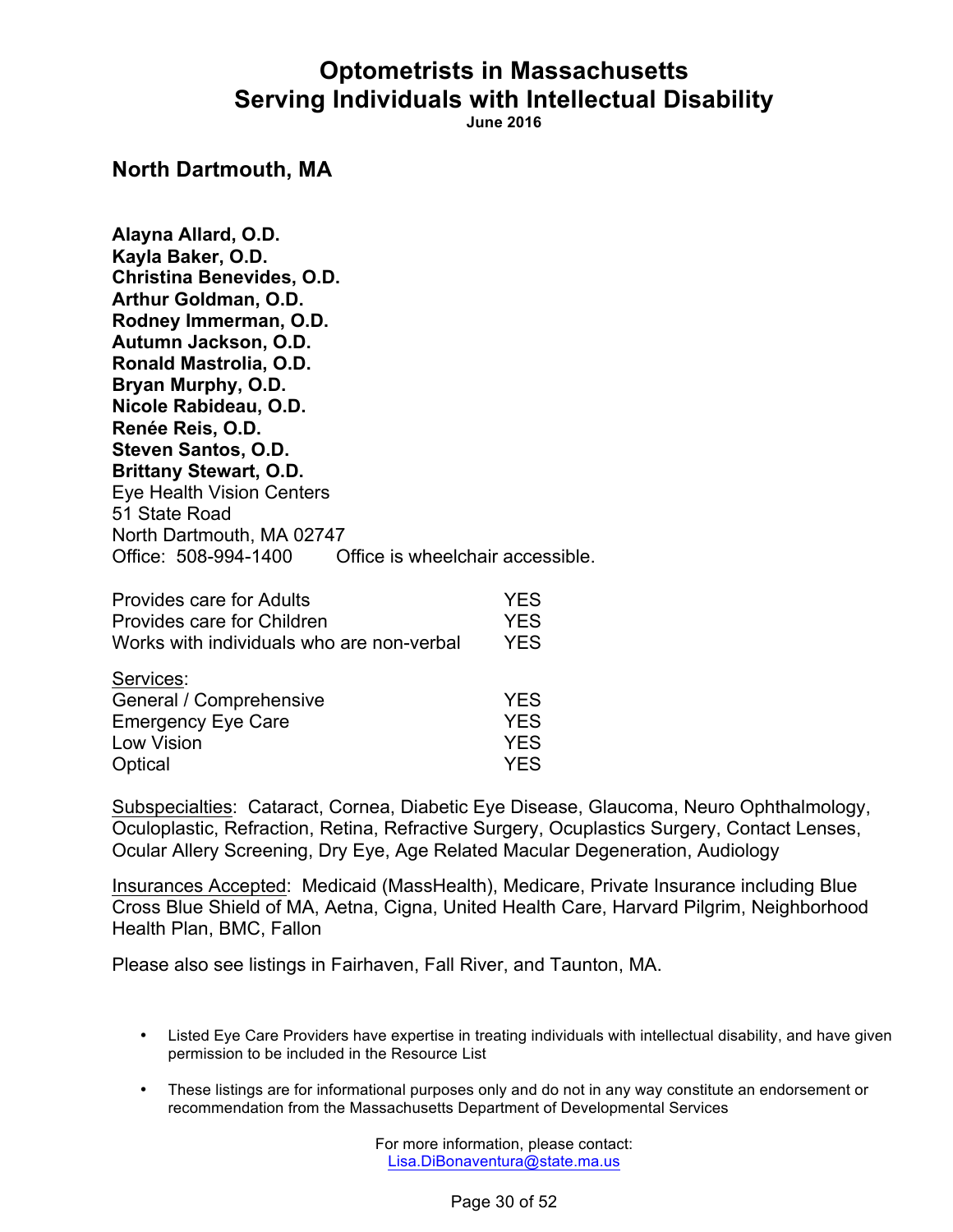# Optometrists in Massachusetts Serving Individuals with Intellectual Disability

**June 2016**

## North Dartmouth, MA

**Alayna Allard, O.D.**
**Kayla Baker, O.D.**
**Christina Benevides, O.D.**
**Arthur Goldman, O.D.**
**Rodney Immerman, O.D.**
**Autumn Jackson, O.D.**
**Ronald Mastrolia, O.D.**
**Bryan Murphy, O.D.**
**Nicole Rabideau, O.D.**
**Renée Reis, O.D.**
**Steven Santos, O.D.**
**Brittany Stewart, O.D.**
Eye Health Vision Centers
51 State Road
North Dartmouth, MA 02747
Office: 508-994-1400 Office is wheelchair accessible.

| | |
|---|---|
| Provides care for Adults | YES |
| Provides care for Children | YES |
| Works with individuals who are non-verbal | YES |

Services:

| | |
|---|---|
| General / Comprehensive | YES |
| Emergency Eye Care | YES |
| Low Vision | YES |
| Optical | YES |

Subspecialties: Cataract, Cornea, Diabetic Eye Disease, Glaucoma, Neuro Ophthalmology, Oculoplastic, Refraction, Retina, Refractive Surgery, Ocuplastics Surgery, Contact Lenses, Ocular Allery Screening, Dry Eye, Age Related Macular Degeneration, Audiology

Insurances Accepted: Medicaid (MassHealth), Medicare, Private Insurance including Blue Cross Blue Shield of MA, Aetna, Cigna, United Health Care, Harvard Pilgrim, Neighborhood Health Plan, BMC, Fallon

Please also see listings in Fairhaven, Fall River, and Taunton, MA.

- Listed Eye Care Providers have expertise in treating individuals with intellectual disability, and have given permission to be included in the Resource List
- These listings are for informational purposes only and do not in any way constitute an endorsement or recommendation from the Massachusetts Department of Developmental Services

For more information, please contact:
Lisa.DiBonaventura@state.ma.us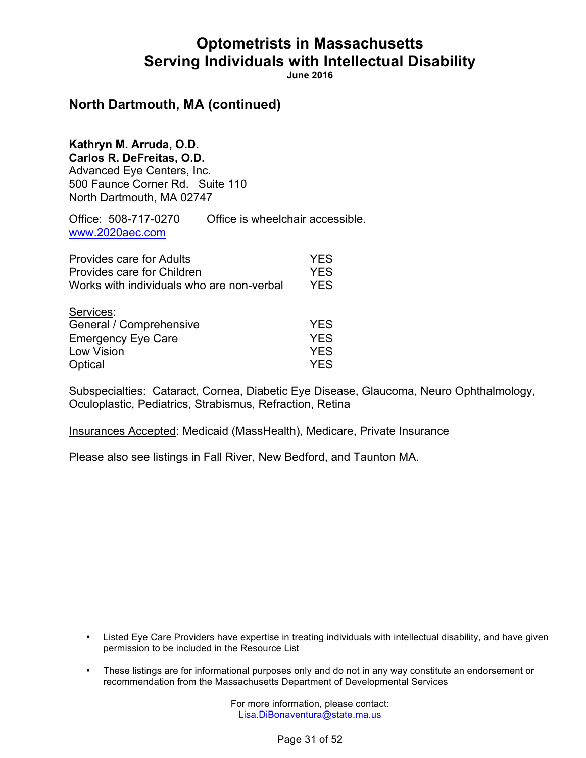# Optometrists in Massachusetts
# Serving Individuals with Intellectual Disability

**June 2016**

## North Dartmouth, MA (continued)

**Kathryn M. Arruda, O.D.**
**Carlos R. DeFreitas, O.D.**
Advanced Eye Centers, Inc.
500 Faunce Corner Rd. Suite 110
North Dartmouth, MA 02747

Office: 508-717-0270    Office is wheelchair accessible.
www.2020aec.com

| | |
|---|---|
| Provides care for Adults | YES |
| Provides care for Children | YES |
| Works with individuals who are non-verbal | YES |

Services:

| | |
|---|---|
| General / Comprehensive | YES |
| Emergency Eye Care | YES |
| Low Vision | YES |
| Optical | YES |

Subspecialties: Cataract, Cornea, Diabetic Eye Disease, Glaucoma, Neuro Ophthalmology, Oculoplastic, Pediatrics, Strabismus, Refraction, Retina

Insurances Accepted: Medicaid (MassHealth), Medicare, Private Insurance

Please also see listings in Fall River, New Bedford, and Taunton MA.

- Listed Eye Care Providers have expertise in treating individuals with intellectual disability, and have given permission to be included in the Resource List
- These listings are for informational purposes only and do not in any way constitute an endorsement or recommendation from the Massachusetts Department of Developmental Services

For more information, please contact:
Lisa.DiBonaventura@state.ma.us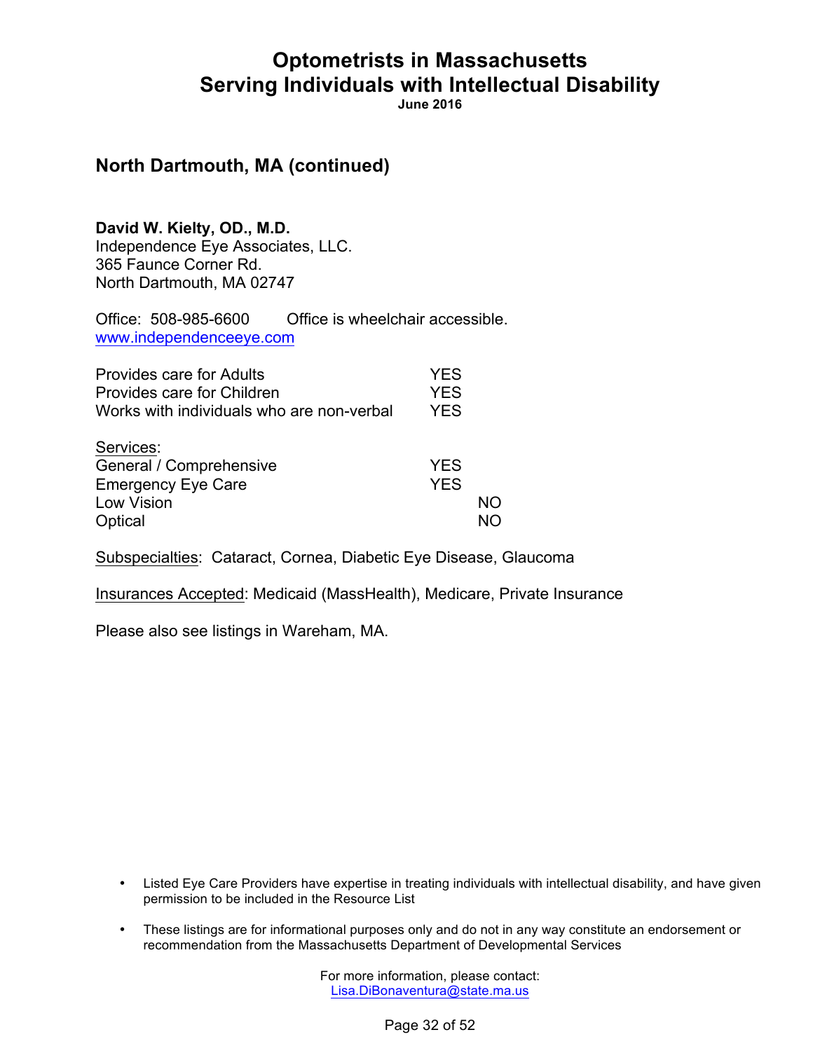# Optometrists in Massachusetts Serving Individuals with Intellectual Disability

**June 2016**

## North Dartmouth, MA (continued)

**David W. Kielty, OD., M.D.**
Independence Eye Associates, LLC.
365 Faunce Corner Rd.
North Dartmouth, MA 02747

Office: 508-985-6600 Office is wheelchair accessible.
www.independenceeye.com

| | |
|---|---|
| Provides care for Adults | YES |
| Provides care for Children | YES |
| Works with individuals who are non-verbal | YES |

Services:

| | | |
|---|---|---|
| General / Comprehensive | YES | |
| Emergency Eye Care | YES | |
| Low Vision | | NO |
| Optical | | NO |

Subspecialties: Cataract, Cornea, Diabetic Eye Disease, Glaucoma

Insurances Accepted: Medicaid (MassHealth), Medicare, Private Insurance

Please also see listings in Wareham, MA.

- Listed Eye Care Providers have expertise in treating individuals with intellectual disability, and have given permission to be included in the Resource List
- These listings are for informational purposes only and do not in any way constitute an endorsement or recommendation from the Massachusetts Department of Developmental Services

For more information, please contact:
Lisa.DiBonaventura@state.ma.us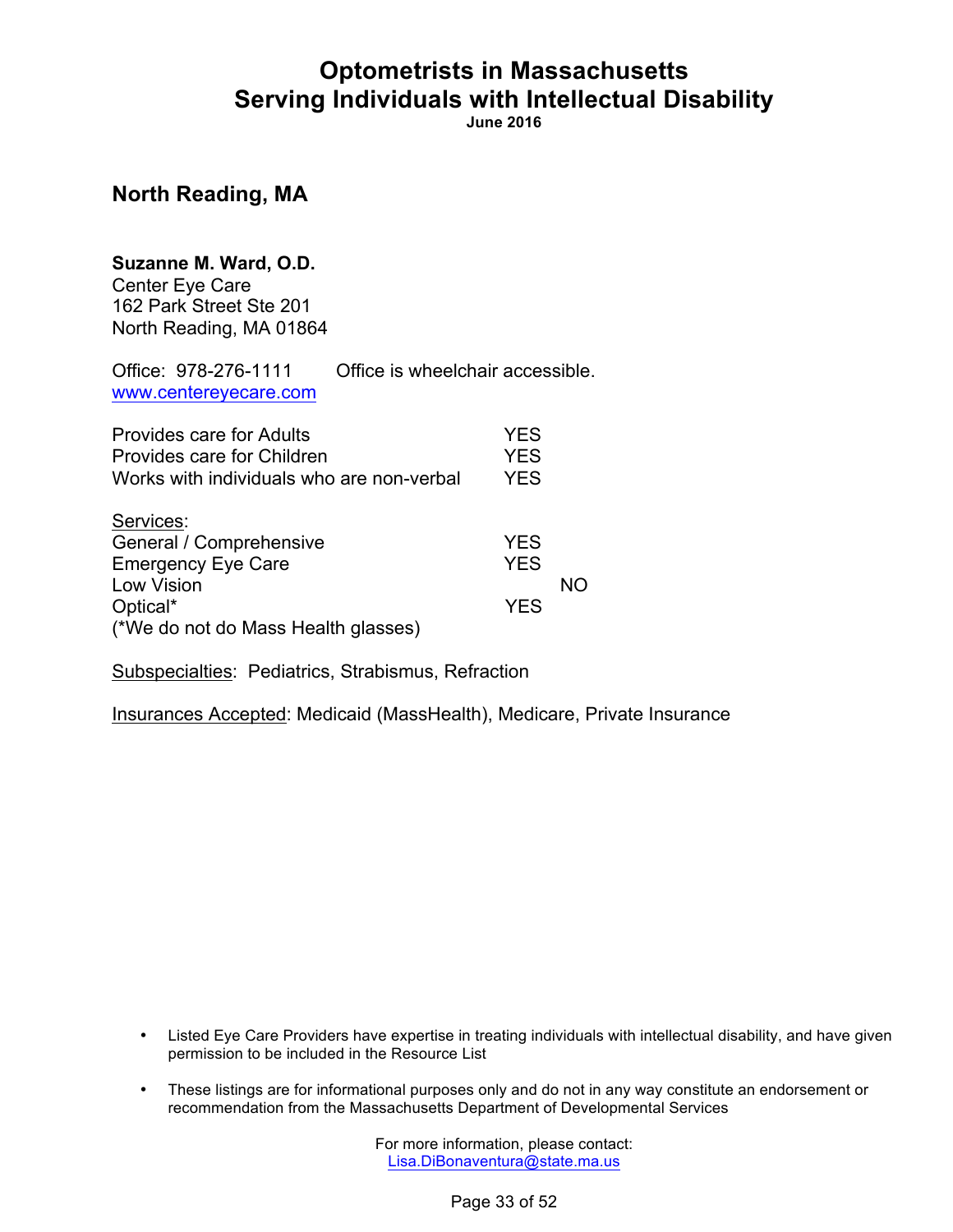# Optometrists in Massachusetts
# Serving Individuals with Intellectual Disability

**June 2016**

## North Reading, MA

**Suzanne M. Ward, O.D.**
Center Eye Care
162 Park Street Ste 201
North Reading, MA 01864

Office: 978-276-1111 Office is wheelchair accessible.
www.centereyecare.com

| | |
|---|---|
| Provides care for Adults | YES |
| Provides care for Children | YES |
| Works with individuals who are non-verbal | YES |

Services:

| | | |
|---|---|---|
| General / Comprehensive | YES | |
| Emergency Eye Care | YES | |
| Low Vision | | NO |
| Optical* | YES | |

(*We do not do Mass Health glasses)

Subspecialties: Pediatrics, Strabismus, Refraction

Insurances Accepted: Medicaid (MassHealth), Medicare, Private Insurance

- Listed Eye Care Providers have expertise in treating individuals with intellectual disability, and have given permission to be included in the Resource List
- These listings are for informational purposes only and do not in any way constitute an endorsement or recommendation from the Massachusetts Department of Developmental Services

For more information, please contact:
Lisa.DiBonaventura@state.ma.us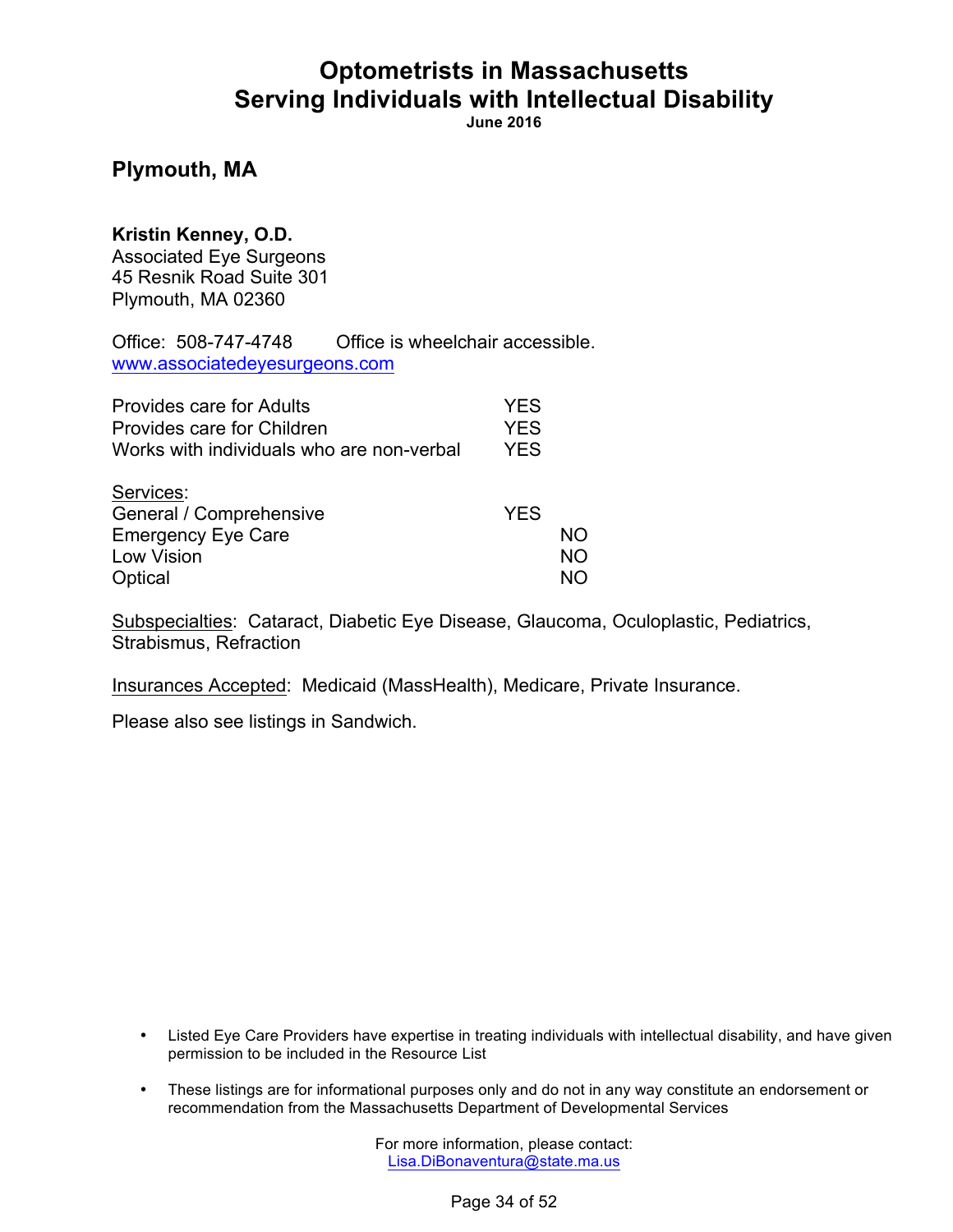# Optometrists in Massachusetts Serving Individuals with Intellectual Disability

**June 2016**

## Plymouth, MA

**Kristin Kenney, O.D.**
Associated Eye Surgeons
45 Resnik Road Suite 301
Plymouth, MA 02360

Office: 508-747-4748 Office is wheelchair accessible.
www.associatedeyesurgeons.com

| | | |
|---|---|---|
| Provides care for Adults | YES | |
| Provides care for Children | YES | |
| Works with individuals who are non-verbal | YES | |

Services:

| | | |
|---|---|---|
| General / Comprehensive | YES | |
| Emergency Eye Care | | NO |
| Low Vision | | NO |
| Optical | | NO |

Subspecialties: Cataract, Diabetic Eye Disease, Glaucoma, Oculoplastic, Pediatrics, Strabismus, Refraction

Insurances Accepted: Medicaid (MassHealth), Medicare, Private Insurance.

Please also see listings in Sandwich.

- Listed Eye Care Providers have expertise in treating individuals with intellectual disability, and have given permission to be included in the Resource List
- These listings are for informational purposes only and do not in any way constitute an endorsement or recommendation from the Massachusetts Department of Developmental Services

For more information, please contact:
Lisa.DiBonaventura@state.ma.us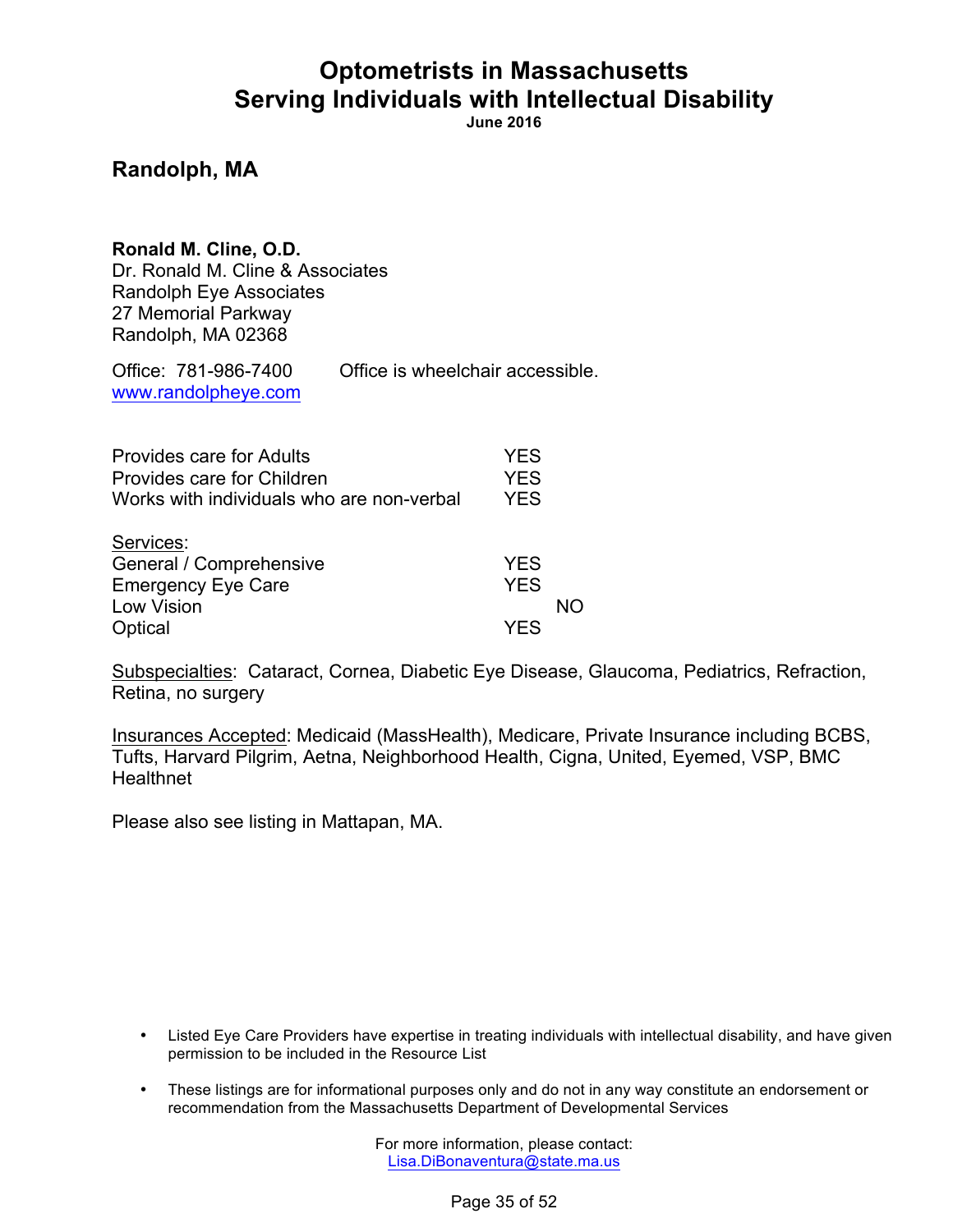# Optometrists in Massachusetts Serving Individuals with Intellectual Disability

**June 2016**

## Randolph, MA

**Ronald M. Cline, O.D.**
Dr. Ronald M. Cline & Associates
Randolph Eye Associates
27 Memorial Parkway
Randolph, MA 02368

Office: 781-986-7400 Office is wheelchair accessible.
www.randolpheye.com

| | | |
|---|---|---|
| Provides care for Adults | YES | |
| Provides care for Children | YES | |
| Works with individuals who are non-verbal | YES | |

<u>Services</u>:

| | | |
|---|---|---|
| General / Comprehensive | YES | |
| Emergency Eye Care | YES | |
| Low Vision | | NO |
| Optical | YES | |

<u>Subspecialties</u>: Cataract, Cornea, Diabetic Eye Disease, Glaucoma, Pediatrics, Refraction, Retina, no surgery

<u>Insurances Accepted</u>: Medicaid (MassHealth), Medicare, Private Insurance including BCBS, Tufts, Harvard Pilgrim, Aetna, Neighborhood Health, Cigna, United, Eyemed, VSP, BMC Healthnet

Please also see listing in Mattapan, MA.

- Listed Eye Care Providers have expertise in treating individuals with intellectual disability, and have given permission to be included in the Resource List
- These listings are for informational purposes only and do not in any way constitute an endorsement or recommendation from the Massachusetts Department of Developmental Services

For more information, please contact:
Lisa.DiBonaventura@state.ma.us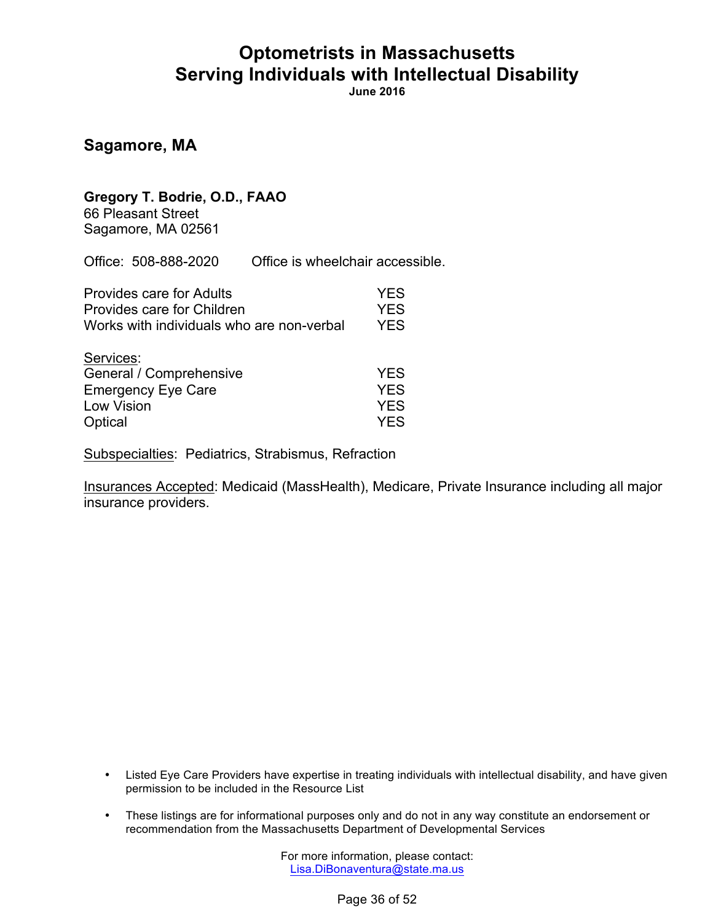# Optometrists in Massachusetts Serving Individuals with Intellectual Disability

**June 2016**

## Sagamore, MA

**Gregory T. Bodrie, O.D., FAAO**
66 Pleasant Street
Sagamore, MA 02561

Office: 508-888-2020 Office is wheelchair accessible.

| | |
|---|---|
| Provides care for Adults | YES |
| Provides care for Children | YES |
| Works with individuals who are non-verbal | YES |

Services:

| | |
|---|---|
| General / Comprehensive | YES |
| Emergency Eye Care | YES |
| Low Vision | YES |
| Optical | YES |

Subspecialties: Pediatrics, Strabismus, Refraction

Insurances Accepted: Medicaid (MassHealth), Medicare, Private Insurance including all major insurance providers.

- Listed Eye Care Providers have expertise in treating individuals with intellectual disability, and have given permission to be included in the Resource List
- These listings are for informational purposes only and do not in any way constitute an endorsement or recommendation from the Massachusetts Department of Developmental Services

For more information, please contact:
Lisa.DiBonaventura@state.ma.us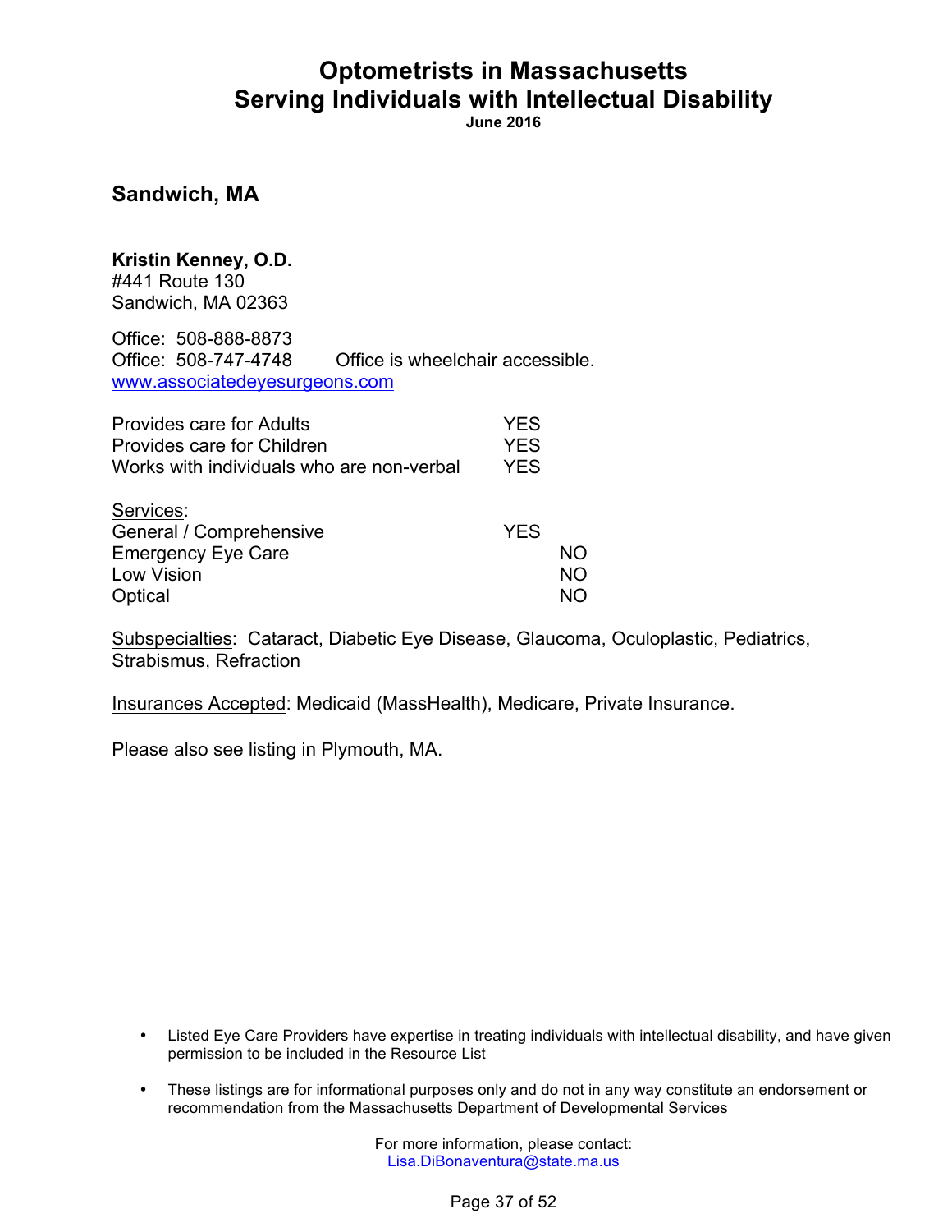# Optometrists in Massachusetts
# Serving Individuals with Intellectual Disability

**June 2016**

## Sandwich, MA

**Kristin Kenney, O.D.**
#441 Route 130
Sandwich, MA 02363

Office: 508-888-8873
Office: 508-747-4748 Office is wheelchair accessible.
www.associatedeyesurgeons.com

| | |
|---|---|
| Provides care for Adults | YES |
| Provides care for Children | YES |
| Works with individuals who are non-verbal | YES |

Services:

| | | |
|---|---|---|
| General / Comprehensive | YES | |
| Emergency Eye Care | | NO |
| Low Vision | | NO |
| Optical | | NO |

Subspecialties: Cataract, Diabetic Eye Disease, Glaucoma, Oculoplastic, Pediatrics, Strabismus, Refraction

Insurances Accepted: Medicaid (MassHealth), Medicare, Private Insurance.

Please also see listing in Plymouth, MA.

- Listed Eye Care Providers have expertise in treating individuals with intellectual disability, and have given permission to be included in the Resource List
- These listings are for informational purposes only and do not in any way constitute an endorsement or recommendation from the Massachusetts Department of Developmental Services

For more information, please contact:
Lisa.DiBonaventura@state.ma.us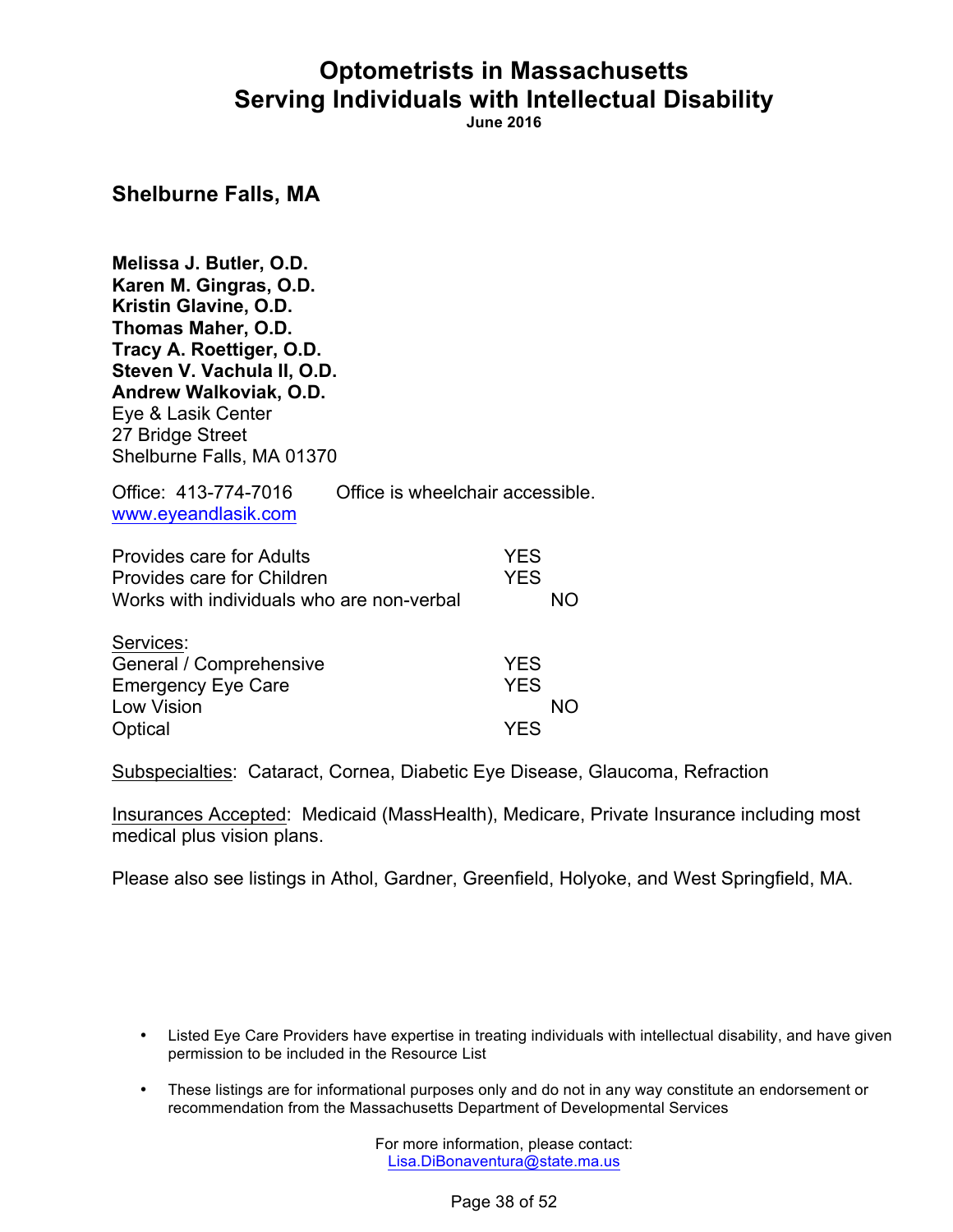# Optometrists in Massachusetts
# Serving Individuals with Intellectual Disability

**June 2016**

## Shelburne Falls, MA

**Melissa J. Butler, O.D.**
**Karen M. Gingras, O.D.**
**Kristin Glavine, O.D.**
**Thomas Maher, O.D.**
**Tracy A. Roettiger, O.D.**
**Steven V. Vachula II, O.D.**
**Andrew Walkoviak, O.D.**
Eye & Lasik Center
27 Bridge Street
Shelburne Falls, MA 01370

Office: 413-774-7016 Office is wheelchair accessible.
www.eyeandlasik.com

| | YES | NO |
|---|---|---|
| Provides care for Adults | YES | |
| Provides care for Children | YES | |
| Works with individuals who are non-verbal | | NO |

Services:

| | YES | NO |
|---|---|---|
| General / Comprehensive | YES | |
| Emergency Eye Care | YES | |
| Low Vision | | NO |
| Optical | YES | |

Subspecialties: Cataract, Cornea, Diabetic Eye Disease, Glaucoma, Refraction

Insurances Accepted: Medicaid (MassHealth), Medicare, Private Insurance including most medical plus vision plans.

Please also see listings in Athol, Gardner, Greenfield, Holyoke, and West Springfield, MA.

- Listed Eye Care Providers have expertise in treating individuals with intellectual disability, and have given permission to be included in the Resource List
- These listings are for informational purposes only and do not in any way constitute an endorsement or recommendation from the Massachusetts Department of Developmental Services

For more information, please contact:
Lisa.DiBonaventura@state.ma.us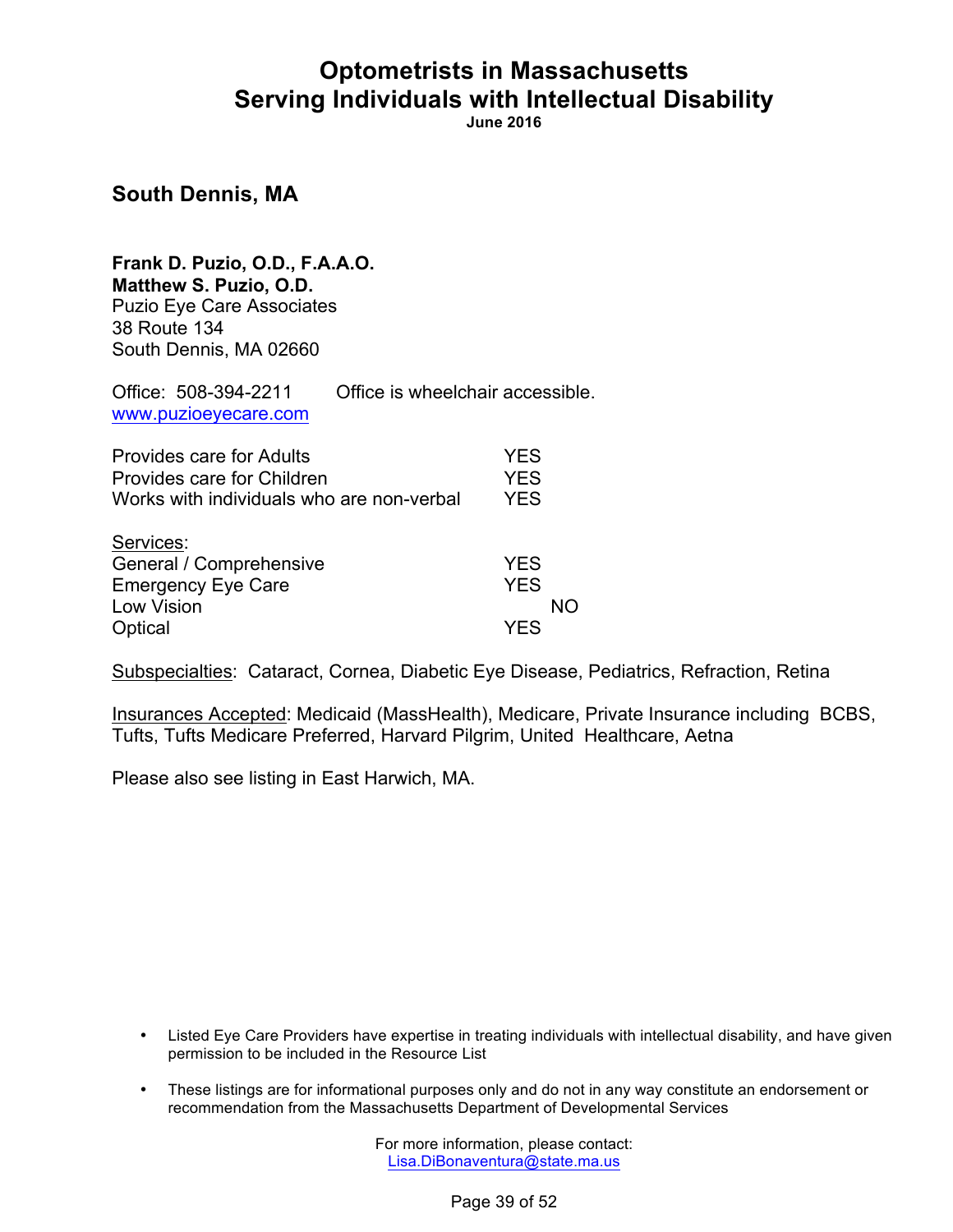# Optometrists in Massachusetts
# Serving Individuals with Intellectual Disability

**June 2016**

## South Dennis, MA

**Frank D. Puzio, O.D., F.A.A.O.**
**Matthew S. Puzio, O.D.**
Puzio Eye Care Associates
38 Route 134
South Dennis, MA 02660

Office: 508-394-2211 Office is wheelchair accessible.
www.puzioeyecare.com

| | |
|---|---|
| Provides care for Adults | YES |
| Provides care for Children | YES |
| Works with individuals who are non-verbal | YES |

Services:

| | | |
|---|---|---|
| General / Comprehensive | YES | |
| Emergency Eye Care | YES | |
| Low Vision | | NO |
| Optical | YES | |

Subspecialties: Cataract, Cornea, Diabetic Eye Disease, Pediatrics, Refraction, Retina

Insurances Accepted: Medicaid (MassHealth), Medicare, Private Insurance including BCBS, Tufts, Tufts Medicare Preferred, Harvard Pilgrim, United Healthcare, Aetna

Please also see listing in East Harwich, MA.

- Listed Eye Care Providers have expertise in treating individuals with intellectual disability, and have given permission to be included in the Resource List
- These listings are for informational purposes only and do not in any way constitute an endorsement or recommendation from the Massachusetts Department of Developmental Services

For more information, please contact:
Lisa.DiBonaventura@state.ma.us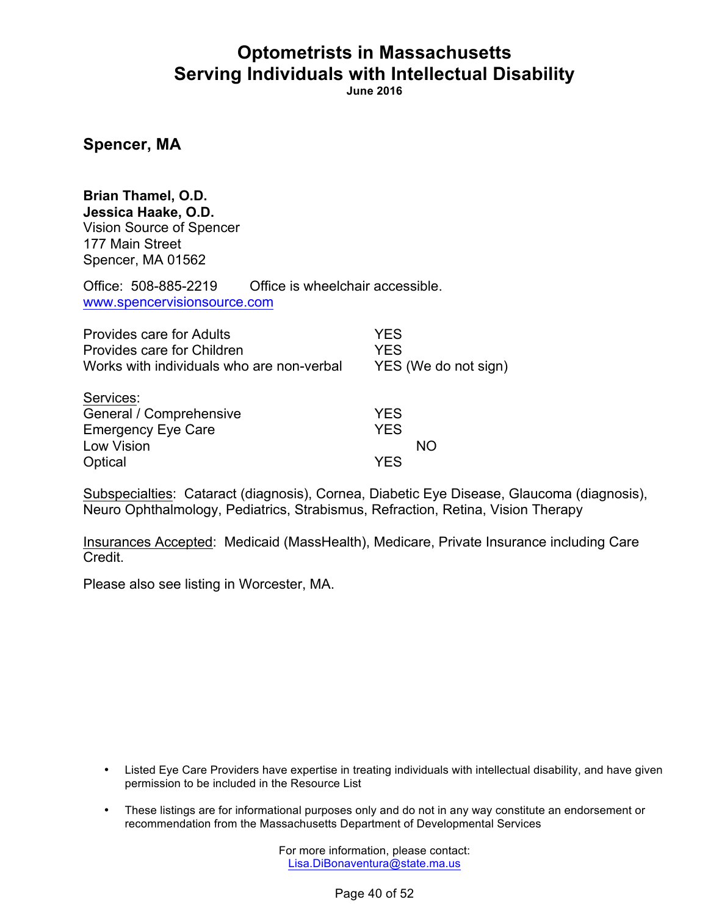# Optometrists in Massachusetts
# Serving Individuals with Intellectual Disability

**June 2016**

## Spencer, MA

**Brian Thamel, O.D.**
**Jessica Haake, O.D.**
Vision Source of Spencer
177 Main Street
Spencer, MA 01562

Office: 508-885-2219 Office is wheelchair accessible.
www.spencervisionsource.com

| | |
|---|---|
| Provides care for Adults | YES |
| Provides care for Children | YES |
| Works with individuals who are non-verbal | YES (We do not sign) |

Services:

| | |
|---|---|
| General / Comprehensive | YES |
| Emergency Eye Care | YES |
| Low Vision | NO |
| Optical | YES |

Subspecialties: Cataract (diagnosis), Cornea, Diabetic Eye Disease, Glaucoma (diagnosis), Neuro Ophthalmology, Pediatrics, Strabismus, Refraction, Retina, Vision Therapy

Insurances Accepted: Medicaid (MassHealth), Medicare, Private Insurance including Care Credit.

Please also see listing in Worcester, MA.

- Listed Eye Care Providers have expertise in treating individuals with intellectual disability, and have given permission to be included in the Resource List
- These listings are for informational purposes only and do not in any way constitute an endorsement or recommendation from the Massachusetts Department of Developmental Services

For more information, please contact:
Lisa.DiBonaventura@state.ma.us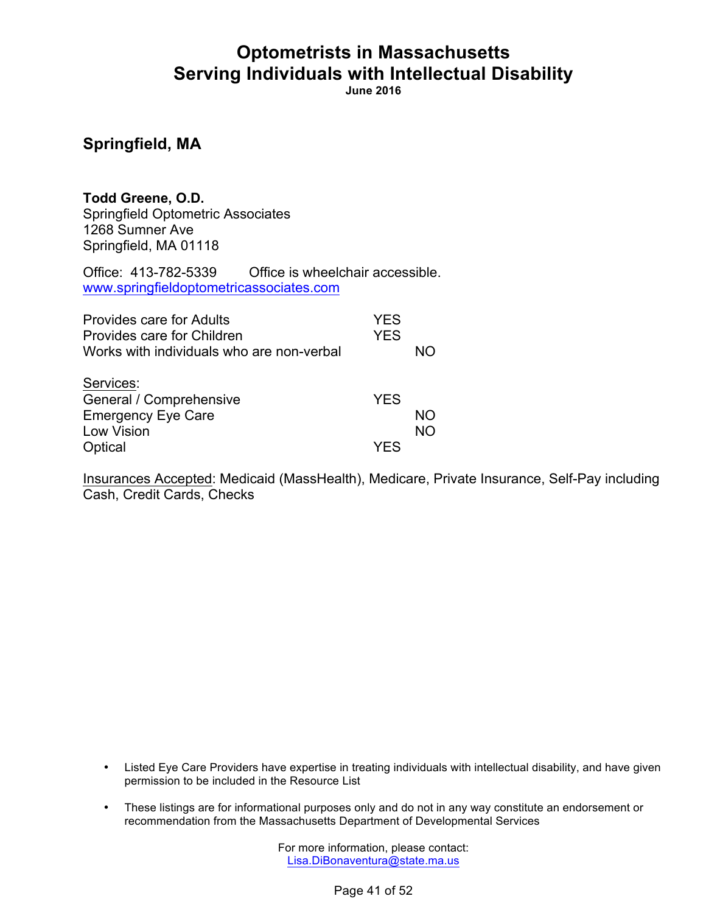# Optometrists in Massachusetts Serving Individuals with Intellectual Disability

**June 2016**

## Springfield, MA

**Todd Greene, O.D.**
Springfield Optometric Associates
1268 Sumner Ave
Springfield, MA 01118

Office: 413-782-5339 Office is wheelchair accessible.
www.springfieldoptometricassociates.com

| | | |
|---|---|---|
| Provides care for Adults | YES | |
| Provides care for Children | YES | |
| Works with individuals who are non-verbal | | NO |

Services:

| | | |
|---|---|---|
| General / Comprehensive | YES | |
| Emergency Eye Care | | NO |
| Low Vision | | NO |
| Optical | YES | |

Insurances Accepted: Medicaid (MassHealth), Medicare, Private Insurance, Self-Pay including Cash, Credit Cards, Checks

- Listed Eye Care Providers have expertise in treating individuals with intellectual disability, and have given permission to be included in the Resource List
- These listings are for informational purposes only and do not in any way constitute an endorsement or recommendation from the Massachusetts Department of Developmental Services

For more information, please contact:
Lisa.DiBonaventura@state.ma.us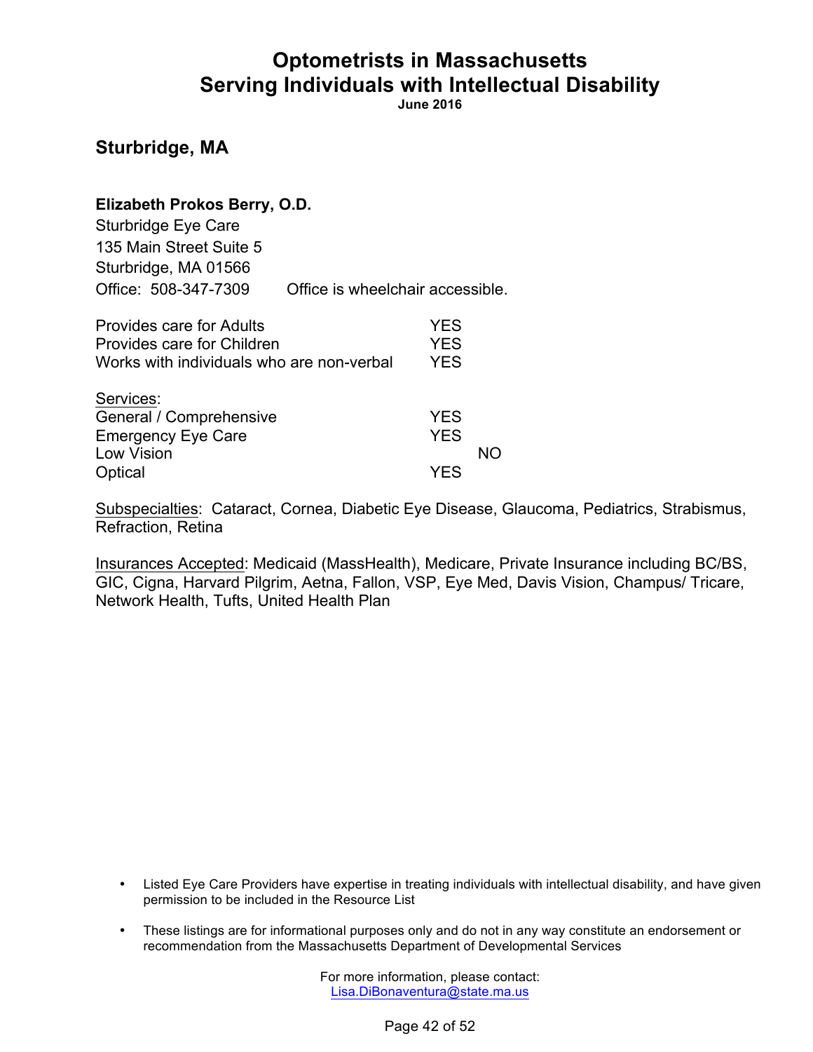# Optometrists in Massachusetts Serving Individuals with Intellectual Disability

**June 2016**

## Sturbridge, MA

**Elizabeth Prokos Berry, O.D.**
Sturbridge Eye Care
135 Main Street Suite 5
Sturbridge, MA 01566
Office: 508-347-7309 Office is wheelchair accessible.

| | | |
|---|---|---|
| Provides care for Adults | YES | |
| Provides care for Children | YES | |
| Works with individuals who are non-verbal | YES | |

Services:

| | | |
|---|---|---|
| General / Comprehensive | YES | |
| Emergency Eye Care | YES | |
| Low Vision | | NO |
| Optical | YES | |

Subspecialties: Cataract, Cornea, Diabetic Eye Disease, Glaucoma, Pediatrics, Strabismus, Refraction, Retina

Insurances Accepted: Medicaid (MassHealth), Medicare, Private Insurance including BC/BS, GIC, Cigna, Harvard Pilgrim, Aetna, Fallon, VSP, Eye Med, Davis Vision, Champus/ Tricare, Network Health, Tufts, United Health Plan

- Listed Eye Care Providers have expertise in treating individuals with intellectual disability, and have given permission to be included in the Resource List
- These listings are for informational purposes only and do not in any way constitute an endorsement or recommendation from the Massachusetts Department of Developmental Services

For more information, please contact:
Lisa.DiBonaventura@state.ma.us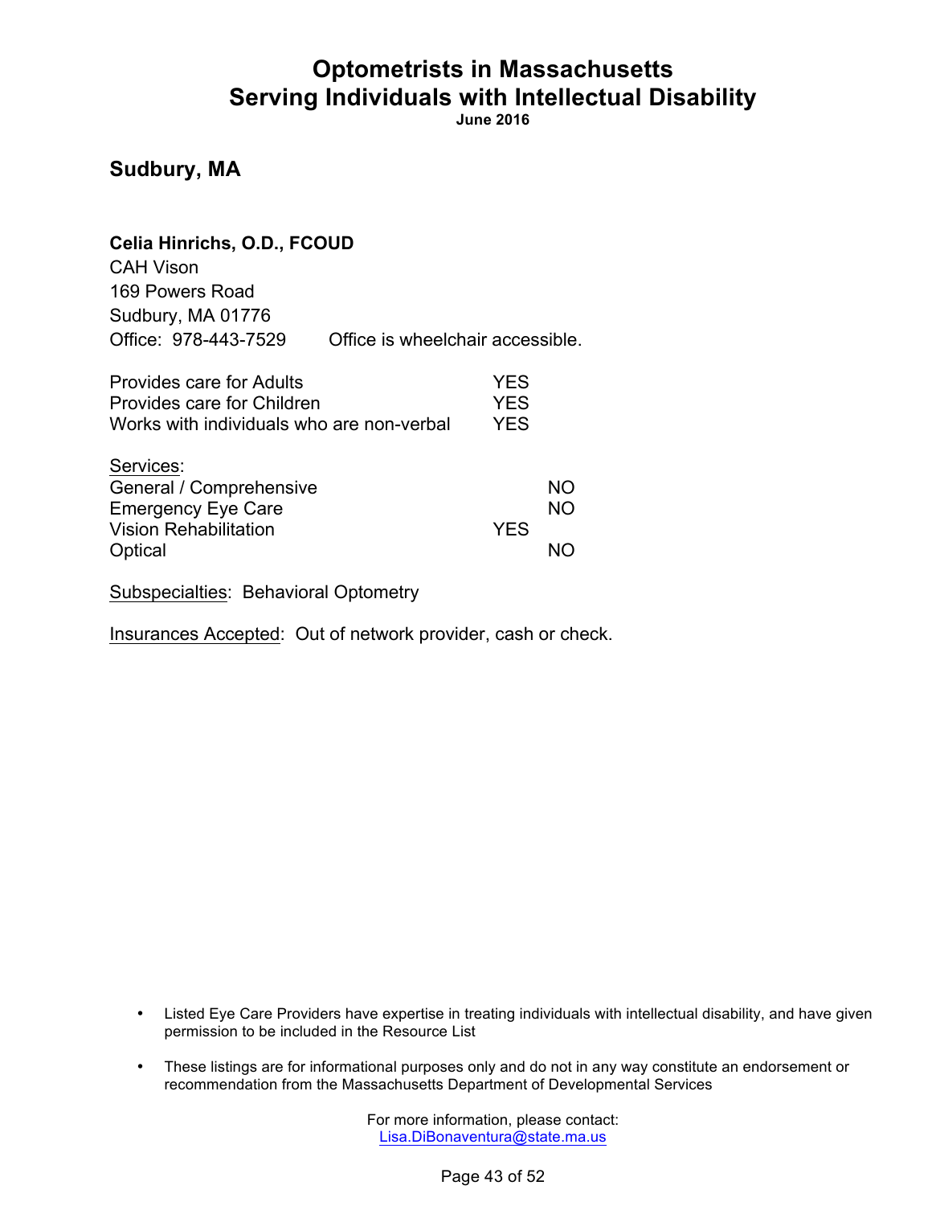# Optometrists in Massachusetts
# Serving Individuals with Intellectual Disability

**June 2016**

## Sudbury, MA

**Celia Hinrichs, O.D., FCOUD**
CAH Vison
169 Powers Road
Sudbury, MA 01776
Office: 978-443-7529 Office is wheelchair accessible.

| | | |
|---|---|---|
| Provides care for Adults | YES | |
| Provides care for Children | YES | |
| Works with individuals who are non-verbal | YES | |

<u>Services</u>:

| | | |
|---|---|---|
| General / Comprehensive | | NO |
| Emergency Eye Care | | NO |
| Vision Rehabilitation | YES | |
| Optical | | NO |

<u>Subspecialties</u>: Behavioral Optometry

<u>Insurances Accepted</u>: Out of network provider, cash or check.

- Listed Eye Care Providers have expertise in treating individuals with intellectual disability, and have given permission to be included in the Resource List
- These listings are for informational purposes only and do not in any way constitute an endorsement or recommendation from the Massachusetts Department of Developmental Services

For more information, please contact:
Lisa.DiBonaventura@state.ma.us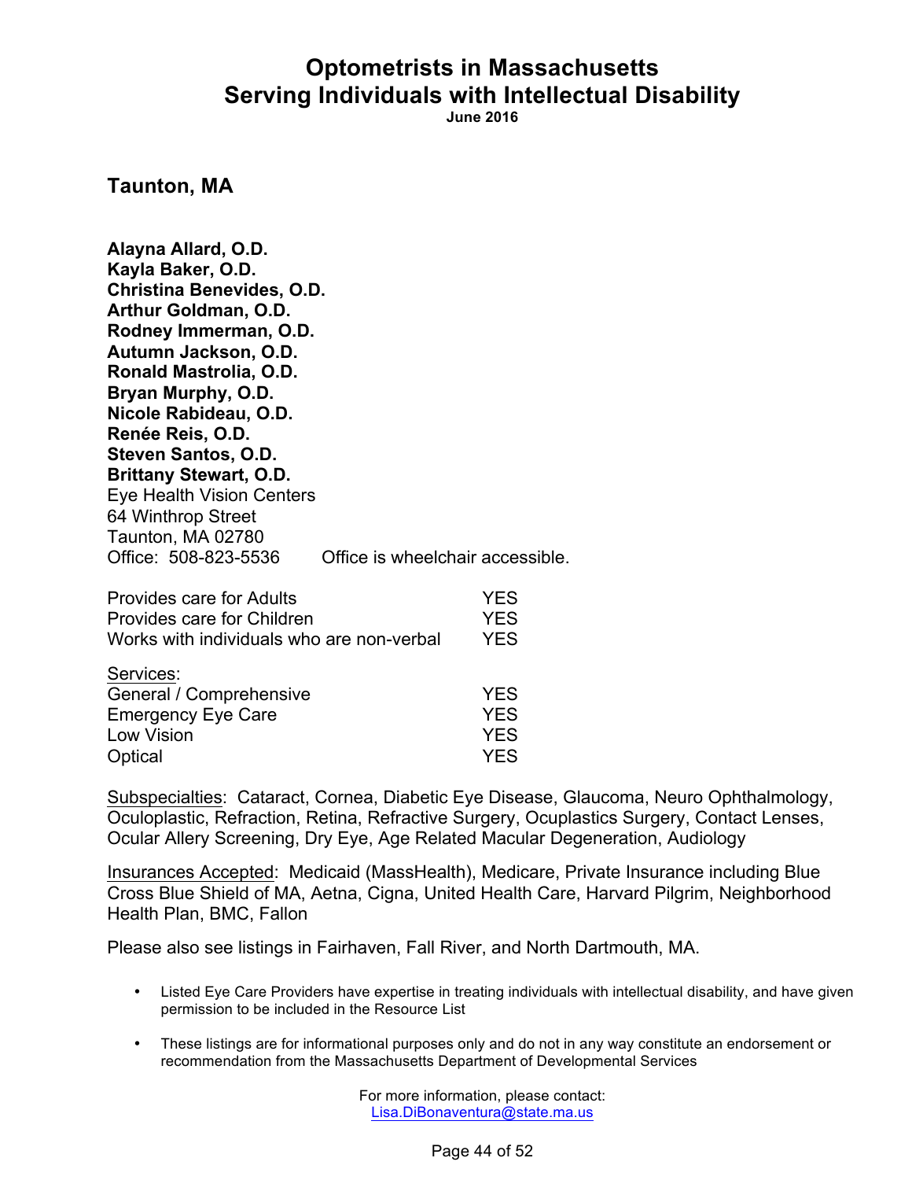# Optometrists in Massachusetts Serving Individuals with Intellectual Disability

**June 2016**

## Taunton, MA

**Alayna Allard, O.D.**
**Kayla Baker, O.D.**
**Christina Benevides, O.D.**
**Arthur Goldman, O.D.**
**Rodney Immerman, O.D.**
**Autumn Jackson, O.D.**
**Ronald Mastrolia, O.D.**
**Bryan Murphy, O.D.**
**Nicole Rabideau, O.D.**
**Renée Reis, O.D.**
**Steven Santos, O.D.**
**Brittany Stewart, O.D.**
Eye Health Vision Centers
64 Winthrop Street
Taunton, MA 02780
Office: 508-823-5536 Office is wheelchair accessible.

| | |
|---|---|
| Provides care for Adults | YES |
| Provides care for Children | YES |
| Works with individuals who are non-verbal | YES |

| Services: | |
|---|---|
| General / Comprehensive | YES |
| Emergency Eye Care | YES |
| Low Vision | YES |
| Optical | YES |

Subspecialties: Cataract, Cornea, Diabetic Eye Disease, Glaucoma, Neuro Ophthalmology, Oculoplastic, Refraction, Retina, Refractive Surgery, Ocuplastics Surgery, Contact Lenses, Ocular Allery Screening, Dry Eye, Age Related Macular Degeneration, Audiology

Insurances Accepted: Medicaid (MassHealth), Medicare, Private Insurance including Blue Cross Blue Shield of MA, Aetna, Cigna, United Health Care, Harvard Pilgrim, Neighborhood Health Plan, BMC, Fallon

Please also see listings in Fairhaven, Fall River, and North Dartmouth, MA.

- Listed Eye Care Providers have expertise in treating individuals with intellectual disability, and have given permission to be included in the Resource List
- These listings are for informational purposes only and do not in any way constitute an endorsement or recommendation from the Massachusetts Department of Developmental Services

For more information, please contact:
Lisa.DiBonaventura@state.ma.us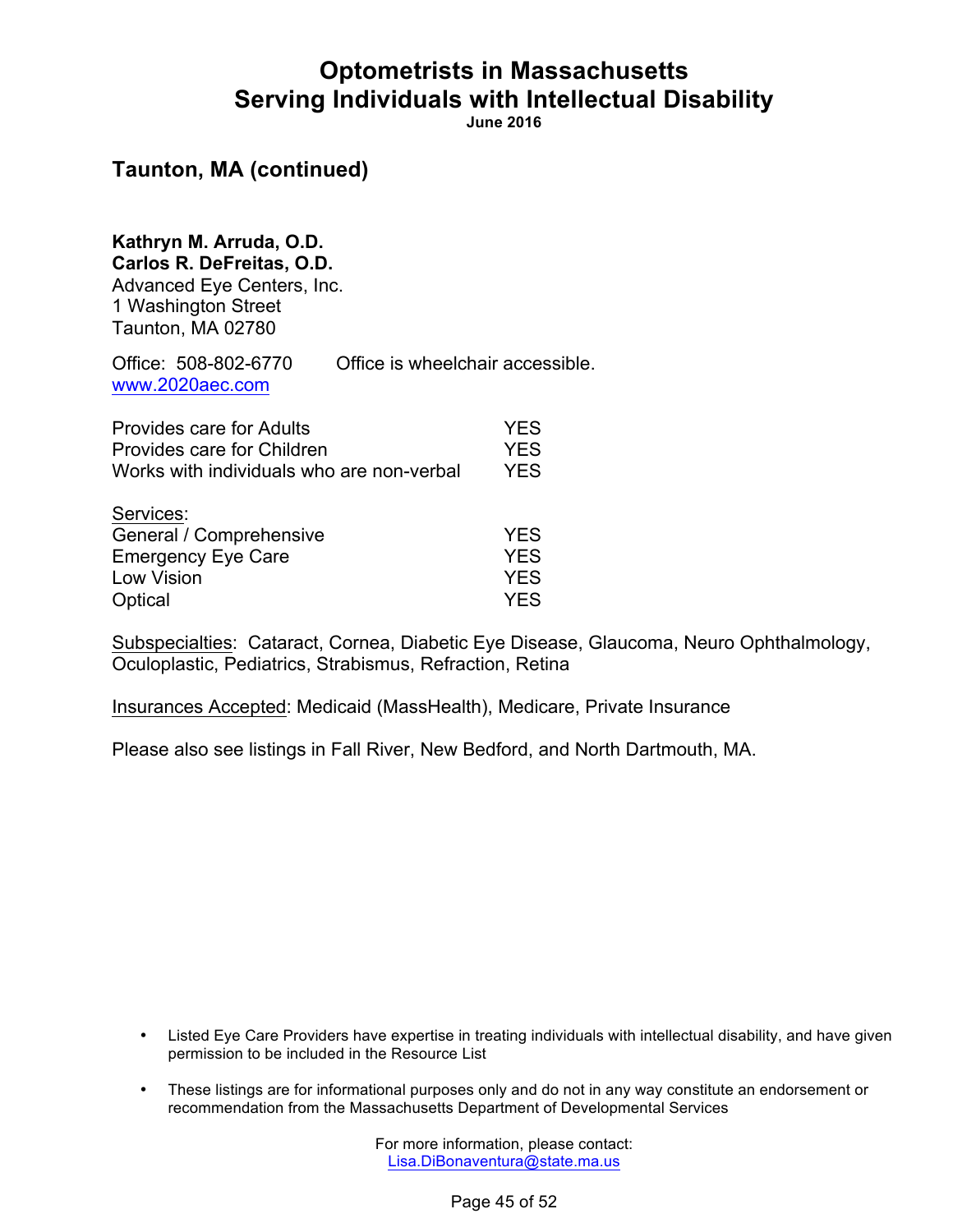## Taunton, MA (continued)

**Kathryn M. Arruda, O.D.**
**Carlos R. DeFreitas, O.D.**
Advanced Eye Centers, Inc.
1 Washington Street
Taunton, MA 02780

Office: 508-802-6770 Office is wheelchair accessible.
www.2020aec.com

| | |
|---|---|
| Provides care for Adults | YES |
| Provides care for Children | YES |
| Works with individuals who are non-verbal | YES |

Services:

| | |
|---|---|
| General / Comprehensive | YES |
| Emergency Eye Care | YES |
| Low Vision | YES |
| Optical | YES |

Subspecialties: Cataract, Cornea, Diabetic Eye Disease, Glaucoma, Neuro Ophthalmology, Oculoplastic, Pediatrics, Strabismus, Refraction, Retina

Insurances Accepted: Medicaid (MassHealth), Medicare, Private Insurance

Please also see listings in Fall River, New Bedford, and North Dartmouth, MA.

- Listed Eye Care Providers have expertise in treating individuals with intellectual disability, and have given permission to be included in the Resource List
- These listings are for informational purposes only and do not in any way constitute an endorsement or recommendation from the Massachusetts Department of Developmental Services

For more information, please contact:
Lisa.DiBonaventura@state.ma.us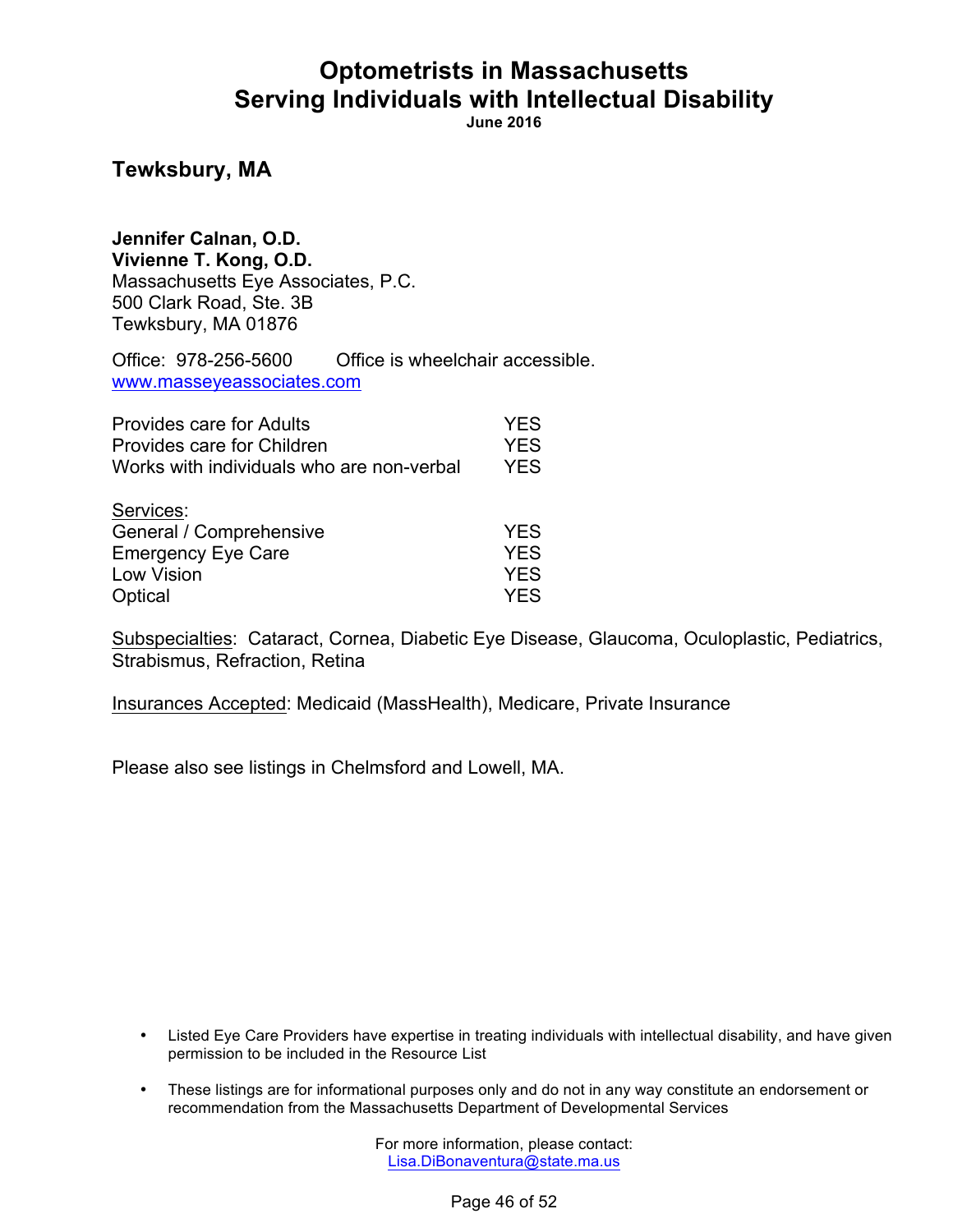# Optometrists in Massachusetts
# Serving Individuals with Intellectual Disability

**June 2016**

## Tewksbury, MA

**Jennifer Calnan, O.D.**
**Vivienne T. Kong, O.D.**
Massachusetts Eye Associates, P.C.
500 Clark Road, Ste. 3B
Tewksbury, MA 01876

Office: 978-256-5600 Office is wheelchair accessible.
www.masseyeassociates.com

| | |
|---|---|
| Provides care for Adults | YES |
| Provides care for Children | YES |
| Works with individuals who are non-verbal | YES |

Services:

| | |
|---|---|
| General / Comprehensive | YES |
| Emergency Eye Care | YES |
| Low Vision | YES |
| Optical | YES |

Subspecialties: Cataract, Cornea, Diabetic Eye Disease, Glaucoma, Oculoplastic, Pediatrics, Strabismus, Refraction, Retina

Insurances Accepted: Medicaid (MassHealth), Medicare, Private Insurance

Please also see listings in Chelmsford and Lowell, MA.

- Listed Eye Care Providers have expertise in treating individuals with intellectual disability, and have given permission to be included in the Resource List
- These listings are for informational purposes only and do not in any way constitute an endorsement or recommendation from the Massachusetts Department of Developmental Services

For more information, please contact:
Lisa.DiBonaventura@state.ma.us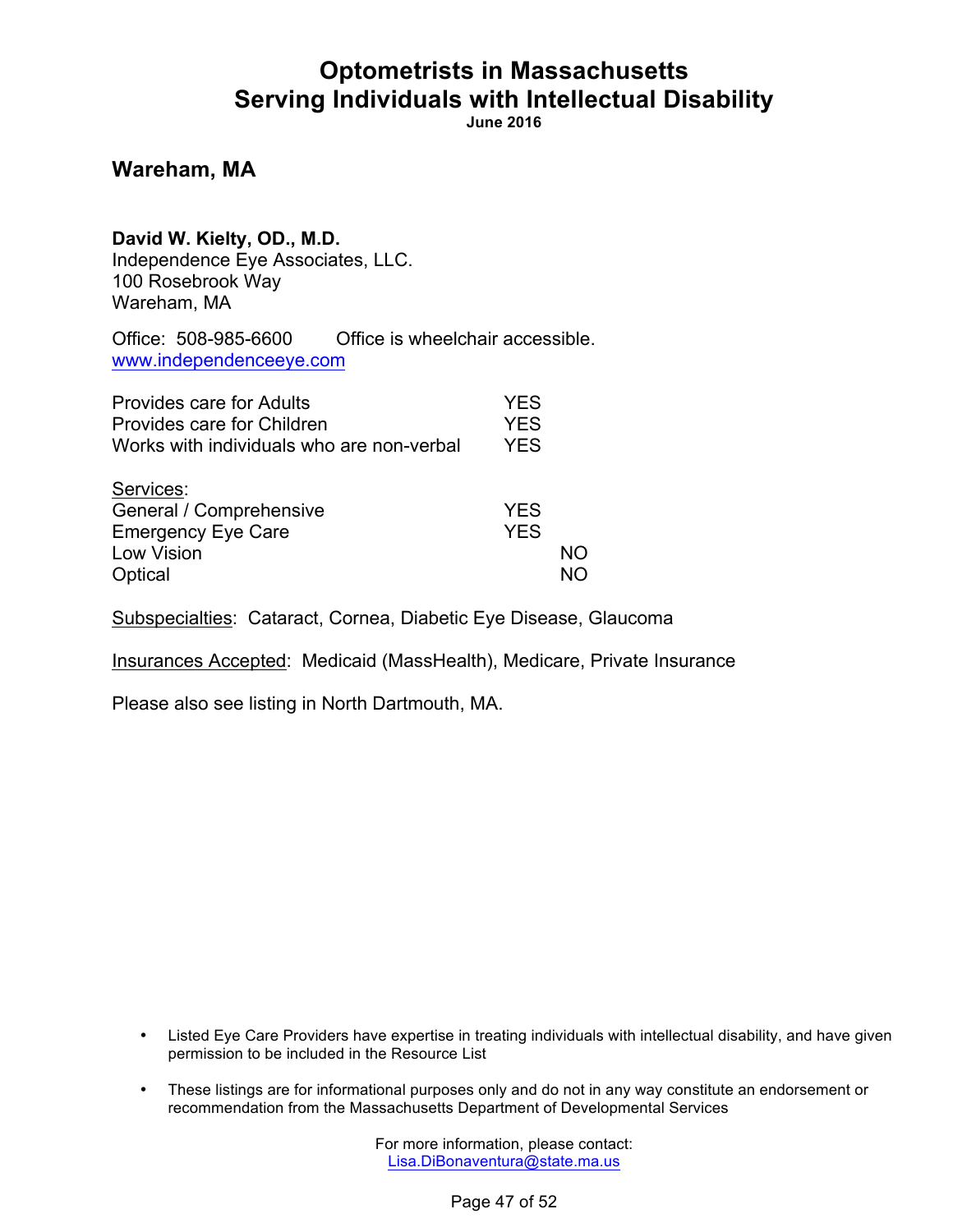# Optometrists in Massachusetts
# Serving Individuals with Intellectual Disability

**June 2016**

## Wareham, MA

**David W. Kielty, OD., M.D.**
Independence Eye Associates, LLC.
100 Rosebrook Way
Wareham, MA

Office: 508-985-6600 Office is wheelchair accessible.
www.independenceeye.com

| | |
|---|---|
| Provides care for Adults | YES |
| Provides care for Children | YES |
| Works with individuals who are non-verbal | YES |

Services:

| | | |
|---|---|---|
| General / Comprehensive | YES | |
| Emergency Eye Care | YES | |
| Low Vision | | NO |
| Optical | | NO |

Subspecialties: Cataract, Cornea, Diabetic Eye Disease, Glaucoma

Insurances Accepted: Medicaid (MassHealth), Medicare, Private Insurance

Please also see listing in North Dartmouth, MA.

- Listed Eye Care Providers have expertise in treating individuals with intellectual disability, and have given permission to be included in the Resource List
- These listings are for informational purposes only and do not in any way constitute an endorsement or recommendation from the Massachusetts Department of Developmental Services

For more information, please contact:
Lisa.DiBonaventura@state.ma.us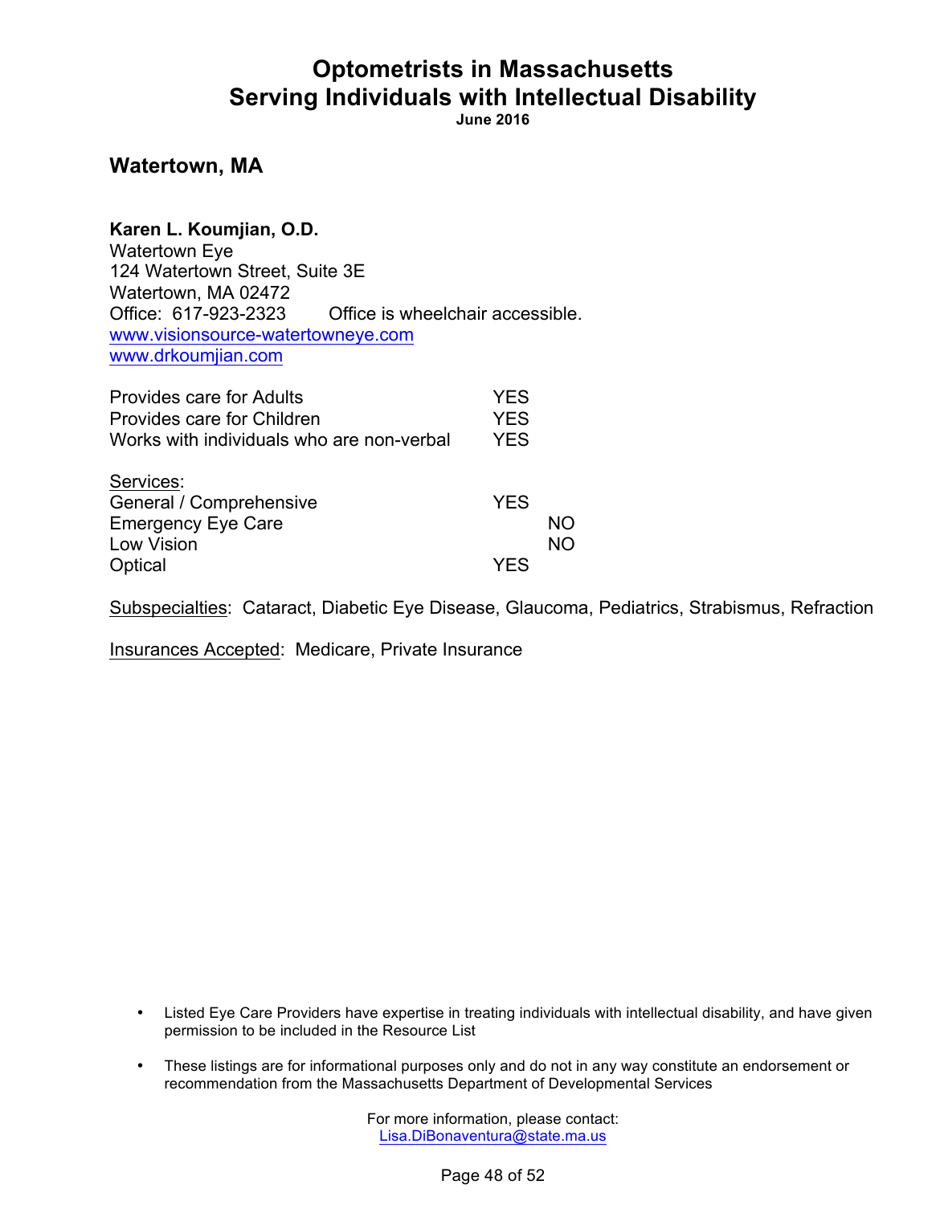# Optometrists in Massachusetts
# Serving Individuals with Intellectual Disability

**June 2016**

## Watertown, MA

**Karen L. Koumjian, O.D.**
Watertown Eye
124 Watertown Street, Suite 3E
Watertown, MA 02472
Office: 617-923-2323 Office is wheelchair accessible.
www.visionsource-watertowneye.com
www.drkoumjian.com

| | | |
|---|---|---|
| Provides care for Adults | YES | |
| Provides care for Children | YES | |
| Works with individuals who are non-verbal | YES | |

Services:

| | | |
|---|---|---|
| General / Comprehensive | YES | |
| Emergency Eye Care | | NO |
| Low Vision | | NO |
| Optical | YES | |

Subspecialties: Cataract, Diabetic Eye Disease, Glaucoma, Pediatrics, Strabismus, Refraction

Insurances Accepted: Medicare, Private Insurance

- Listed Eye Care Providers have expertise in treating individuals with intellectual disability, and have given permission to be included in the Resource List
- These listings are for informational purposes only and do not in any way constitute an endorsement or recommendation from the Massachusetts Department of Developmental Services

For more information, please contact:
Lisa.DiBonaventura@state.ma.us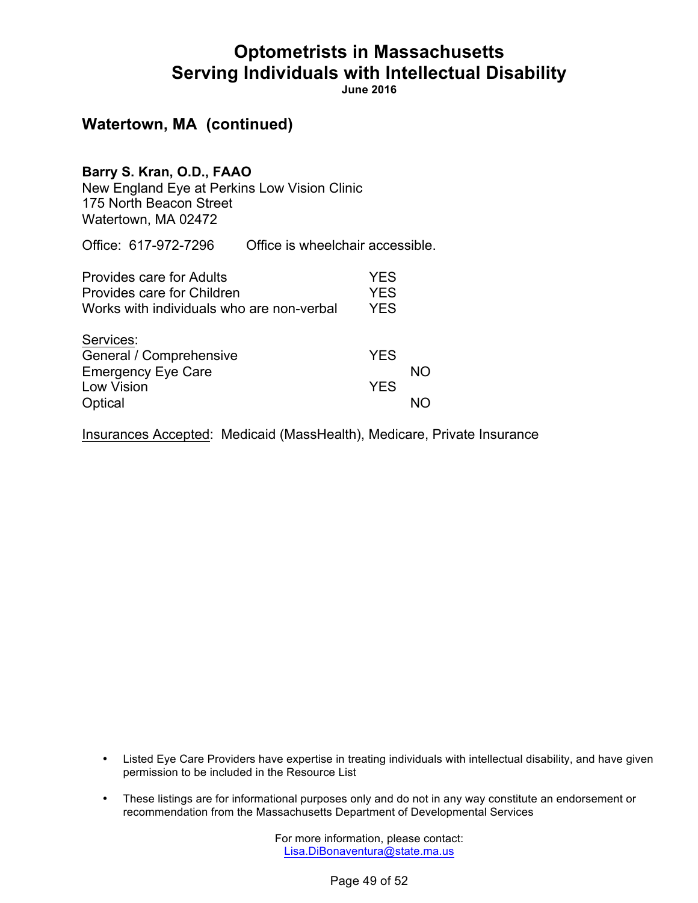# Optometrists in Massachusetts Serving Individuals with Intellectual Disability

**June 2016**

## Watertown, MA (continued)

**Barry S. Kran, O.D., FAAO**
New England Eye at Perkins Low Vision Clinic
175 North Beacon Street
Watertown, MA 02472

Office: 617-972-7296 Office is wheelchair accessible.

| | | |
|---|---|---|
| Provides care for Adults | YES | |
| Provides care for Children | YES | |
| Works with individuals who are non-verbal | YES | |

Services:

| | | |
|---|---|---|
| General / Comprehensive | YES | |
| Emergency Eye Care | | NO |
| Low Vision | YES | |
| Optical | | NO |

Insurances Accepted: Medicaid (MassHealth), Medicare, Private Insurance

- Listed Eye Care Providers have expertise in treating individuals with intellectual disability, and have given permission to be included in the Resource List
- These listings are for informational purposes only and do not in any way constitute an endorsement or recommendation from the Massachusetts Department of Developmental Services

For more information, please contact:
Lisa.DiBonaventura@state.ma.us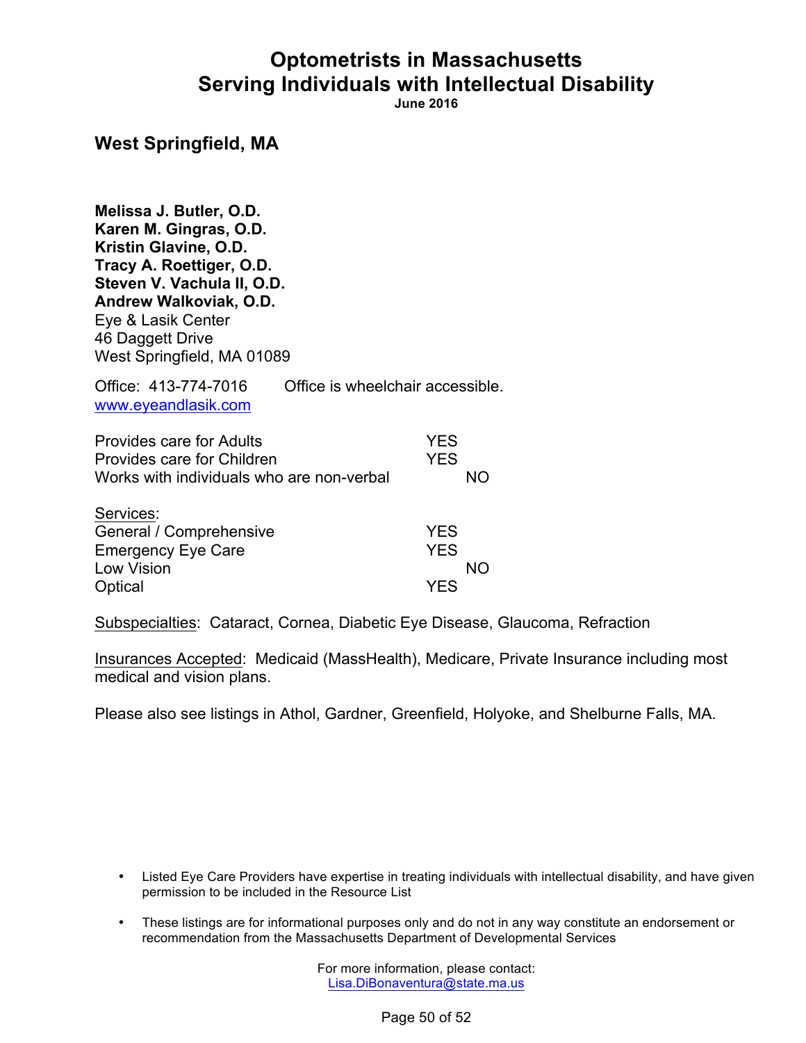# Optometrists in Massachusetts
# Serving Individuals with Intellectual Disability

**June 2016**

## West Springfield, MA

**Melissa J. Butler, O.D.**
**Karen M. Gingras, O.D.**
**Kristin Glavine, O.D.**
**Tracy A. Roettiger, O.D.**
**Steven V. Vachula II, O.D.**
**Andrew Walkoviak, O.D.**
Eye & Lasik Center
46 Daggett Drive
West Springfield, MA 01089

Office: 413-774-7016 Office is wheelchair accessible.
www.eyeandlasik.com

| | YES | NO |
|---|---|---|
| Provides care for Adults | YES | |
| Provides care for Children | YES | |
| Works with individuals who are non-verbal | | NO |

Services:

| | YES | NO |
|---|---|---|
| General / Comprehensive | YES | |
| Emergency Eye Care | YES | |
| Low Vision | | NO |
| Optical | YES | |

Subspecialties: Cataract, Cornea, Diabetic Eye Disease, Glaucoma, Refraction

Insurances Accepted: Medicaid (MassHealth), Medicare, Private Insurance including most medical and vision plans.

Please also see listings in Athol, Gardner, Greenfield, Holyoke, and Shelburne Falls, MA.

- Listed Eye Care Providers have expertise in treating individuals with intellectual disability, and have given permission to be included in the Resource List
- These listings are for informational purposes only and do not in any way constitute an endorsement or recommendation from the Massachusetts Department of Developmental Services

For more information, please contact:
Lisa.DiBonaventura@state.ma.us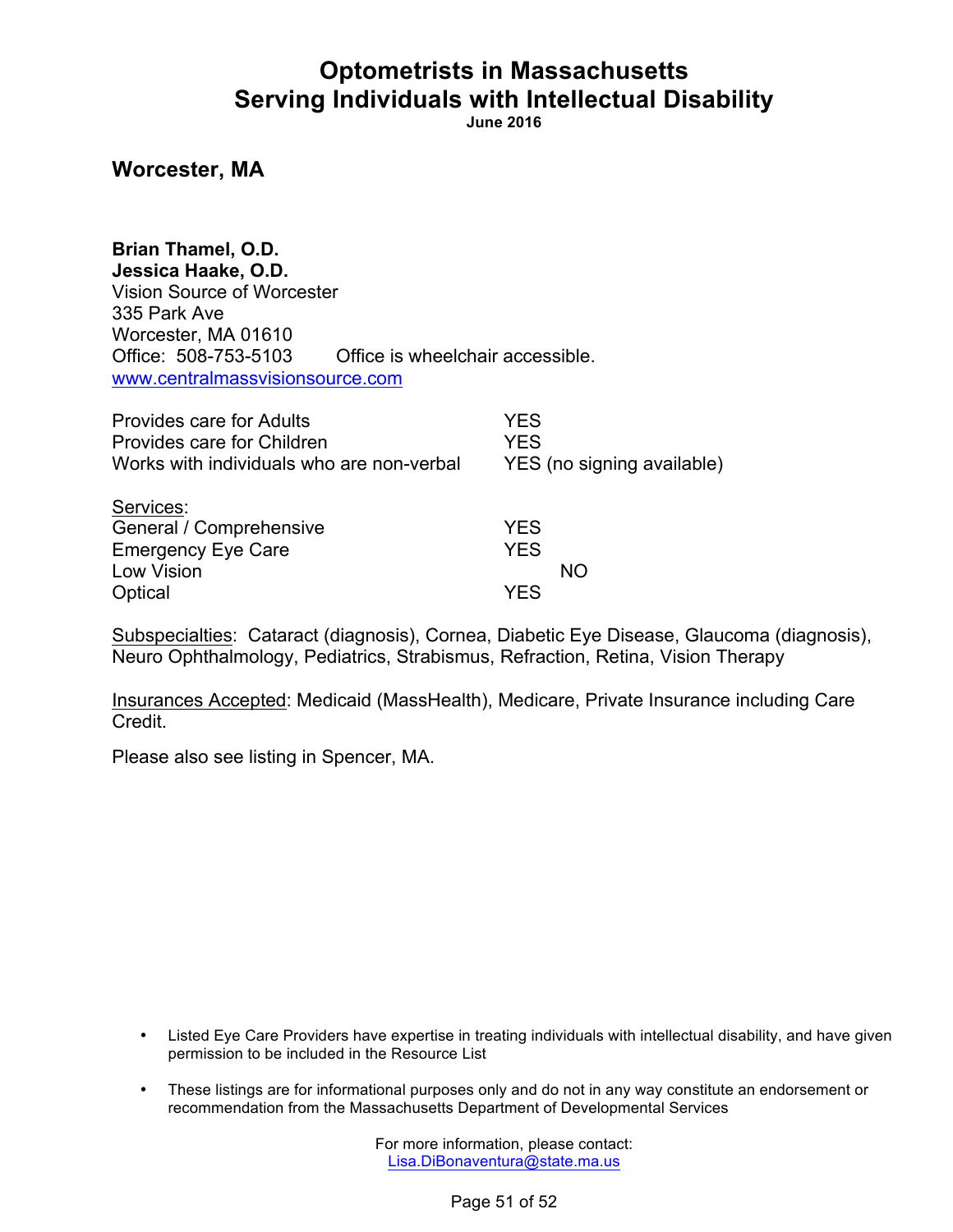# Optometrists in Massachusetts
# Serving Individuals with Intellectual Disability

**June 2016**

## Worcester, MA

**Brian Thamel, O.D.**
**Jessica Haake, O.D.**
Vision Source of Worcester
335 Park Ave
Worcester, MA 01610
Office: 508-753-5103 Office is wheelchair accessible.
www.centralmassvisionsource.com

| | |
|---|---|
| Provides care for Adults | YES |
| Provides care for Children | YES |
| Works with individuals who are non-verbal | YES (no signing available) |

<u>Services</u>:

| | |
|---|---|
| General / Comprehensive | YES |
| Emergency Eye Care | YES |
| Low Vision | NO |
| Optical | YES |

<u>Subspecialties</u>: Cataract (diagnosis), Cornea, Diabetic Eye Disease, Glaucoma (diagnosis), Neuro Ophthalmology, Pediatrics, Strabismus, Refraction, Retina, Vision Therapy

<u>Insurances Accepted</u>: Medicaid (MassHealth), Medicare, Private Insurance including Care Credit.

Please also see listing in Spencer, MA.

- Listed Eye Care Providers have expertise in treating individuals with intellectual disability, and have given permission to be included in the Resource List
- These listings are for informational purposes only and do not in any way constitute an endorsement or recommendation from the Massachusetts Department of Developmental Services

For more information, please contact:
Lisa.DiBonaventura@state.ma.us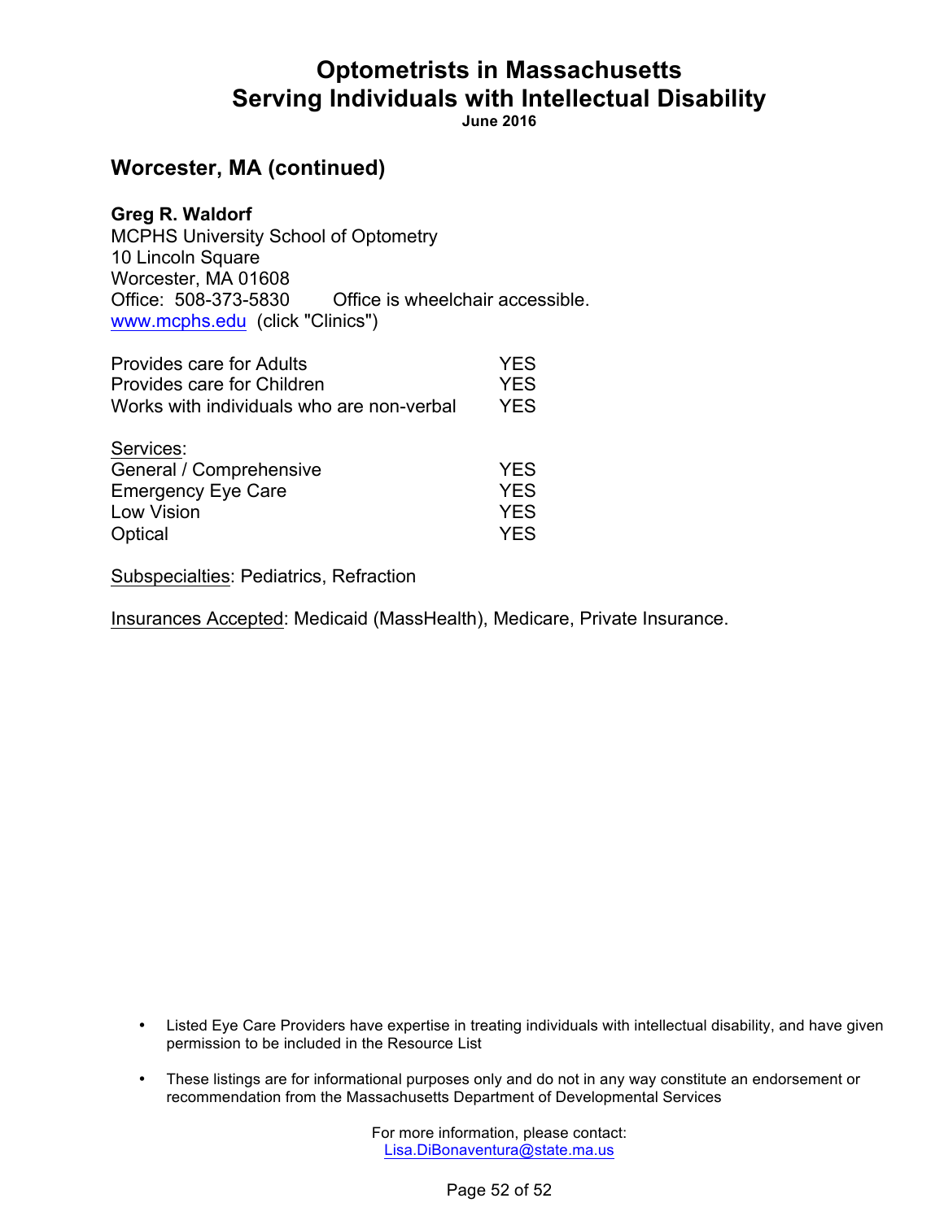# Optometrists in Massachusetts Serving Individuals with Intellectual Disability

**June 2016**

## Worcester, MA (continued)

**Greg R. Waldorf**
MCPHS University School of Optometry
10 Lincoln Square
Worcester, MA 01608
Office: 508-373-5830 Office is wheelchair accessible.
www.mcphs.edu (click "Clinics")

| | |
|---|---|
| Provides care for Adults | YES |
| Provides care for Children | YES |
| Works with individuals who are non-verbal | YES |

Services:

| | |
|---|---|
| General / Comprehensive | YES |
| Emergency Eye Care | YES |
| Low Vision | YES |
| Optical | YES |

Subspecialties: Pediatrics, Refraction

Insurances Accepted: Medicaid (MassHealth), Medicare, Private Insurance.

- Listed Eye Care Providers have expertise in treating individuals with intellectual disability, and have given permission to be included in the Resource List
- These listings are for informational purposes only and do not in any way constitute an endorsement or recommendation from the Massachusetts Department of Developmental Services

For more information, please contact:
Lisa.DiBonaventura@state.ma.us